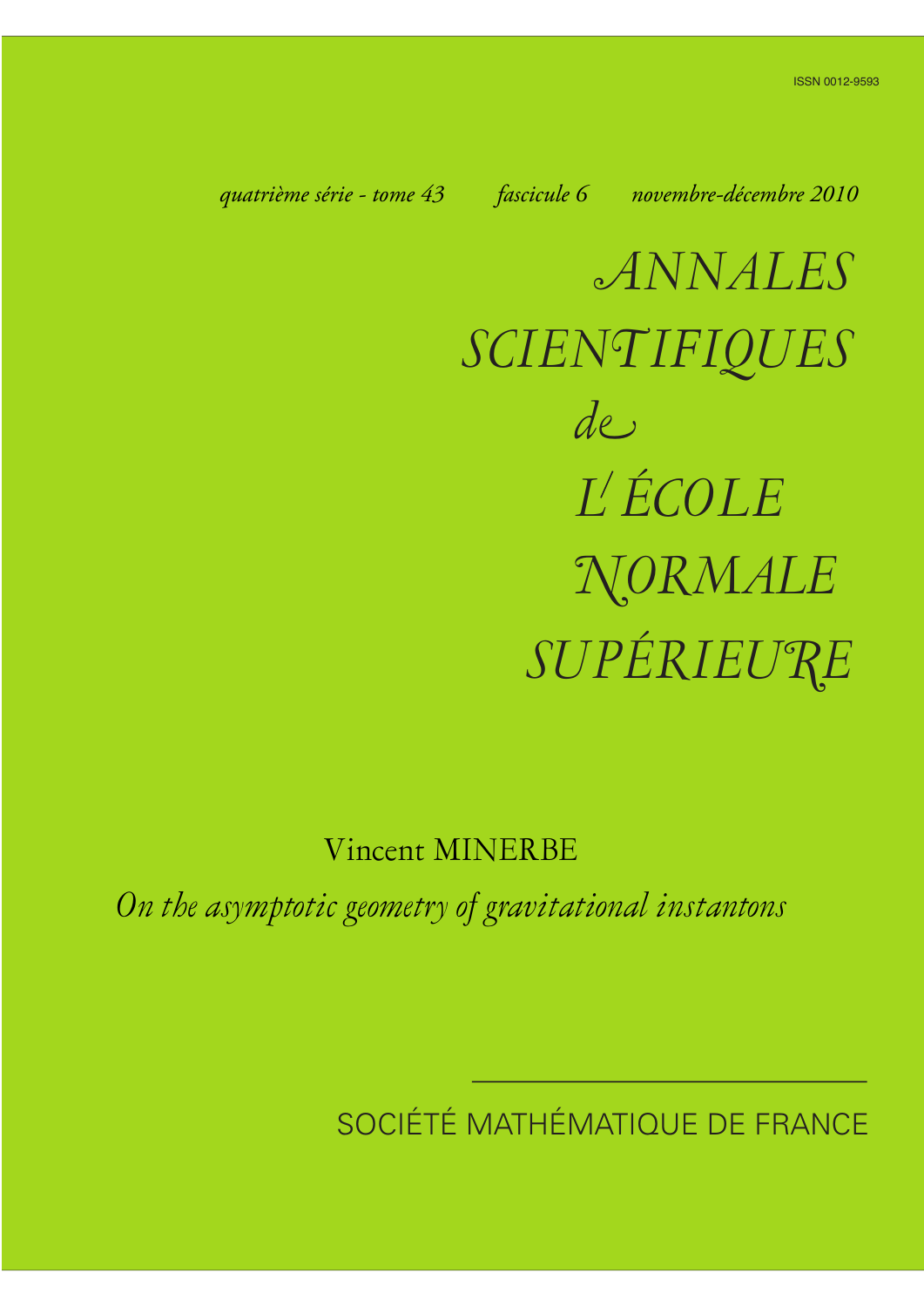ISSN 0012-9593

*quatrième série - tome 43* *fascicule 6* *novembre-décembre 2010*

# *ANNALES SCIENTIFIQUES de L'ÉCOLE NORMALE SUPÉRIEURE*

Vincent MINERBE

*On the asymptotic geometry of gravitational instantons*

SOCIÉTÉ MATHÉMATIQUE DE FRANCE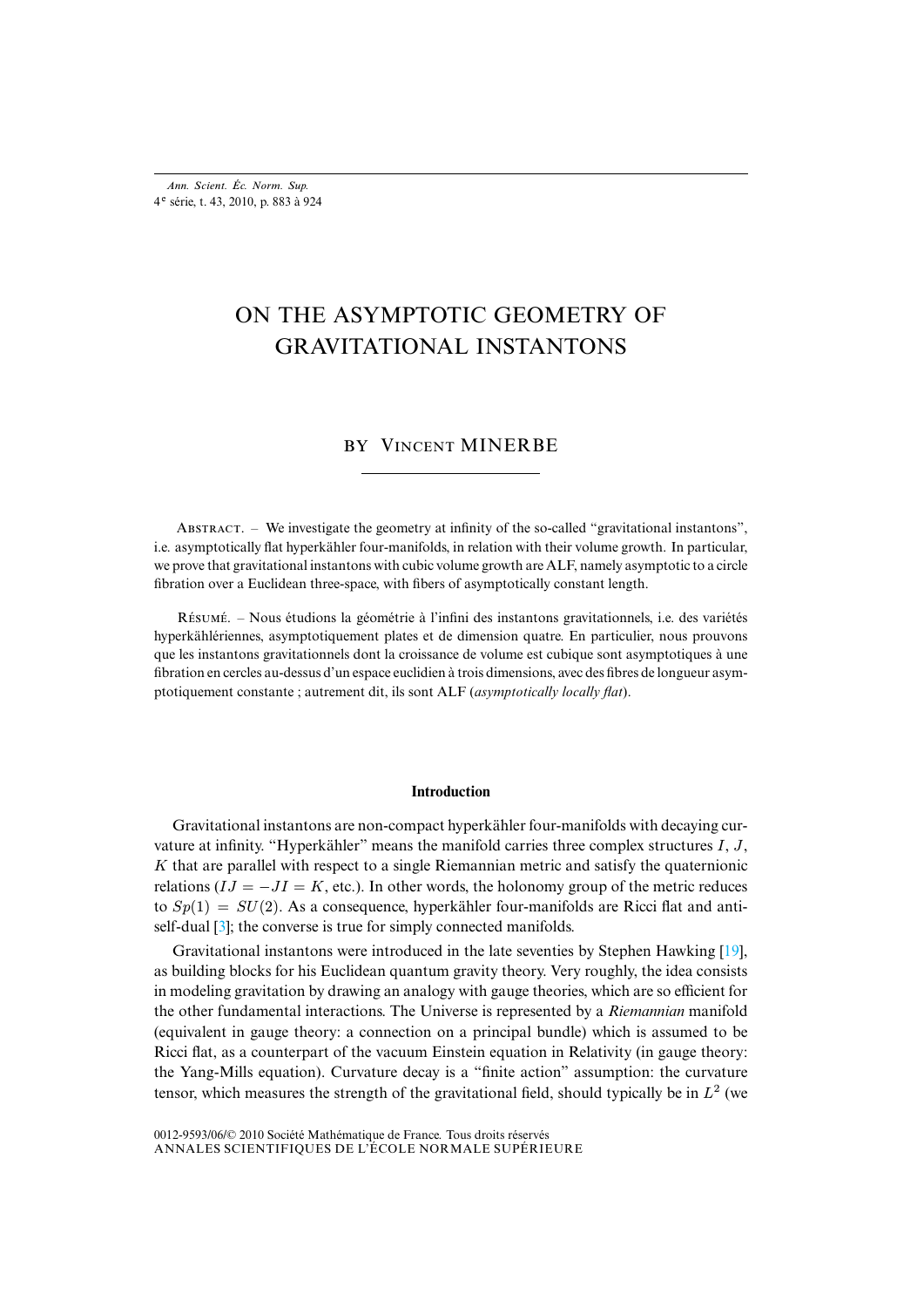# ON THE ASYMPTOTIC GEOMETRY OF GRAVITATIONAL INSTANTONS

BY VINCENT MINERBE

ABSTRACT. – We investigate the geometry at infinity of the so-called "gravitational instantons", i.e. asymptotically flat hyperkähler four-manifolds, in relation with their volume growth. In particular, we prove that gravitational instantons with cubic volume growth are ALF, namely asymptotic to a circle fibration over a Euclidean three-space, with fibers of asymptotically constant length.

RÉSUMÉ. – Nous étudions la géométrie à l'infini des instantons gravitationnels, i.e. des variétés hyperkählériennes, asymptotiquement plates et de dimension quatre. En particulier, nous prouvons que les instantons gravitationnels dont la croissance de volume est cubique sont asymptotiques à une fibration en cercles au-dessus d'un espace euclidien à trois dimensions, avec des fibres de longueur asymptotiquement constante ; autrement dit, ils sont ALF (*asymptotically locally flat*).

## Introduction

Gravitational instantons are non-compact hyperkähler four-manifolds with decaying curvature at infinity. "Hyperkähler" means the manifold carries three complex structures $I$, $J$, $K$ that are parallel with respect to a single Riemannian metric and satisfy the quaternionic relations ($IJ = -JI = K$, etc.). In other words, the holonomy group of the metric reduces to $Sp(1) = SU(2)$. As a consequence, hyperkähler four-manifolds are Ricci flat and anti-self-dual [3]; the converse is true for simply connected manifolds.

Gravitational instantons were introduced in the late seventies by Stephen Hawking [19], as building blocks for his Euclidean quantum gravity theory. Very roughly, the idea consists in modeling gravitation by drawing an analogy with gauge theories, which are so efficient for the other fundamental interactions. The Universe is represented by a *Riemannian* manifold (equivalent in gauge theory: a connection on a principal bundle) which is assumed to be Ricci flat, as a counterpart of the vacuum Einstein equation in Relativity (in gauge theory: the Yang-Mills equation). Curvature decay is a "finite action" assumption: the curvature tensor, which measures the strength of the gravitational field, should typically be in $L^2$ (we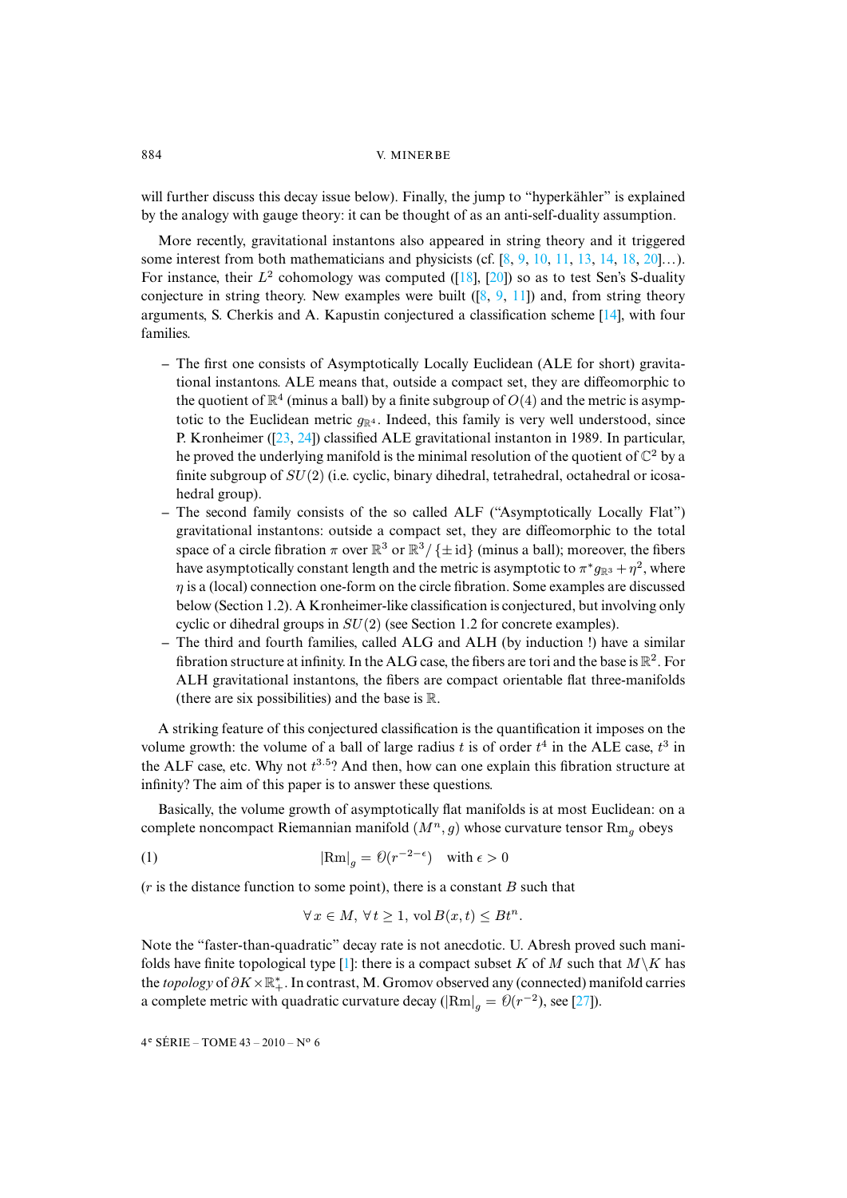will further discuss this decay issue below). Finally, the jump to "hyperkähler" is explained by the analogy with gauge theory: it can be thought of as an anti-self-duality assumption.

More recently, gravitational instantons also appeared in string theory and it triggered some interest from both mathematicians and physicists (cf. [8, 9, 10, 11, 13, 14, 18, 20]…). For instance, their $L^2$ cohomology was computed ([18], [20]) so as to test Sen's S-duality conjecture in string theory. New examples were built ([8, 9, 11]) and, from string theory arguments, S. Cherkis and A. Kapustin conjectured a classification scheme [14], with four families.

- The first one consists of Asymptotically Locally Euclidean (ALE for short) gravitational instantons. ALE means that, outside a compact set, they are diffeomorphic to the quotient of $\mathbb{R}^4$ (minus a ball) by a finite subgroup of $O(4)$ and the metric is asymptotic to the Euclidean metric $g_{\mathbb{R}^4}$. Indeed, this family is very well understood, since P. Kronheimer ([23, 24]) classified ALE gravitational instanton in 1989. In particular, he proved the underlying manifold is the minimal resolution of the quotient of $\mathbb{C}^2$ by a finite subgroup of $SU(2)$ (i.e. cyclic, binary dihedral, tetrahedral, octahedral or icosahedral group).
- The second family consists of the so called ALF ("Asymptotically Locally Flat") gravitational instantons: outside a compact set, they are diffeomorphic to the total space of a circle fibration $\pi$ over $\mathbb{R}^3$ or $\mathbb{R}^3/\{\pm\,\mathrm{id}\}$ (minus a ball); moreover, the fibers have asymptotically constant length and the metric is asymptotic to $\pi^* g_{\mathbb{R}^3} + \eta^2$, where $\eta$ is a (local) connection one-form on the circle fibration. Some examples are discussed below (Section 1.2). A Kronheimer-like classification is conjectured, but involving only cyclic or dihedral groups in $SU(2)$ (see Section 1.2 for concrete examples).
- The third and fourth families, called ALG and ALH (by induction !) have a similar fibration structure at infinity. In the ALG case, the fibers are tori and the base is $\mathbb{R}^2$. For ALH gravitational instantons, the fibers are compact orientable flat three-manifolds (there are six possibilities) and the base is $\mathbb{R}$.

A striking feature of this conjectured classification is the quantification it imposes on the volume growth: the volume of a ball of large radius $t$ is of order $t^4$ in the ALE case, $t^3$ in the ALF case, etc. Why not $t^{3.5}$? And then, how can one explain this fibration structure at infinity? The aim of this paper is to answer these questions.

Basically, the volume growth of asymptotically flat manifolds is at most Euclidean: on a complete noncompact Riemannian manifold $(M^n, g)$ whose curvature tensor $\mathrm{Rm}_g$ obeys

$$|\mathrm{Rm}|_g = \mathcal{O}(r^{-2-\epsilon}) \quad \text{with } \epsilon > 0 \tag{1}$$

($r$ is the distance function to some point), there is a constant $B$ such that

$$\forall\, x \in M,\ \forall\, t \geq 1,\ \mathrm{vol}\, B(x, t) \leq B t^n.$$

Note the "faster-than-quadratic" decay rate is not anecdotic. U. Abresh proved such manifolds have finite topological type [1]: there is a compact subset $K$ of $M$ such that $M \backslash K$ has the *topology* of $\partial K \times \mathbb{R}_+^*$. In contrast, M. Gromov observed any (connected) manifold carries a complete metric with quadratic curvature decay ($|\mathrm{Rm}|_g = \mathcal{O}(r^{-2})$, see [27]).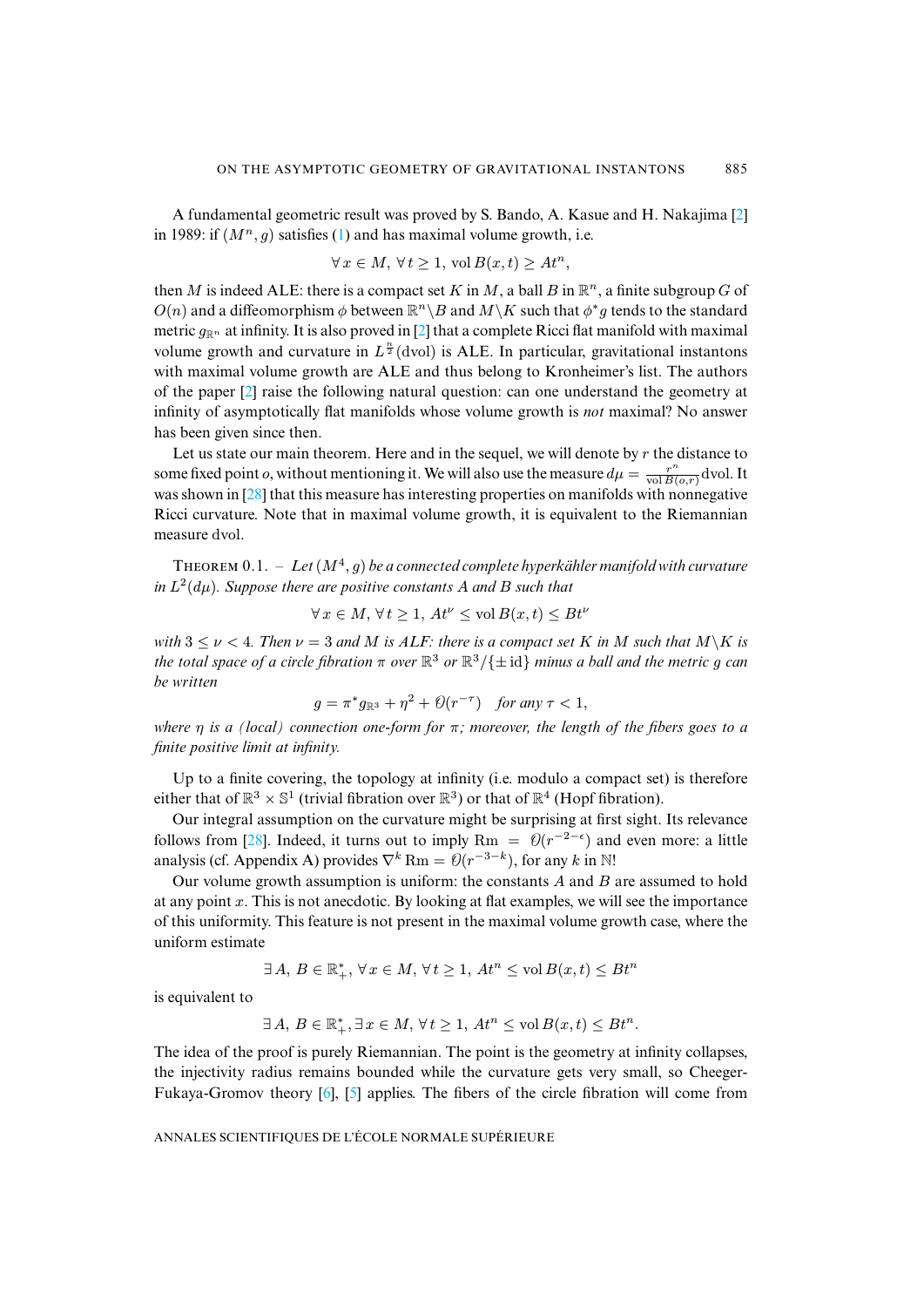A fundamental geometric result was proved by S. Bando, A. Kasue and H. Nakajima [2] in 1989: if $(M^n, g)$ satisfies (1) and has maximal volume growth, i.e.

$$\forall\, x \in M,\ \forall\, t \geq 1,\ \mathrm{vol}\, B(x,t) \geq At^n,$$

then $M$ is indeed ALE: there is a compact set $K$ in $M$, a ball $B$ in $\mathbb{R}^n$, a finite subgroup $G$ of $O(n)$ and a diffeomorphism $\phi$ between $\mathbb{R}^n \backslash B$ and $M \backslash K$ such that $\phi^* g$ tends to the standard metric $g_{\mathbb{R}^n}$ at infinity. It is also proved in [2] that a complete Ricci flat manifold with maximal volume growth and curvature in $L^{\frac{n}{2}}(\mathrm{dvol})$ is ALE. In particular, gravitational instantons with maximal volume growth are ALE and thus belong to Kronheimer's list. The authors of the paper [2] raise the following natural question: can one understand the geometry at infinity of asymptotically flat manifolds whose volume growth is *not* maximal? No answer has been given since then.

Let us state our main theorem. Here and in the sequel, we will denote by $r$ the distance to some fixed point $o$, without mentioning it. We will also use the measure $d\mu = \frac{r^n}{\mathrm{vol}\, B(o,r)} \mathrm{dvol}$. It was shown in [28] that this measure has interesting properties on manifolds with nonnegative Ricci curvature. Note that in maximal volume growth, it is equivalent to the Riemannian measure dvol.

Theorem 0.1. – *Let $(M^4, g)$ be a connected complete hyperkähler manifold with curvature in $L^2(d\mu)$. Suppose there are positive constants $A$ and $B$ such that*

$$\forall\, x \in M,\ \forall\, t \geq 1,\ At^\nu \leq \mathrm{vol}\, B(x,t) \leq Bt^\nu$$

*with $3 \leq \nu < 4$. Then $\nu = 3$ and $M$ is ALF: there is a compact set $K$ in $M$ such that $M \backslash K$ is the total space of a circle fibration $\pi$ over $\mathbb{R}^3$ or $\mathbb{R}^3/\{\pm\,\mathrm{id}\}$ minus a ball and the metric $g$ can be written*

$$g = \pi^* g_{\mathbb{R}^3} + \eta^2 + \mathcal{O}(r^{-\tau}) \quad \textit{for any } \tau < 1,$$

*where $\eta$ is a (local) connection one-form for $\pi$; moreover, the length of the fibers goes to a finite positive limit at infinity.*

Up to a finite covering, the topology at infinity (i.e. modulo a compact set) is therefore either that of $\mathbb{R}^3 \times \mathbb{S}^1$ (trivial fibration over $\mathbb{R}^3$) or that of $\mathbb{R}^4$ (Hopf fibration).

Our integral assumption on the curvature might be surprising at first sight. Its relevance follows from [28]. Indeed, it turns out to imply $\mathrm{Rm} = \mathcal{O}(r^{-2-\epsilon})$ and even more: a little analysis (cf. Appendix A) provides $\nabla^k \mathrm{Rm} = \mathcal{O}(r^{-3-k})$, for any $k$ in $\mathbb{N}$!

Our volume growth assumption is uniform: the constants $A$ and $B$ are assumed to hold at any point $x$. This is not anecdotic. By looking at flat examples, we will see the importance of this uniformity. This feature is not present in the maximal volume growth case, where the uniform estimate

$$\exists\, A,\ B \in \mathbb{R}_+^*,\ \forall\, x \in M,\ \forall\, t \geq 1,\ At^n \leq \mathrm{vol}\, B(x,t) \leq Bt^n$$

is equivalent to

$$\exists\, A,\ B \in \mathbb{R}_+^*, \exists\, x \in M,\ \forall\, t \geq 1,\ At^n \leq \mathrm{vol}\, B(x,t) \leq Bt^n.$$

The idea of the proof is purely Riemannian. The point is the geometry at infinity collapses, the injectivity radius remains bounded while the curvature gets very small, so Cheeger-Fukaya-Gromov theory [6], [5] applies. The fibers of the circle fibration will come from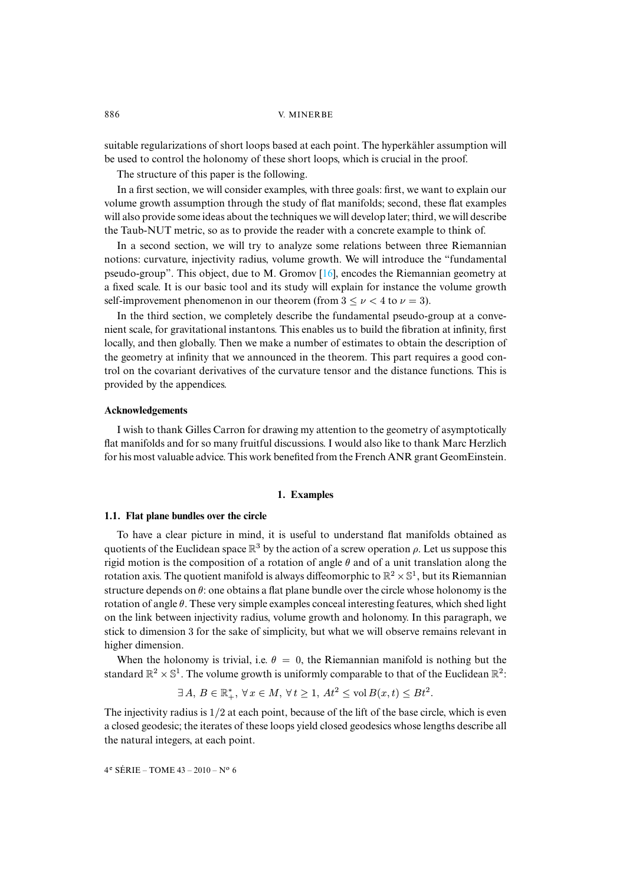suitable regularizations of short loops based at each point. The hyperkähler assumption will be used to control the holonomy of these short loops, which is crucial in the proof.

The structure of this paper is the following.

In a first section, we will consider examples, with three goals: first, we want to explain our volume growth assumption through the study of flat manifolds; second, these flat examples will also provide some ideas about the techniques we will develop later; third, we will describe the Taub-NUT metric, so as to provide the reader with a concrete example to think of.

In a second section, we will try to analyze some relations between three Riemannian notions: curvature, injectivity radius, volume growth. We will introduce the "fundamental pseudo-group". This object, due to M. Gromov [16], encodes the Riemannian geometry at a fixed scale. It is our basic tool and its study will explain for instance the volume growth self-improvement phenomenon in our theorem (from $3 \leq \nu < 4$ to $\nu = 3$).

In the third section, we completely describe the fundamental pseudo-group at a convenient scale, for gravitational instantons. This enables us to build the fibration at infinity, first locally, and then globally. Then we make a number of estimates to obtain the description of the geometry at infinity that we announced in the theorem. This part requires a good control on the covariant derivatives of the curvature tensor and the distance functions. This is provided by the appendices.

### Acknowledgements

I wish to thank Gilles Carron for drawing my attention to the geometry of asymptotically flat manifolds and for so many fruitful discussions. I would also like to thank Marc Herzlich for his most valuable advice. This work benefited from the French ANR grant GeomEinstein.

## 1. Examples

### 1.1. Flat plane bundles over the circle

To have a clear picture in mind, it is useful to understand flat manifolds obtained as quotients of the Euclidean space $\mathbb{R}^3$ by the action of a screw operation $\rho$. Let us suppose this rigid motion is the composition of a rotation of angle $\theta$ and of a unit translation along the rotation axis. The quotient manifold is always diffeomorphic to $\mathbb{R}^2 \times \mathbb{S}^1$, but its Riemannian structure depends on $\theta$: one obtains a flat plane bundle over the circle whose holonomy is the rotation of angle $\theta$. These very simple examples conceal interesting features, which shed light on the link between injectivity radius, volume growth and holonomy. In this paragraph, we stick to dimension 3 for the sake of simplicity, but what we will observe remains relevant in higher dimension.

When the holonomy is trivial, i.e. $\theta = 0$, the Riemannian manifold is nothing but the standard $\mathbb{R}^2 \times \mathbb{S}^1$. The volume growth is uniformly comparable to that of the Euclidean $\mathbb{R}^2$:

$$\exists\, A,\ B \in \mathbb{R}_+^*,\ \forall\, x \in M,\ \forall\, t \geq 1,\ At^2 \leq \operatorname{vol} B(x,t) \leq Bt^2.$$

The injectivity radius is $1/2$ at each point, because of the lift of the base circle, which is even a closed geodesic; the iterates of these loops yield closed geodesics whose lengths describe all the natural integers, at each point.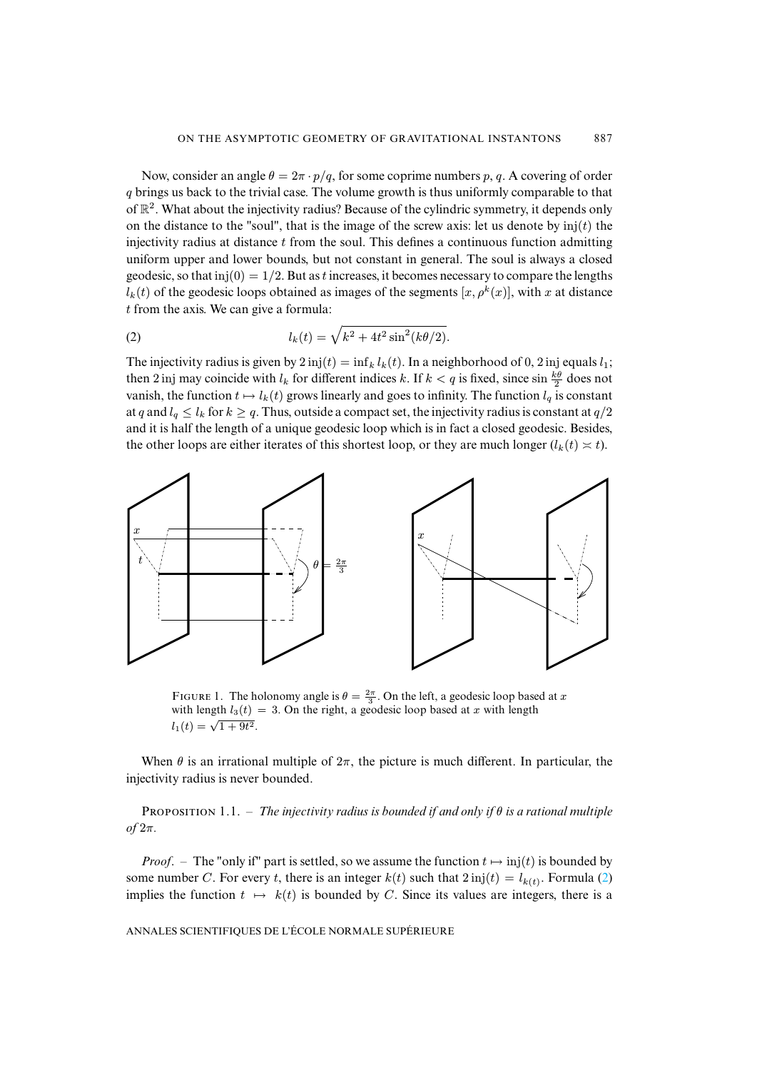Now, consider an angle $\theta = 2\pi \cdot p/q$, for some coprime numbers $p$, $q$. A covering of order $q$ brings us back to the trivial case. The volume growth is thus uniformly comparable to that of $\mathbb{R}^2$. What about the injectivity radius? Because of the cylindric symmetry, it depends only on the distance to the "soul", that is the image of the screw axis: let us denote by $\mathrm{inj}(t)$ the injectivity radius at distance $t$ from the soul. This defines a continuous function admitting uniform upper and lower bounds, but not constant in general. The soul is always a closed geodesic, so that $\mathrm{inj}(0) = 1/2$. But as $t$ increases, it becomes necessary to compare the lengths $l_k(t)$ of the geodesic loops obtained as images of the segments $[x, \rho^k(x)]$, with $x$ at distance $t$ from the axis. We can give a formula:

$$l_k(t) = \sqrt{k^2 + 4t^2 \sin^2(k\theta/2)}. \tag{2}$$

The injectivity radius is given by $2\,\mathrm{inj}(t) = \inf_k l_k(t)$. In a neighborhood of 0, $2\,\mathrm{inj}$ equals $l_1$; then $2\,\mathrm{inj}$ may coincide with $l_k$ for different indices $k$. If $k < q$ is fixed, since $\sin \frac{k\theta}{2}$ does not vanish, the function $t \mapsto l_k(t)$ grows linearly and goes to infinity. The function $l_q$ is constant at $q$ and $l_q \leq l_k$ for $k \geq q$. Thus, outside a compact set, the injectivity radius is constant at $q/2$ and it is half the length of a unique geodesic loop which is in fact a closed geodesic. Besides, the other loops are either iterates of this shortest loop, or they are much longer ($l_k(t) \asymp t$).

FIGURE 1. The holonomy angle is $\theta = \frac{2\pi}{3}$. On the left, a geodesic loop based at $x$ with length $l_3(t) = 3$. On the right, a geodesic loop based at $x$ with length $l_1(t) = \sqrt{1 + 9t^2}$.

When $\theta$ is an irrational multiple of $2\pi$, the picture is much different. In particular, the injectivity radius is never bounded.

PROPOSITION 1.1. – *The injectivity radius is bounded if and only if $\theta$ is a rational multiple of $2\pi$.*

*Proof*. – The "only if" part is settled, so we assume the function $t \mapsto \mathrm{inj}(t)$ is bounded by some number $C$. For every $t$, there is an integer $k(t)$ such that $2\,\mathrm{inj}(t) = l_{k(t)}$. Formula (2) implies the function $t \mapsto k(t)$ is bounded by $C$. Since its values are integers, there is a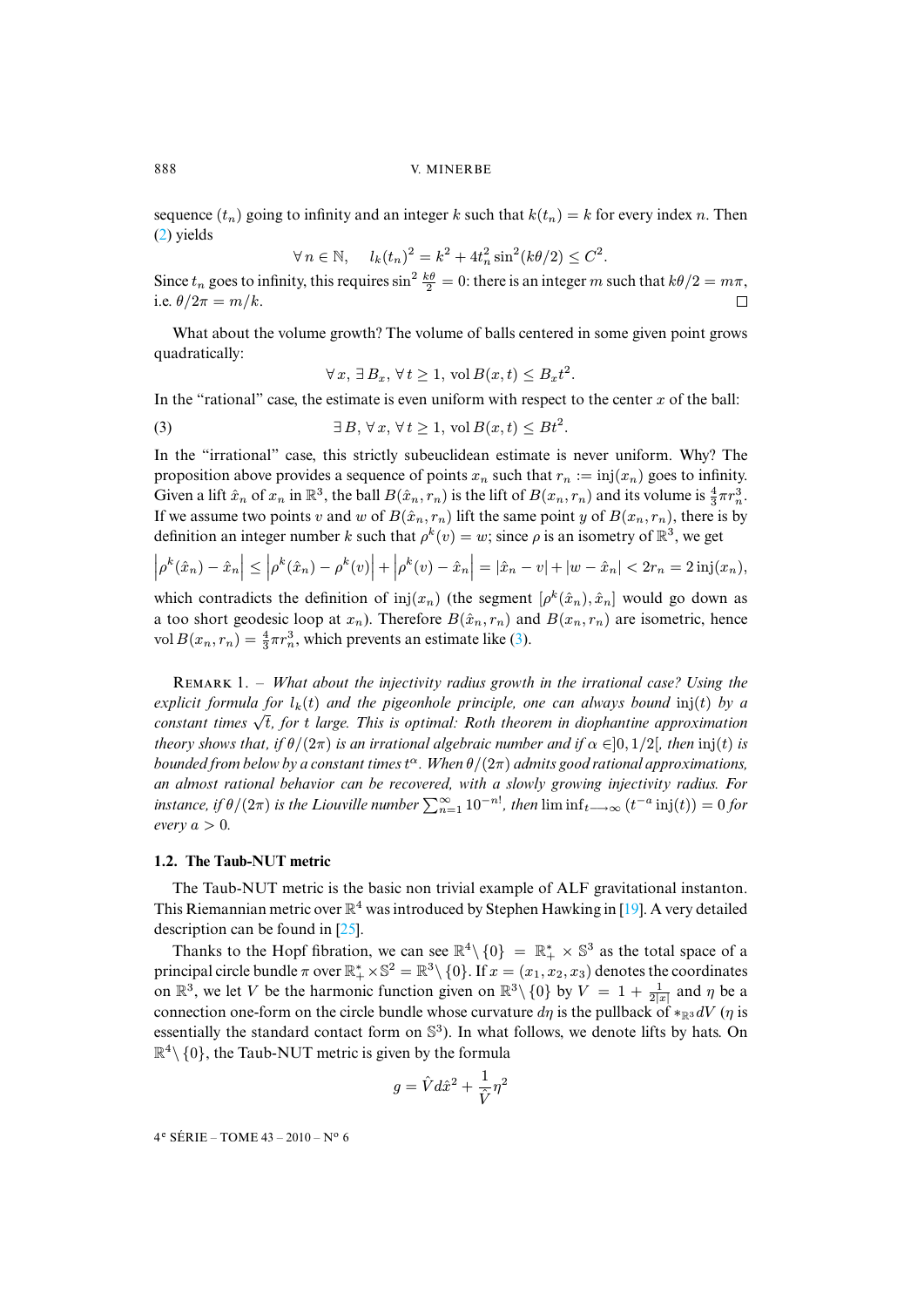sequence $(t_n)$ going to infinity and an integer $k$ such that $k(t_n) = k$ for every index $n$. Then (2) yields

$$\forall n \in \mathbb{N}, \quad l_k(t_n)^2 = k^2 + 4t_n^2 \sin^2(k\theta/2) \leq C^2.$$

Since $t_n$ goes to infinity, this requires $\sin^2 \frac{k\theta}{2} = 0$: there is an integer $m$ such that $k\theta/2 = m\pi$, i.e. $\theta/2\pi = m/k$. $\square$

What about the volume growth? The volume of balls centered in some given point grows quadratically:

$$\forall x, \exists B_x, \forall t \geq 1, \operatorname{vol} B(x,t) \leq B_x t^2.$$

In the "rational" case, the estimate is even uniform with respect to the center $x$ of the ball:

$$\exists B, \forall x, \forall t \geq 1, \operatorname{vol} B(x,t) \leq Bt^2. \tag{3}$$

In the "irrational" case, this strictly subeuclidean estimate is never uniform. Why? The proposition above provides a sequence of points $x_n$ such that $r_n := \operatorname{inj}(x_n)$ goes to infinity. Given a lift $\hat{x}_n$ of $x_n$ in $\mathbb{R}^3$, the ball $B(\hat{x}_n, r_n)$ is the lift of $B(x_n, r_n)$ and its volume is $\frac{4}{3}\pi r_n^3$. If we assume two points $v$ and $w$ of $B(\hat{x}_n, r_n)$ lift the same point $y$ of $B(x_n, r_n)$, there is by definition an integer number $k$ such that $\rho^k(v) = w$; since $\rho$ is an isometry of $\mathbb{R}^3$, we get

$$\left|\rho^k(\hat{x}_n) - \hat{x}_n\right| \leq \left|\rho^k(\hat{x}_n) - \rho^k(v)\right| + \left|\rho^k(v) - \hat{x}_n\right| = |\hat{x}_n - v| + |w - \hat{x}_n| < 2r_n = 2\operatorname{inj}(x_n),$$

which contradicts the definition of $\operatorname{inj}(x_n)$ (the segment $[\rho^k(\hat{x}_n), \hat{x}_n]$ would go down as a too short geodesic loop at $x_n$). Therefore $B(\hat{x}_n, r_n)$ and $B(x_n, r_n)$ are isometric, hence $\operatorname{vol} B(x_n, r_n) = \frac{4}{3}\pi r_n^3$, which prevents an estimate like (3).

Remark 1. – *What about the injectivity radius growth in the irrational case? Using the explicit formula for $l_k(t)$ and the pigeonhole principle, one can always bound $\operatorname{inj}(t)$ by a constant times $\sqrt{t}$, for $t$ large. This is optimal: Roth theorem in diophantine approximation theory shows that, if $\theta/(2\pi)$ is an irrational algebraic number and if $\alpha \in ]0, 1/2[$, then $\operatorname{inj}(t)$ is bounded from below by a constant times $t^\alpha$. When $\theta/(2\pi)$ admits good rational approximations, an almost rational behavior can be recovered, with a slowly growing injectivity radius. For instance, if $\theta/(2\pi)$ is the Liouville number $\sum_{n=1}^{\infty} 10^{-n!}$, then $\liminf_{t \to \infty} (t^{-a} \operatorname{inj}(t)) = 0$ for every $a > 0$.*

### 1.2. The Taub-NUT metric

The Taub-NUT metric is the basic non trivial example of ALF gravitational instanton. This Riemannian metric over $\mathbb{R}^4$ was introduced by Stephen Hawking in [19]. A very detailed description can be found in [25].

Thanks to the Hopf fibration, we can see $\mathbb{R}^4 \setminus \{0\} = \mathbb{R}_+^* \times \mathbb{S}^3$ as the total space of a principal circle bundle $\pi$ over $\mathbb{R}_+^* \times \mathbb{S}^2 = \mathbb{R}^3 \setminus \{0\}$. If $x = (x_1, x_2, x_3)$ denotes the coordinates on $\mathbb{R}^3$, we let $V$ be the harmonic function given on $\mathbb{R}^3 \setminus \{0\}$ by $V = 1 + \frac{1}{2|x|}$ and $\eta$ be a connection one-form on the circle bundle whose curvature $d\eta$ is the pullback of $*_{\mathbb{R}^3} dV$ ($\eta$ is essentially the standard contact form on $\mathbb{S}^3$). In what follows, we denote lifts by hats. On $\mathbb{R}^4 \setminus \{0\}$, the Taub-NUT metric is given by the formula

$$g = \hat{V} d\hat{x}^2 + \frac{1}{\hat{V}} \eta^2$$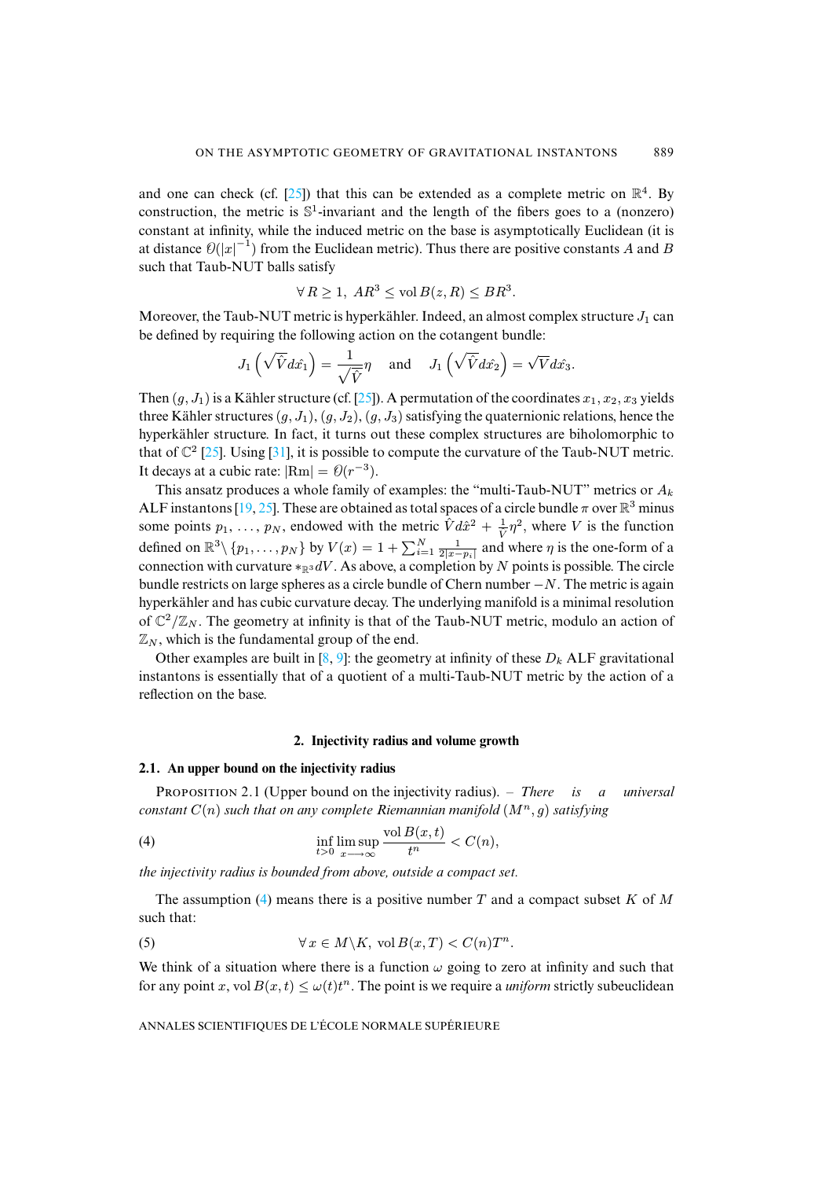and one can check (cf. [25]) that this can be extended as a complete metric on $\mathbb{R}^4$. By construction, the metric is $\mathbb{S}^1$-invariant and the length of the fibers goes to a (nonzero) constant at infinity, while the induced metric on the base is asymptotically Euclidean (it is at distance $\mathcal{O}(|x|^{-1})$ from the Euclidean metric). Thus there are positive constants $A$ and $B$ such that Taub-NUT balls satisfy

$$\forall R \geq 1,\ AR^3 \leq \operatorname{vol} B(z, R) \leq BR^3.$$

Moreover, the Taub-NUT metric is hyperkähler. Indeed, an almost complex structure $J_1$ can be defined by requiring the following action on the cotangent bundle:

$$J_1\left(\sqrt{\hat{V}} d\hat{x}_1\right) = \frac{1}{\sqrt{\hat{V}}}\eta \quad \text{and} \quad J_1\left(\sqrt{\hat{V}} d\hat{x}_2\right) = \sqrt{V} d\hat{x}_3.$$

Then $(g, J_1)$ is a Kähler structure (cf. [25]). A permutation of the coordinates $x_1, x_2, x_3$ yields three Kähler structures $(g, J_1), (g, J_2), (g, J_3)$ satisfying the quaternionic relations, hence the hyperkähler structure. In fact, it turns out these complex structures are biholomorphic to that of $\mathbb{C}^2$ [25]. Using [31], it is possible to compute the curvature of the Taub-NUT metric. It decays at a cubic rate: $|\mathrm{Rm}| = \mathcal{O}(r^{-3})$.

This ansatz produces a whole family of examples: the "multi-Taub-NUT" metrics or $A_k$ ALF instantons [19, 25]. These are obtained as total spaces of a circle bundle $\pi$ over $\mathbb{R}^3$ minus some points $p_1, \ldots, p_N$, endowed with the metric $\hat{V} d\hat{x}^2 + \frac{1}{V}\eta^2$, where $V$ is the function defined on $\mathbb{R}^3 \backslash \{p_1, \ldots, p_N\}$ by $V(x) = 1 + \sum_{i=1}^N \frac{1}{2|x-p_i|}$ and where $\eta$ is the one-form of a connection with curvature $*_{\mathbb{R}^3} dV$. As above, a completion by $N$ points is possible. The circle bundle restricts on large spheres as a circle bundle of Chern number $-N$. The metric is again hyperkähler and has cubic curvature decay. The underlying manifold is a minimal resolution of $\mathbb{C}^2/\mathbb{Z}_N$. The geometry at infinity is that of the Taub-NUT metric, modulo an action of $\mathbb{Z}_N$, which is the fundamental group of the end.

Other examples are built in [8, 9]: the geometry at infinity of these $D_k$ ALF gravitational instantons is essentially that of a quotient of a multi-Taub-NUT metric by the action of a reflection on the base.

## 2. Injectivity radius and volume growth

### 2.1. An upper bound on the injectivity radius

Proposition 2.1 (Upper bound on the injectivity radius). – *There is a universal constant $C(n)$ such that on any complete Riemannian manifold $(M^n, g)$ satisfying*

$$\inf_{t>0} \limsup_{x \longrightarrow \infty} \frac{\operatorname{vol} B(x,t)}{t^n} < C(n), \tag{4}$$

*the injectivity radius is bounded from above, outside a compact set.*

The assumption (4) means there is a positive number $T$ and a compact subset $K$ of $M$ such that:

$$\forall x \in M \backslash K,\ \operatorname{vol} B(x, T) < C(n) T^n. \tag{5}$$

We think of a situation where there is a function $\omega$ going to zero at infinity and such that for any point $x$, $\operatorname{vol} B(x,t) \leq \omega(t) t^n$. The point is we require a *uniform* strictly subeuclidean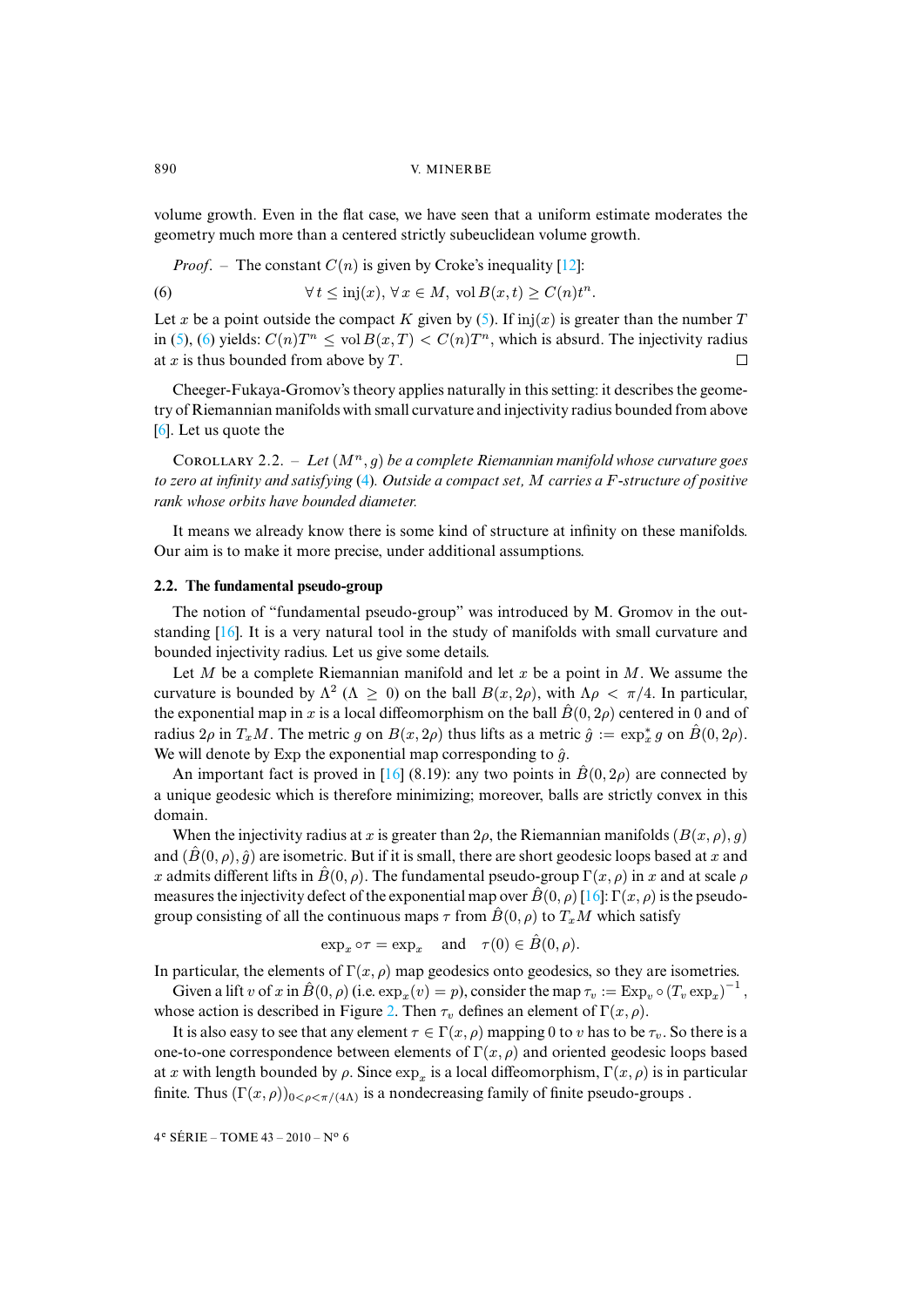volume growth. Even in the flat case, we have seen that a uniform estimate moderates the geometry much more than a centered strictly subeuclidean volume growth.

*Proof*. – The constant $C(n)$ is given by Croke's inequality [12]:

$$\forall\, t \leq \operatorname{inj}(x),\ \forall\, x \in M,\ \operatorname{vol} B(x,t) \geq C(n) t^n. \tag{6}$$

Let $x$ be a point outside the compact $K$ given by (5). If $\operatorname{inj}(x)$ is greater than the number $T$ in (5), (6) yields: $C(n)T^n \leq \operatorname{vol} B(x,T) < C(n)T^n$, which is absurd. The injectivity radius at $x$ is thus bounded from above by $T$. □

Cheeger-Fukaya-Gromov's theory applies naturally in this setting: it describes the geometry of Riemannian manifolds with small curvature and injectivity radius bounded from above [6]. Let us quote the

COROLLARY 2.2. – *Let $(M^n, g)$ be a complete Riemannian manifold whose curvature goes to zero at infinity and satisfying (4). Outside a compact set, $M$ carries a $F$-structure of positive rank whose orbits have bounded diameter.*

It means we already know there is some kind of structure at infinity on these manifolds. Our aim is to make it more precise, under additional assumptions.

### 2.2. The fundamental pseudo-group

The notion of "fundamental pseudo-group" was introduced by M. Gromov in the outstanding [16]. It is a very natural tool in the study of manifolds with small curvature and bounded injectivity radius. Let us give some details.

Let $M$ be a complete Riemannian manifold and let $x$ be a point in $M$. We assume the curvature is bounded by $\Lambda^2$ ($\Lambda \geq 0$) on the ball $B(x, 2\rho)$, with $\Lambda\rho < \pi/4$. In particular, the exponential map in $x$ is a local diffeomorphism on the ball $\hat{B}(0, 2\rho)$ centered in $0$ and of radius $2\rho$ in $T_x M$. The metric $g$ on $B(x, 2\rho)$ thus lifts as a metric $\hat{g} := \exp_x^* g$ on $\hat{B}(0, 2\rho)$. We will denote by Exp the exponential map corresponding to $\hat{g}$.

An important fact is proved in [16] (8.19): any two points in $\hat{B}(0, 2\rho)$ are connected by a unique geodesic which is therefore minimizing; moreover, balls are strictly convex in this domain.

When the injectivity radius at $x$ is greater than $2\rho$, the Riemannian manifolds $(B(x,\rho), g)$ and $(\hat{B}(0,\rho), \hat{g})$ are isometric. But if it is small, there are short geodesic loops based at $x$ and $x$ admits different lifts in $\hat{B}(0,\rho)$. The fundamental pseudo-group $\Gamma(x,\rho)$ in $x$ and at scale $\rho$ measures the injectivity defect of the exponential map over $\hat{B}(0,\rho)$ [16]: $\Gamma(x,\rho)$ is the pseudo-group consisting of all the continuous maps $\tau$ from $\hat{B}(0,\rho)$ to $T_x M$ which satisfy

$$\exp_x \circ \tau = \exp_x \quad \text{and} \quad \tau(0) \in \hat{B}(0,\rho).$$

In particular, the elements of $\Gamma(x,\rho)$ map geodesics onto geodesics, so they are isometries.

Given a lift $v$ of $x$ in $\hat{B}(0,\rho)$ (i.e. $\exp_x(v) = p$), consider the map $\tau_v := \operatorname{Exp}_v \circ (T_v \exp_x)^{-1}$, whose action is described in Figure 2. Then $\tau_v$ defines an element of $\Gamma(x,\rho)$.

It is also easy to see that any element $\tau \in \Gamma(x,\rho)$ mapping $0$ to $v$ has to be $\tau_v$. So there is a one-to-one correspondence between elements of $\Gamma(x,\rho)$ and oriented geodesic loops based at $x$ with length bounded by $\rho$. Since $\exp_x$ is a local diffeomorphism, $\Gamma(x,\rho)$ is in particular finite. Thus $(\Gamma(x,\rho))_{0<\rho<\pi/(4\Lambda)}$ is a nondecreasing family of finite pseudo-groups .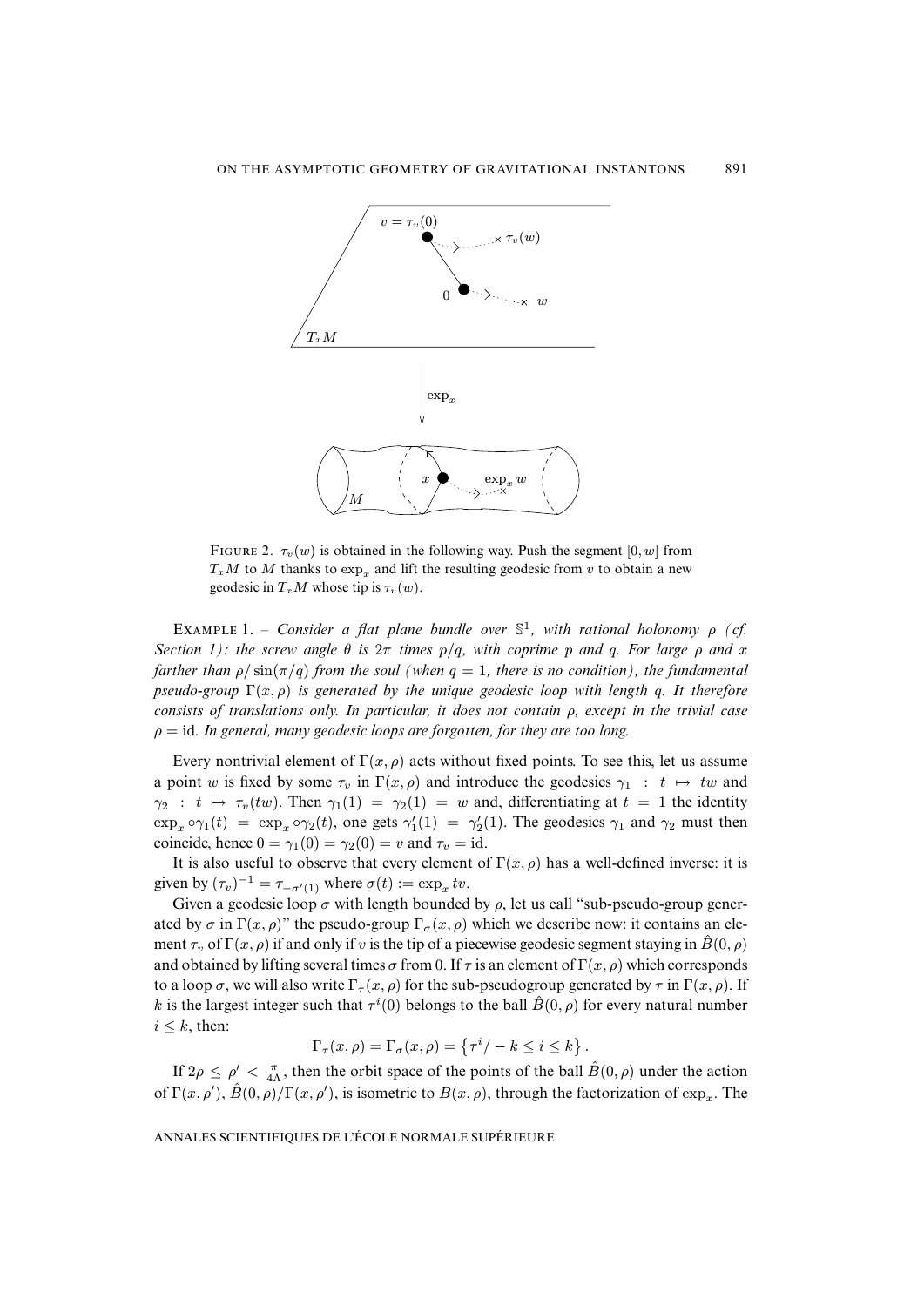FIGURE 2. $\tau_v(w)$ is obtained in the following way. Push the segment $[0,w]$ from $T_xM$ to $M$ thanks to $\exp_x$ and lift the resulting geodesic from $v$ to obtain a new geodesic in $T_xM$ whose tip is $\tau_v(w)$.

EXAMPLE 1. – *Consider a flat plane bundle over* $\mathbb{S}^1$, *with rational holonomy* $\rho$ *(cf. Section 1): the screw angle* $\theta$ *is* $2\pi$ *times* $p/q$, *with coprime* $p$ *and* $q$. *For large* $\rho$ *and* $x$ *farther than* $\rho/\sin(\pi/q)$ *from the soul (when* $q=1$, *there is no condition), the fundamental pseudo-group* $\Gamma(x,\rho)$ *is generated by the unique geodesic loop with length* $q$. *It therefore consists of translations only. In particular, it does not contain* $\rho$, *except in the trivial case* $\rho=\mathrm{id}$. *In general, many geodesic loops are forgotten, for they are too long.*

Every nontrivial element of $\Gamma(x,\rho)$ acts without fixed points. To see this, let us assume a point $w$ is fixed by some $\tau_v$ in $\Gamma(x,\rho)$ and introduce the geodesics $\gamma_1 : t \mapsto tw$ and $\gamma_2 : t \mapsto \tau_v(tw)$. Then $\gamma_1(1) = \gamma_2(1) = w$ and, differentiating at $t=1$ the identity $\exp_x \circ\gamma_1(t) = \exp_x \circ\gamma_2(t)$, one gets $\gamma_1'(1) = \gamma_2'(1)$. The geodesics $\gamma_1$ and $\gamma_2$ must then coincide, hence $0=\gamma_1(0)=\gamma_2(0)=v$ and $\tau_v=\mathrm{id}$.

It is also useful to observe that every element of $\Gamma(x,\rho)$ has a well-defined inverse: it is given by $(\tau_v)^{-1} = \tau_{-\sigma'(1)}$ where $\sigma(t) := \exp_x tv$.

Given a geodesic loop $\sigma$ with length bounded by $\rho$, let us call "sub-pseudo-group generated by $\sigma$ in $\Gamma(x,\rho)$" the pseudo-group $\Gamma_\sigma(x,\rho)$ which we describe now: it contains an element $\tau_v$ of $\Gamma(x,\rho)$ if and only if $v$ is the tip of a piecewise geodesic segment staying in $\hat{B}(0,\rho)$ and obtained by lifting several times $\sigma$ from 0. If $\tau$ is an element of $\Gamma(x,\rho)$ which corresponds to a loop $\sigma$, we will also write $\Gamma_\tau(x,\rho)$ for the sub-pseudogroup generated by $\tau$ in $\Gamma(x,\rho)$. If $k$ is the largest integer such that $\tau^i(0)$ belongs to the ball $\hat{B}(0,\rho)$ for every natural number $i \le k$, then:

$$\Gamma_\tau(x,\rho) = \Gamma_\sigma(x,\rho) = \left\{\tau^i / -k \le i \le k\right\}.$$

If $2\rho \le \rho' < \frac{\pi}{4\Lambda}$, then the orbit space of the points of the ball $\hat{B}(0,\rho)$ under the action of $\Gamma(x,\rho')$, $\hat{B}(0,\rho)/\Gamma(x,\rho')$, is isometric to $B(x,\rho)$, through the factorization of $\exp_x$. The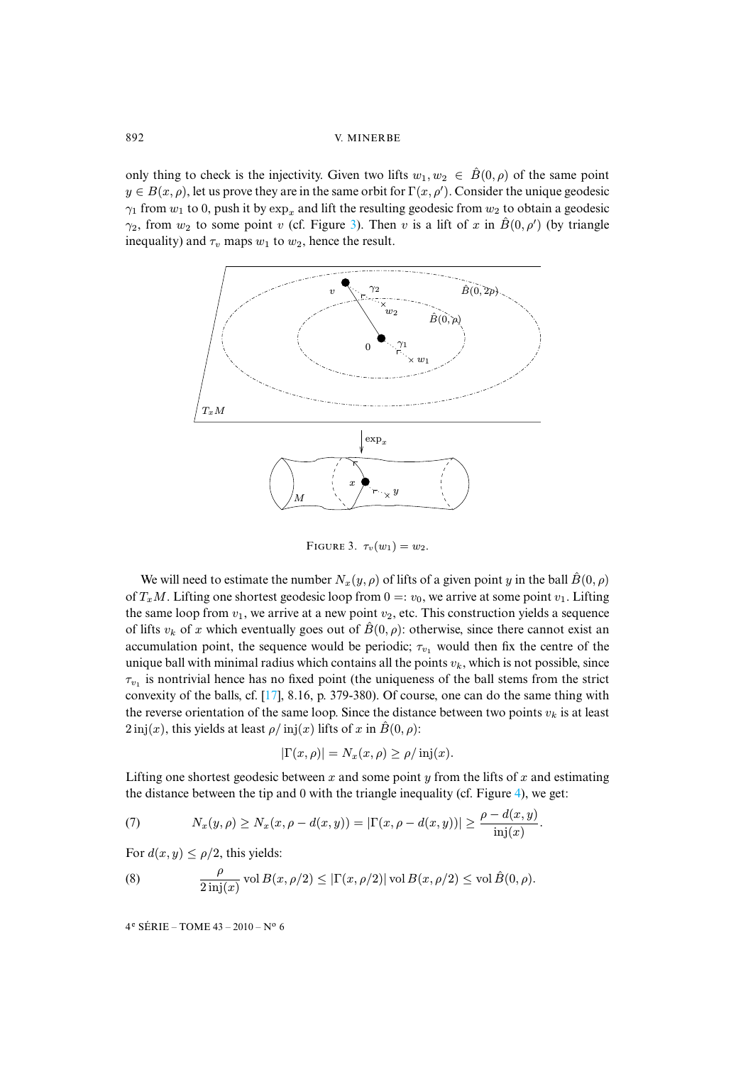only thing to check is the injectivity. Given two lifts $w_1, w_2 \in \hat{B}(0, \rho)$ of the same point $y \in B(x, \rho)$, let us prove they are in the same orbit for $\Gamma(x, \rho')$. Consider the unique geodesic $\gamma_1$ from $w_1$ to 0, push it by $\exp_x$ and lift the resulting geodesic from $w_2$ to obtain a geodesic $\gamma_2$, from $w_2$ to some point $v$ (cf. Figure 3). Then $v$ is a lift of $x$ in $\hat{B}(0, \rho')$ (by triangle inequality) and $\tau_v$ maps $w_1$ to $w_2$, hence the result.

FIGURE 3. $\tau_v(w_1) = w_2$.

We will need to estimate the number $N_x(y, \rho)$ of lifts of a given point $y$ in the ball $\hat{B}(0, \rho)$ of $T_xM$. Lifting one shortest geodesic loop from $0 =: v_0$, we arrive at some point $v_1$. Lifting the same loop from $v_1$, we arrive at a new point $v_2$, etc. This construction yields a sequence of lifts $v_k$ of $x$ which eventually goes out of $\hat{B}(0, \rho)$: otherwise, since there cannot exist an accumulation point, the sequence would be periodic; $\tau_{v_1}$ would then fix the centre of the unique ball with minimal radius which contains all the points $v_k$, which is not possible, since $\tau_{v_1}$ is nontrivial hence has no fixed point (the uniqueness of the ball stems from the strict convexity of the balls, cf. [17], 8.16, p. 379-380). Of course, one can do the same thing with the reverse orientation of the same loop. Since the distance between two points $v_k$ is at least $2\,\mathrm{inj}(x)$, this yields at least $\rho/\mathrm{inj}(x)$ lifts of $x$ in $\hat{B}(0, \rho)$:

$$|\Gamma(x, \rho)| = N_x(x, \rho) \geq \rho/\mathrm{inj}(x).$$

Lifting one shortest geodesic between $x$ and some point $y$ from the lifts of $x$ and estimating the distance between the tip and 0 with the triangle inequality (cf. Figure 4), we get:

$$N_x(y, \rho) \geq N_x(x, \rho - d(x, y)) = |\Gamma(x, \rho - d(x, y))| \geq \frac{\rho - d(x, y)}{\mathrm{inj}(x)}. \tag{7}$$

For $d(x, y) \leq \rho/2$, this yields:

$$\frac{\rho}{2\,\mathrm{inj}(x)} \operatorname{vol} B(x, \rho/2) \leq |\Gamma(x, \rho/2)| \operatorname{vol} B(x, \rho/2) \leq \operatorname{vol} \hat{B}(0, \rho). \tag{8}$$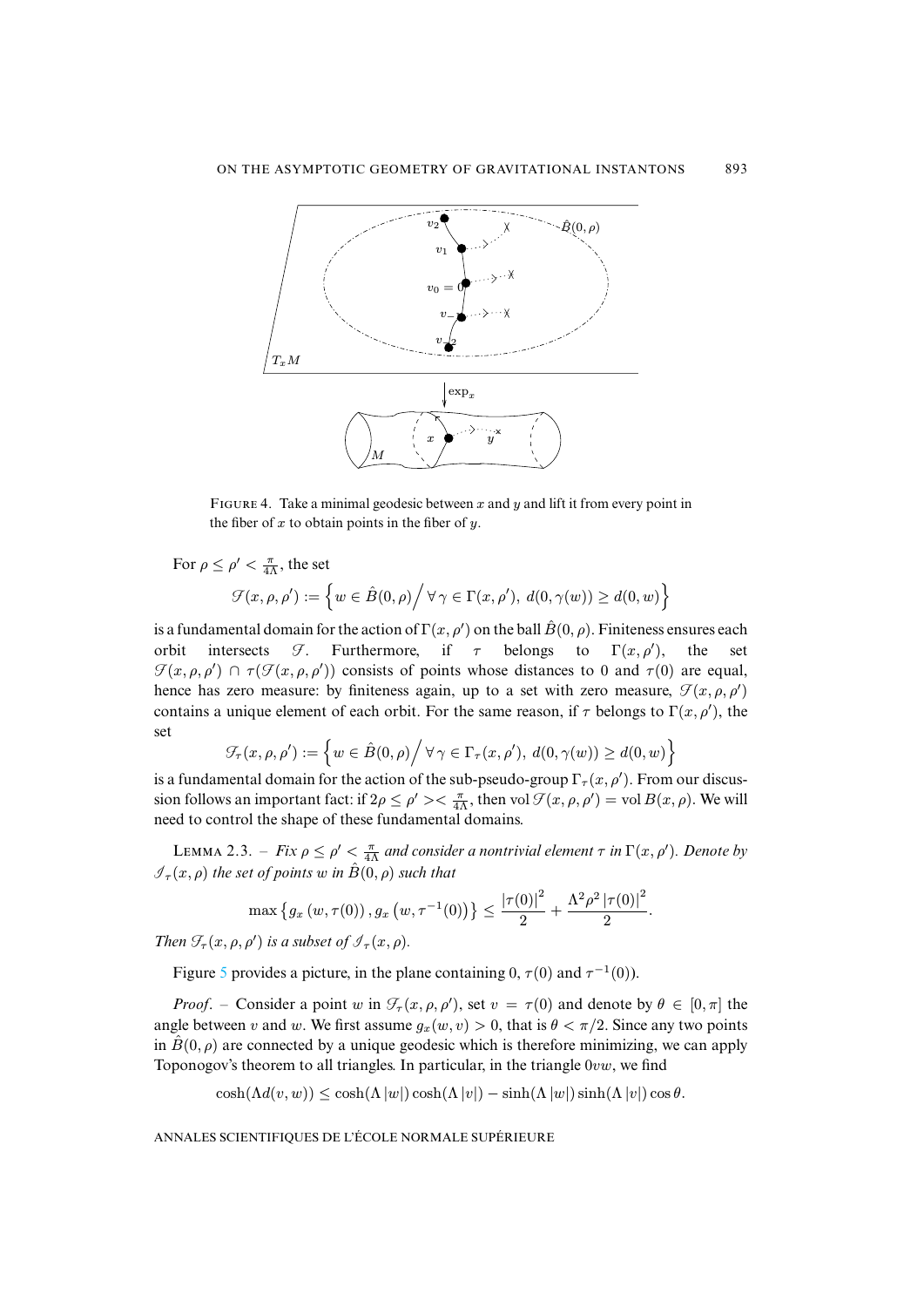FIGURE 4. Take a minimal geodesic between $x$ and $y$ and lift it from every point in the fiber of $x$ to obtain points in the fiber of $y$.

For $\rho \leq \rho' < \frac{\pi}{4\Lambda}$, the set

$$\mathscr{F}(x,\rho,\rho') := \left\{ w \in \hat{B}(0,\rho) \Big/ \forall\, \gamma \in \Gamma(x,\rho'),\ d(0,\gamma(w)) \geq d(0,w) \right\}$$

is a fundamental domain for the action of $\Gamma(x,\rho')$ on the ball $\hat{B}(0,\rho)$. Finiteness ensures each orbit intersects $\mathscr{F}$. Furthermore, if $\tau$ belongs to $\Gamma(x,\rho')$, the set $\mathscr{F}(x,\rho,\rho') \cap \tau(\mathscr{F}(x,\rho,\rho'))$ consists of points whose distances to 0 and $\tau(0)$ are equal, hence has zero measure: by finiteness again, up to a set with zero measure, $\mathscr{F}(x,\rho,\rho')$ contains a unique element of each orbit. For the same reason, if $\tau$ belongs to $\Gamma(x,\rho')$, the set

$$\mathscr{F}_\tau(x,\rho,\rho') := \left\{ w \in \hat{B}(0,\rho) \Big/ \forall\, \gamma \in \Gamma_\tau(x,\rho'),\ d(0,\gamma(w)) \geq d(0,w) \right\}$$

is a fundamental domain for the action of the sub-pseudo-group $\Gamma_\tau(x,\rho')$. From our discussion follows an important fact: if $2\rho \leq \rho' >< \frac{\pi}{4\Lambda}$, then $\operatorname{vol} \mathscr{F}(x,\rho,\rho') = \operatorname{vol} B(x,\rho)$. We will need to control the shape of these fundamental domains.

LEMMA 2.3. – *Fix $\rho \leq \rho' < \frac{\pi}{4\Lambda}$ and consider a nontrivial element $\tau$ in $\Gamma(x,\rho')$. Denote by $\mathscr{I}_\tau(x,\rho)$ the set of points $w$ in $\hat{B}(0,\rho)$ such that*

$$\max\left\{ g_x\left(w,\tau(0)\right), g_x\left(w,\tau^{-1}(0)\right) \right\} \leq \frac{|\tau(0)|^2}{2} + \frac{\Lambda^2\rho^2\,|\tau(0)|^2}{2}.$$

*Then $\mathscr{F}_\tau(x,\rho,\rho')$ is a subset of $\mathscr{I}_\tau(x,\rho)$.*

Figure 5 provides a picture, in the plane containing 0, $\tau(0)$ and $\tau^{-1}(0)$).

*Proof*. – Consider a point $w$ in $\mathscr{F}_\tau(x,\rho,\rho')$, set $v = \tau(0)$ and denote by $\theta \in [0,\pi]$ the angle between $v$ and $w$. We first assume $g_x(w,v) > 0$, that is $\theta < \pi/2$. Since any two points in $\hat{B}(0,\rho)$ are connected by a unique geodesic which is therefore minimizing, we can apply Toponogov's theorem to all triangles. In particular, in the triangle $0vw$, we find

$$\cosh(\Lambda d(v,w)) \leq \cosh(\Lambda\,|w|)\cosh(\Lambda\,|v|) - \sinh(\Lambda\,|w|)\sinh(\Lambda\,|v|)\cos\theta.$$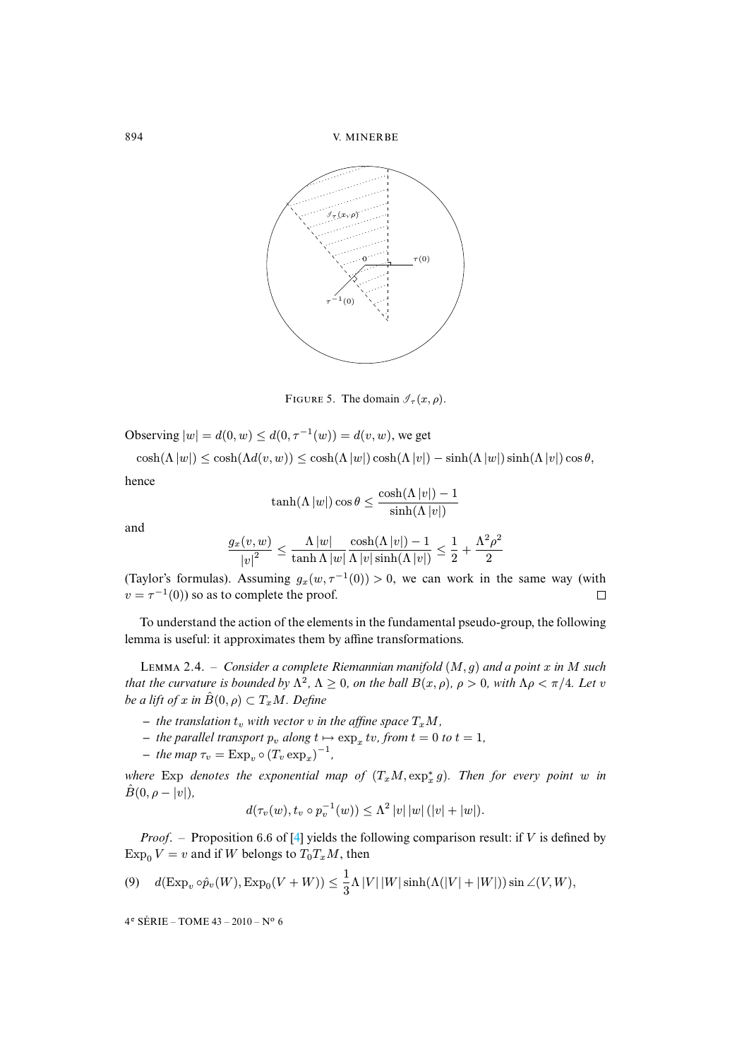FIGURE 5. The domain $\mathscr{I}_\tau(x,\rho)$.

Observing $|w| = d(0,w) \leq d(0,\tau^{-1}(w)) = d(v,w)$, we get

$$\cosh(\Lambda\,|w|) \leq \cosh(\Lambda d(v,w)) \leq \cosh(\Lambda\,|w|)\cosh(\Lambda\,|v|) - \sinh(\Lambda\,|w|)\sinh(\Lambda\,|v|)\cos\theta,$$

hence

$$\tanh(\Lambda\,|w|)\cos\theta \leq \frac{\cosh(\Lambda\,|v|)-1}{\sinh(\Lambda\,|v|)}$$

and

$$\frac{g_x(v,w)}{|v|^2} \leq \frac{\Lambda\,|w|}{\tanh\Lambda\,|w|}\frac{\cosh(\Lambda\,|v|)-1}{\Lambda\,|v|\sinh(\Lambda\,|v|)} \leq \frac{1}{2}+\frac{\Lambda^2\rho^2}{2}$$

(Taylor's formulas). Assuming $g_x(w,\tau^{-1}(0))>0$, we can work in the same way (with $v=\tau^{-1}(0)$) so as to complete the proof. □

To understand the action of the elements in the fundamental pseudo-group, the following lemma is useful: it approximates them by affine transformations.

LEMMA 2.4. – *Consider a complete Riemannian manifold $(M,g)$ and a point $x$ in $M$ such that the curvature is bounded by $\Lambda^2$, $\Lambda \geq 0$, on the ball $B(x,\rho)$, $\rho>0$, with $\Lambda\rho<\pi/4$. Let $v$ be a lift of $x$ in $\hat{B}(0,\rho)\subset T_xM$. Define*

- *the translation $t_v$ with vector $v$ in the affine space $T_xM$,*
- *the parallel transport $p_v$ along $t\mapsto \exp_x tv$, from $t=0$ to $t=1$,*
- *the map $\tau_v = \mathrm{Exp}_v\circ(T_v\exp_x)^{-1}$,*

*where* Exp *denotes the exponential map of $(T_xM,\exp_x^* g)$. Then for every point $w$ in $\hat{B}(0,\rho-|v|)$,*

$$d(\tau_v(w), t_v\circ p_v^{-1}(w)) \leq \Lambda^2\,|v|\,|w|\,(|v|+|w|).$$

*Proof*. – Proposition 6.6 of [4] yields the following comparison result: if $V$ is defined by $\mathrm{Exp}_0 V = v$ and if $W$ belongs to $T_0T_xM$, then

$$d(\mathrm{Exp}_v\circ\hat{p}_v(W), \mathrm{Exp}_0(V+W)) \leq \frac{1}{3}\Lambda\,|V|\,|W|\sinh(\Lambda(|V|+|W|))\sin\angle(V,W), \tag{9}$$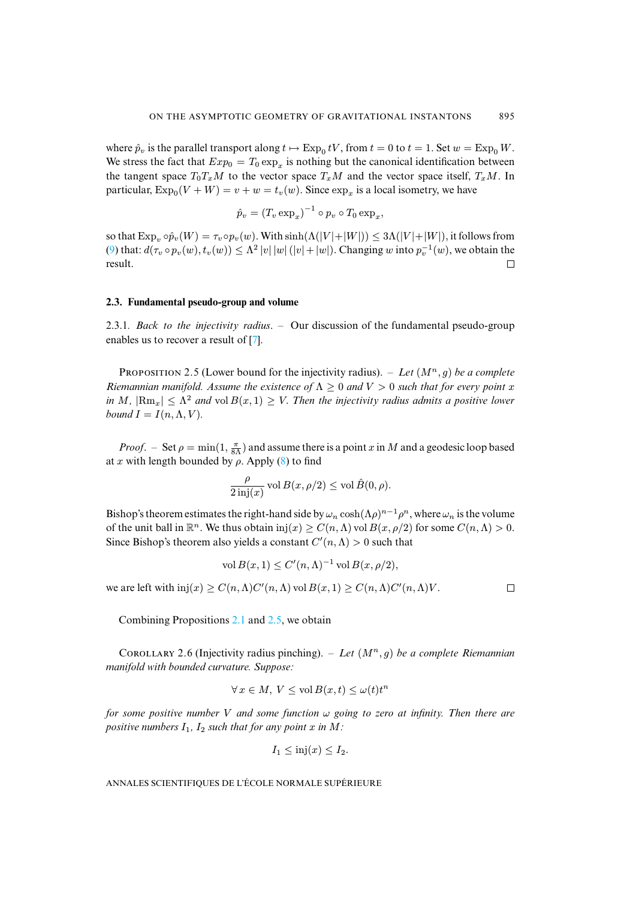where $\hat{p}_v$ is the parallel transport along $t \mapsto \operatorname{Exp}_0 tV$, from $t = 0$ to $t = 1$. Set $w = \operatorname{Exp}_0 W$. We stress the fact that $Exp_0 = T_0 \exp_x$ is nothing but the canonical identification between the tangent space $T_0 T_x M$ to the vector space $T_x M$ and the vector space itself, $T_x M$. In particular, $\operatorname{Exp}_0(V + W) = v + w = t_v(w)$. Since $\exp_x$ is a local isometry, we have

$$\hat{p}_v = (T_v \exp_x)^{-1} \circ p_v \circ T_0 \exp_x,$$

so that $\operatorname{Exp}_v \circ \hat{p}_v(W) = \tau_v \circ p_v(w)$. With $\sinh(\Lambda(|V| + |W|)) \leq 3\Lambda(|V| + |W|)$, it follows from (9) that: $d(\tau_v \circ p_v(w), t_v(w)) \leq \Lambda^2 \, |v| \, |w| \, (|v| + |w|)$. Changing $w$ into $p_v^{-1}(w)$, we obtain the result. □

### 2.3. Fundamental pseudo-group and volume

2.3.1. *Back to the injectivity radius.* – Our discussion of the fundamental pseudo-group enables us to recover a result of [7].

Proposition 2.5 (Lower bound for the injectivity radius). – *Let $(M^n, g)$ be a complete Riemannian manifold. Assume the existence of $\Lambda \geq 0$ and $V > 0$ such that for every point $x$ in $M$, $|\mathrm{Rm}_x| \leq \Lambda^2$ and $\operatorname{vol} B(x, 1) \geq V$. Then the injectivity radius admits a positive lower bound $I = I(n, \Lambda, V)$.*

*Proof.* – Set $\rho = \min(1, \frac{\pi}{8\Lambda})$ and assume there is a point $x$ in $M$ and a geodesic loop based at $x$ with length bounded by $\rho$. Apply (8) to find

$$\frac{\rho}{2\,\mathrm{inj}(x)} \operatorname{vol} B(x, \rho/2) \leq \operatorname{vol} \hat{B}(0, \rho).$$

Bishop's theorem estimates the right-hand side by $\omega_n \cosh(\Lambda\rho)^{n-1} \rho^n$, where $\omega_n$ is the volume of the unit ball in $\mathbb{R}^n$. We thus obtain $\mathrm{inj}(x) \geq C(n, \Lambda) \operatorname{vol} B(x, \rho/2)$ for some $C(n, \Lambda) > 0$. Since Bishop's theorem also yields a constant $C'(n, \Lambda) > 0$ such that

$$\operatorname{vol} B(x, 1) \leq C'(n, \Lambda)^{-1} \operatorname{vol} B(x, \rho/2),$$

we are left with $\mathrm{inj}(x) \geq C(n, \Lambda) C'(n, \Lambda) \operatorname{vol} B(x, 1) \geq C(n, \Lambda) C'(n, \Lambda) V$. □

Combining Propositions 2.1 and 2.5, we obtain

Corollary 2.6 (Injectivity radius pinching). – *Let $(M^n, g)$ be a complete Riemannian manifold with bounded curvature. Suppose:*

$$\forall\, x \in M, \; V \leq \operatorname{vol} B(x, t) \leq \omega(t) t^n$$

*for some positive number $V$ and some function $\omega$ going to zero at infinity. Then there are positive numbers $I_1$, $I_2$ such that for any point $x$ in $M$:*

$$I_1 \leq \mathrm{inj}(x) \leq I_2.$$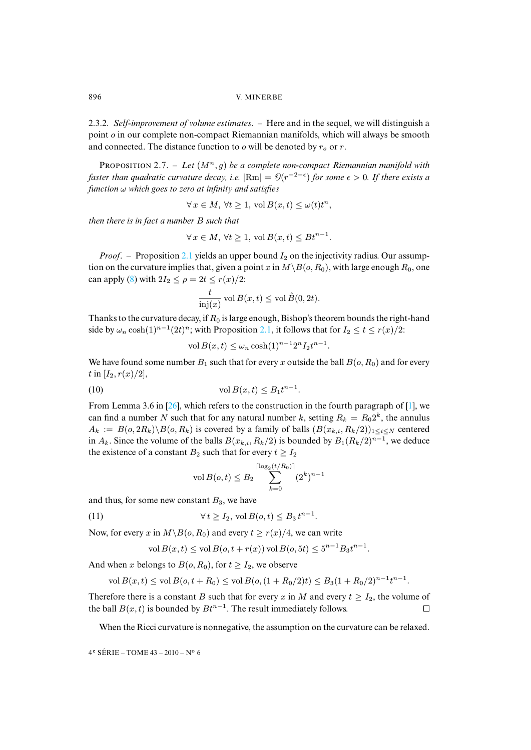### 2.3.2. *Self-improvement of volume estimates.*

– Here and in the sequel, we will distinguish a point $o$ in our complete non-compact Riemannian manifolds, which will always be smooth and connected. The distance function to $o$ will be denoted by $r_o$ or $r$.

PROPOSITION 2.7. – *Let $(M^n, g)$ be a complete non-compact Riemannian manifold with faster than quadratic curvature decay, i.e. $|\mathrm{Rm}| = \mathcal{O}(r^{-2-\epsilon})$ for some $\epsilon > 0$. If there exists a function $\omega$ which goes to zero at infinity and satisfies*

$$\forall\, x \in M,\ \forall t \geq 1,\ \mathrm{vol}\, B(x,t) \leq \omega(t) t^n,$$

*then there is in fact a number $B$ such that*

$$\forall\, x \in M,\ \forall t \geq 1,\ \mathrm{vol}\, B(x,t) \leq B t^{n-1}.$$

*Proof.* – Proposition 2.1 yields an upper bound $I_2$ on the injectivity radius. Our assumption on the curvature implies that, given a point $x$ in $M\backslash B(o,R_0)$, with large enough $R_0$, one can apply (8) with $2I_2 \leq \rho = 2t \leq r(x)/2$:

$$\frac{t}{\mathrm{inj}(x)}\,\mathrm{vol}\, B(x,t) \leq \mathrm{vol}\, \hat{B}(0,2t).$$

Thanks to the curvature decay, if $R_0$ is large enough, Bishop's theorem bounds the right-hand side by $\omega_n \cosh(1)^{n-1}(2t)^n$; with Proposition 2.1, it follows that for $I_2 \leq t \leq r(x)/2$:

$$\mathrm{vol}\, B(x,t) \leq \omega_n \cosh(1)^{n-1} 2^n I_2 t^{n-1}.$$

We have found some number $B_1$ such that for every $x$ outside the ball $B(o,R_0)$ and for every $t$ in $[I_2, r(x)/2]$,

$$\mathrm{vol}\, B(x,t) \leq B_1 t^{n-1}. \tag{10}$$

From Lemma 3.6 in [26], which refers to the construction in the fourth paragraph of [1], we can find a number $N$ such that for any natural number $k$, setting $R_k = R_0 2^k$, the annulus $A_k := B(o, 2R_k)\backslash B(o,R_k)$ is covered by a family of balls $(B(x_{k,i}, R_k/2))_{1\leq i\leq N}$ centered in $A_k$. Since the volume of the balls $B(x_{k,i}, R_k/2)$ is bounded by $B_1(R_k/2)^{n-1}$, we deduce the existence of a constant $B_2$ such that for every $t \geq I_2$

$$\mathrm{vol}\, B(o,t) \leq B_2 \sum_{k=0}^{\lceil \log_2(t/R_0)\rceil} (2^k)^{n-1}$$

and thus, for some new constant $B_3$, we have

$$\forall t \geq I_2,\ \mathrm{vol}\, B(o,t) \leq B_3\, t^{n-1}. \tag{11}$$

Now, for every $x$ in $M\backslash B(o,R_0)$ and every $t \geq r(x)/4$, we can write

$$\mathrm{vol}\, B(x,t) \leq \mathrm{vol}\, B(o, t + r(x))\, \mathrm{vol}\, B(o,5t) \leq 5^{n-1} B_3 t^{n-1}.$$

And when $x$ belongs to $B(o,R_0)$, for $t \geq I_2$, we observe

$$\mathrm{vol}\, B(x,t) \leq \mathrm{vol}\, B(o, t + R_0) \leq \mathrm{vol}\, B(o, (1+R_0/2)t) \leq B_3 (1+R_0/2)^{n-1} t^{n-1}.$$

Therefore there is a constant $B$ such that for every $x$ in $M$ and every $t \geq I_2$, the volume of the ball $B(x,t)$ is bounded by $B t^{n-1}$. The result immediately follows. □

When the Ricci curvature is nonnegative, the assumption on the curvature can be relaxed.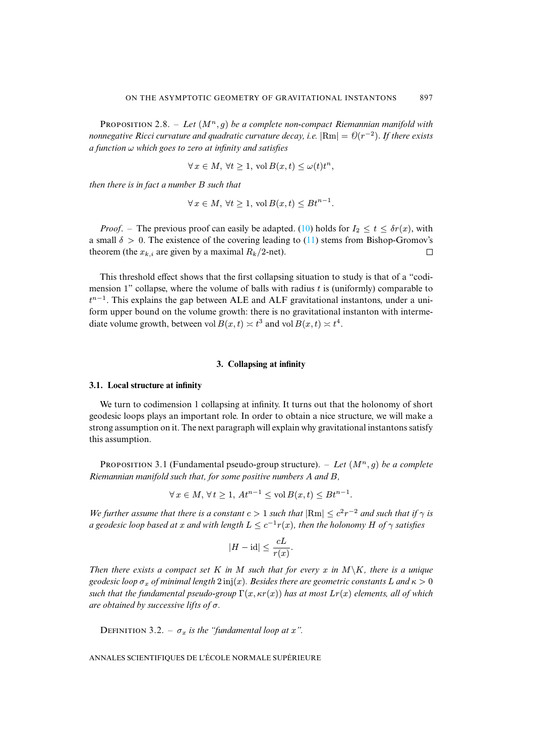Proposition 2.8. – *Let $(M^n, g)$ be a complete non-compact Riemannian manifold with nonnegative Ricci curvature and quadratic curvature decay, i.e. $|\mathrm{Rm}| = \mathcal{O}(r^{-2})$. If there exists a function $\omega$ which goes to zero at infinity and satisfies*

$$\forall\, x \in M,\ \forall t \geq 1,\ \mathrm{vol}\, B(x,t) \leq \omega(t) t^n,$$

*then there is in fact a number $B$ such that*

$$\forall\, x \in M,\ \forall t \geq 1,\ \mathrm{vol}\, B(x,t) \leq B t^{n-1}.$$

*Proof*. – The previous proof can easily be adapted. (10) holds for $I_2 \leq t \leq \delta r(x)$, with a small $\delta > 0$. The existence of the covering leading to (11) stems from Bishop-Gromov's theorem (the $x_{k,i}$ are given by a maximal $R_k/2$-net). □

This threshold effect shows that the first collapsing situation to study is that of a "codimension 1" collapse, where the volume of balls with radius $t$ is (uniformly) comparable to $t^{n-1}$. This explains the gap between ALE and ALF gravitational instantons, under a uniform upper bound on the volume growth: there is no gravitational instanton with intermediate volume growth, between $\mathrm{vol}\, B(x,t) \asymp t^3$ and $\mathrm{vol}\, B(x,t) \asymp t^4$.

## 3. Collapsing at infinity

### 3.1. Local structure at infinity

We turn to codimension 1 collapsing at infinity. It turns out that the holonomy of short geodesic loops plays an important role. In order to obtain a nice structure, we will make a strong assumption on it. The next paragraph will explain why gravitational instantons satisfy this assumption.

Proposition 3.1 (Fundamental pseudo-group structure). – *Let $(M^n, g)$ be a complete Riemannian manifold such that, for some positive numbers $A$ and $B$,*

$$\forall\, x \in M,\ \forall\, t \geq 1,\ A t^{n-1} \leq \mathrm{vol}\, B(x,t) \leq B t^{n-1}.$$

*We further assume that there is a constant $c > 1$ such that $|\mathrm{Rm}| \leq c^2 r^{-2}$ and such that if $\gamma$ is a geodesic loop based at $x$ and with length $L \leq c^{-1} r(x)$, then the holonomy $H$ of $\gamma$ satisfies*

$$|H - \mathrm{id}| \leq \frac{cL}{r(x)}.$$

*Then there exists a compact set $K$ in $M$ such that for every $x$ in $M \backslash K$, there is a unique geodesic loop $\sigma_x$ of minimal length $2\,\mathrm{inj}(x)$. Besides there are geometric constants $L$ and $\kappa > 0$ such that the fundamental pseudo-group $\Gamma(x, \kappa r(x))$ has at most $Lr(x)$ elements, all of which are obtained by successive lifts of $\sigma$.*

Definition 3.2. – *$\sigma_x$ is the "fundamental loop at $x$".*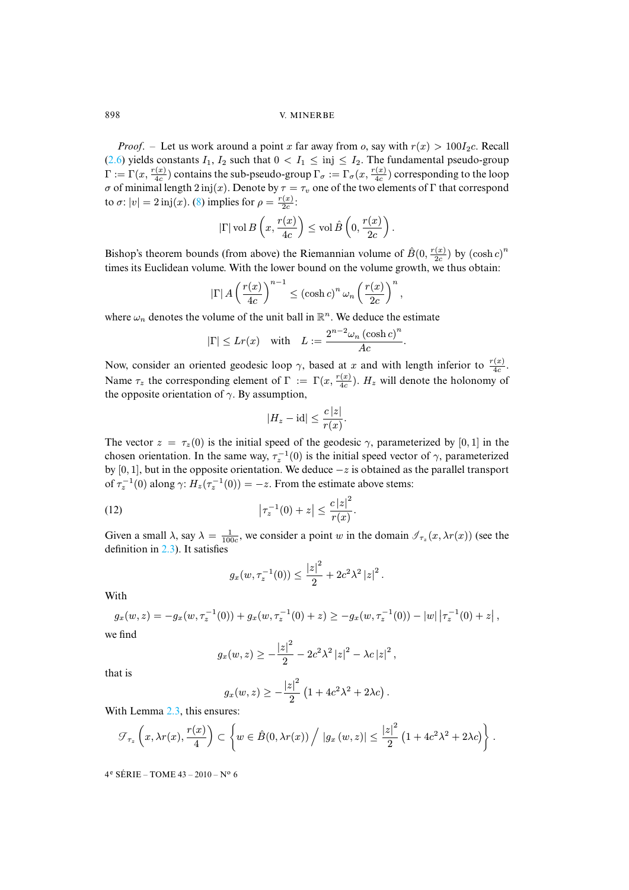*Proof*. – Let us work around a point $x$ far away from $o$, say with $r(x) > 100 I_2 c$. Recall (2.6) yields constants $I_1$, $I_2$ such that $0 < I_1 \leq \operatorname{inj} \leq I_2$. The fundamental pseudo-group $\Gamma := \Gamma(x, \frac{r(x)}{4c})$ contains the sub-pseudo-group $\Gamma_\sigma := \Gamma_\sigma(x, \frac{r(x)}{4c})$ corresponding to the loop $\sigma$ of minimal length $2\operatorname{inj}(x)$. Denote by $\tau = \tau_v$ one of the two elements of $\Gamma$ that correspond to $\sigma$: $|v| = 2\operatorname{inj}(x)$. (8) implies for $\rho = \frac{r(x)}{2c}$:

$$|\Gamma| \operatorname{vol} B\left(x, \frac{r(x)}{4c}\right) \leq \operatorname{vol} \hat{B}\left(0, \frac{r(x)}{2c}\right).$$

Bishop's theorem bounds (from above) the Riemannian volume of $\hat{B}(0, \frac{r(x)}{2c})$ by $(\cosh c)^n$ times its Euclidean volume. With the lower bound on the volume growth, we thus obtain:

$$|\Gamma| \, A \left(\frac{r(x)}{4c}\right)^{n-1} \leq (\cosh c)^n \, \omega_n \left(\frac{r(x)}{2c}\right)^n,$$

where $\omega_n$ denotes the volume of the unit ball in $\mathbb{R}^n$. We deduce the estimate

$$|\Gamma| \leq L r(x) \quad \text{with} \quad L := \frac{2^{n-2}\omega_n (\cosh c)^n}{Ac}.$$

Now, consider an oriented geodesic loop $\gamma$, based at $x$ and with length inferior to $\frac{r(x)}{4c}$. Name $\tau_z$ the corresponding element of $\Gamma := \Gamma(x, \frac{r(x)}{4c})$. $H_z$ will denote the holonomy of the opposite orientation of $\gamma$. By assumption,

$$|H_z - \operatorname{id}| \leq \frac{c\,|z|}{r(x)}.$$

The vector $z = \tau_z(0)$ is the initial speed of the geodesic $\gamma$, parameterized by $[0,1]$ in the chosen orientation. In the same way, $\tau_z^{-1}(0)$ is the initial speed vector of $\gamma$, parameterized by $[0,1]$, but in the opposite orientation. We deduce $-z$ is obtained as the parallel transport of $\tau_z^{-1}(0)$ along $\gamma$: $H_z(\tau_z^{-1}(0)) = -z$. From the estimate above stems:

$$\left|\tau_z^{-1}(0) + z\right| \leq \frac{c\,|z|^2}{r(x)}. \tag{12}$$

Given a small $\lambda$, say $\lambda = \frac{1}{100c}$, we consider a point $w$ in the domain $\mathscr{I}_{\tau_z}(x, \lambda r(x))$ (see the definition in 2.3). It satisfies

$$g_x(w, \tau_z^{-1}(0)) \leq \frac{|z|^2}{2} + 2c^2\lambda^2 |z|^2.$$

With

$$g_x(w,z) = -g_x(w, \tau_z^{-1}(0)) + g_x(w, \tau_z^{-1}(0) + z) \geq -g_x(w, \tau_z^{-1}(0)) - |w| \left|\tau_z^{-1}(0) + z\right|,$$

we find

$$g_x(w,z) \geq -\frac{|z|^2}{2} - 2c^2\lambda^2 |z|^2 - \lambda c |z|^2,$$

that is

$$g_x(w,z) \geq -\frac{|z|^2}{2}\left(1 + 4c^2\lambda^2 + 2\lambda c\right).$$

With Lemma 2.3, this ensures:

$$\mathscr{I}_{\tau_z}\left(x, \lambda r(x), \frac{r(x)}{4}\right) \subset \left\{ w \in \hat{B}(0, \lambda r(x)) \Big/ \left|g_x(w,z)\right| \leq \frac{|z|^2}{2}\left(1 + 4c^2\lambda^2 + 2\lambda c\right)\right\}.$$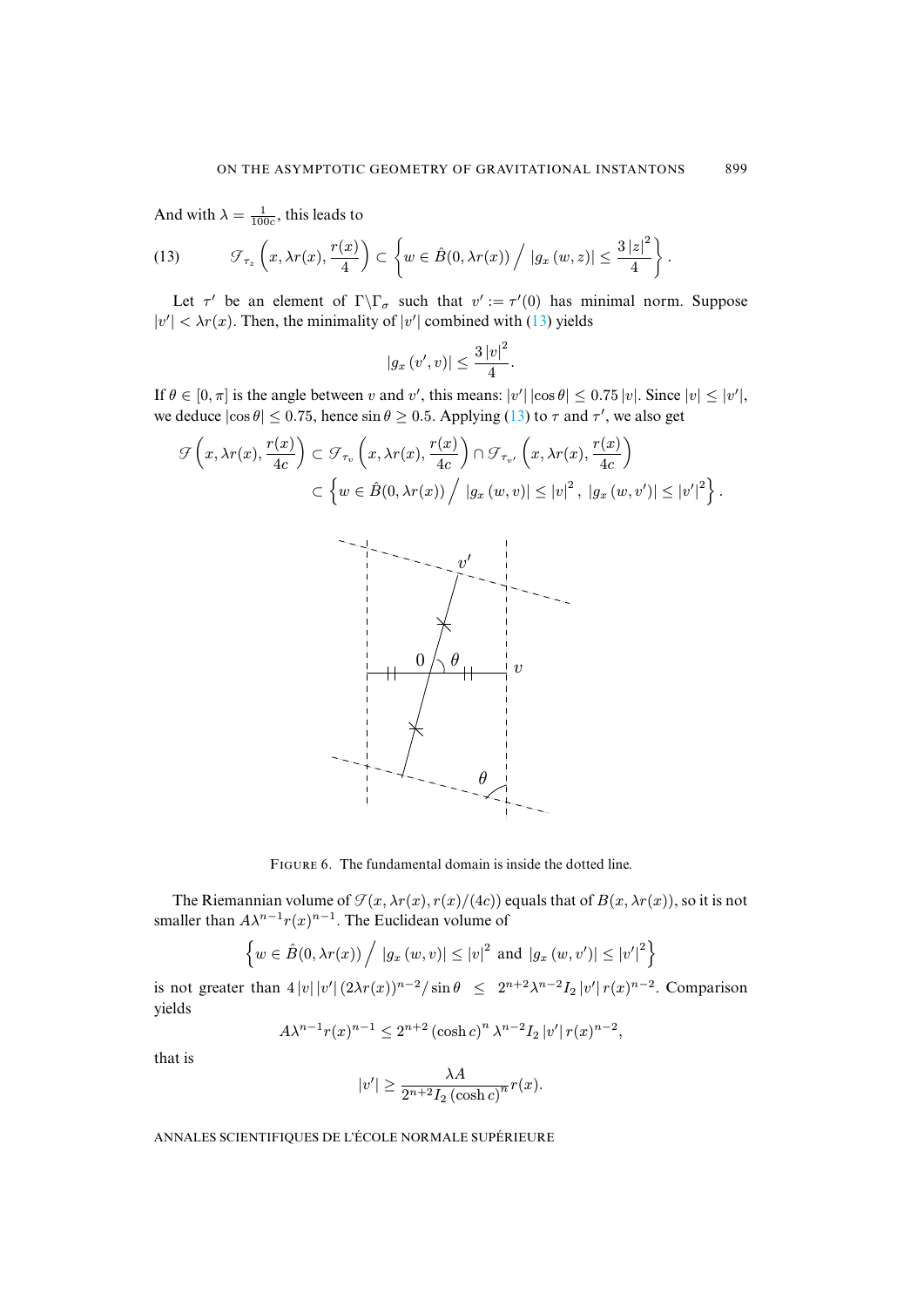And with $\lambda = \frac{1}{100c}$, this leads to

$$\mathscr{T}_{\tau_z}\left(x, \lambda r(x), \frac{r(x)}{4}\right) \subset \left\{ w \in \hat{B}(0, \lambda r(x)) \Big/ \; |g_x(w,z)| \leq \frac{3|z|^2}{4} \right\}. \tag{13}$$

Let $\tau'$ be an element of $\Gamma \backslash \Gamma_\sigma$ such that $v' := \tau'(0)$ has minimal norm. Suppose $|v'| < \lambda r(x)$. Then, the minimality of $|v'|$ combined with (13) yields

$$|g_x(v', v)| \leq \frac{3|v|^2}{4}.$$

If $\theta \in [0, \pi]$ is the angle between $v$ and $v'$, this means: $|v'| |\cos\theta| \leq 0.75 |v|$. Since $|v| \leq |v'|$, we deduce $|\cos\theta| \leq 0.75$, hence $\sin\theta \geq 0.5$. Applying (13) to $\tau$ and $\tau'$, we also get

$$\begin{aligned}\mathscr{T}\left(x, \lambda r(x), \frac{r(x)}{4c}\right) &\subset \mathscr{T}_{\tau_v}\left(x, \lambda r(x), \frac{r(x)}{4c}\right) \cap \mathscr{T}_{\tau_{v'}}\left(x, \lambda r(x), \frac{r(x)}{4c}\right) \\ &\subset \left\{ w \in \hat{B}(0, \lambda r(x)) \Big/ \; |g_x(w,v)| \leq |v|^2, \; |g_x(w,v')| \leq |v'|^2 \right\}.\end{aligned}$$

FIGURE 6. The fundamental domain is inside the dotted line.

The Riemannian volume of $\mathscr{T}(x, \lambda r(x), r(x)/(4c))$ equals that of $B(x, \lambda r(x))$, so it is not smaller than $A\lambda^{n-1} r(x)^{n-1}$. The Euclidean volume of

$$\left\{ w \in \hat{B}(0, \lambda r(x)) \Big/ \; |g_x(w,v)| \leq |v|^2 \text{ and } |g_x(w,v')| \leq |v'|^2 \right\}$$

is not greater than $4|v||v'|(2\lambda r(x))^{n-2}/\sin\theta \;\; \leq \;\; 2^{n+2}\lambda^{n-2} I_2 |v'| r(x)^{n-2}$. Comparison yields

$$A\lambda^{n-1} r(x)^{n-1} \leq 2^{n+2} (\cosh c)^n \lambda^{n-2} I_2 |v'| r(x)^{n-2},$$

that is

$$|v'| \geq \frac{\lambda A}{2^{n+2} I_2 (\cosh c)^n} r(x).$$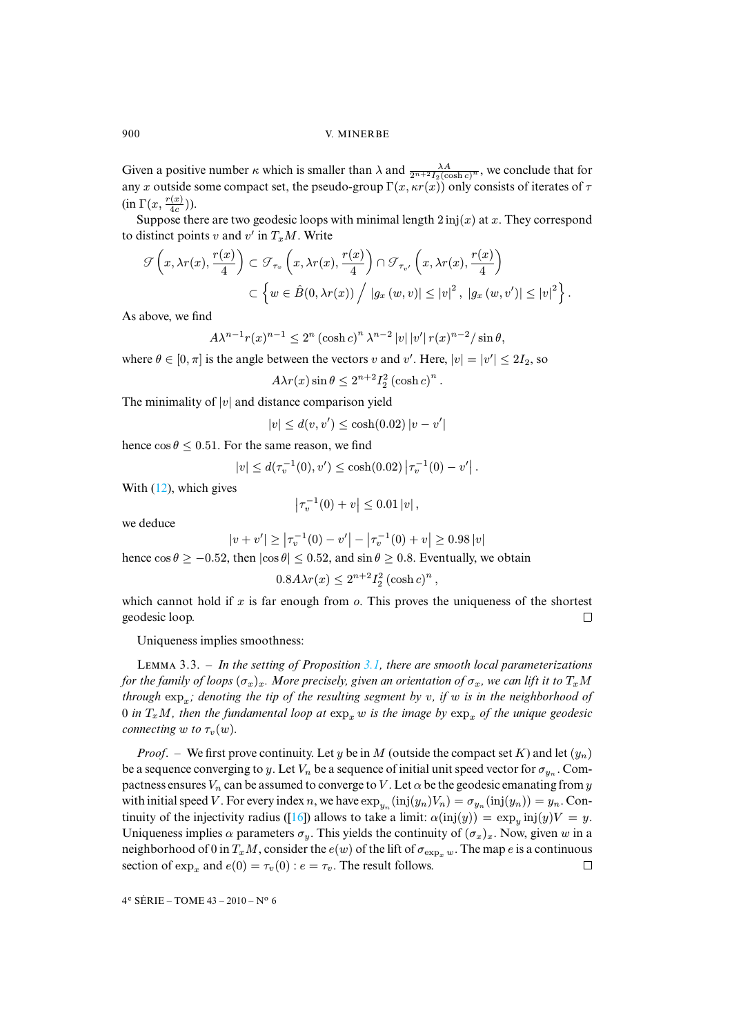Given a positive number $\kappa$ which is smaller than $\lambda$ and $\frac{\lambda A}{2^{n+2}I_2(\cosh c)^n}$, we conclude that for any $x$ outside some compact set, the pseudo-group $\Gamma(x, \kappa r(x))$ only consists of iterates of $\tau$ (in $\Gamma(x, \frac{r(x)}{4c})$).

Suppose there are two geodesic loops with minimal length $2\,\mathrm{inj}(x)$ at $x$. They correspond to distinct points $v$ and $v'$ in $T_xM$. Write

$$\mathscr{G}\left(x, \lambda r(x), \frac{r(x)}{4}\right) \subset \mathscr{G}_{\tau_v}\left(x, \lambda r(x), \frac{r(x)}{4}\right) \cap \mathscr{G}_{\tau_{v'}}\left(x, \lambda r(x), \frac{r(x)}{4}\right)$$
$$\subset \left\{ w \in \hat{B}(0, \lambda r(x)) \,\Big/\, |g_x(w,v)| \leq |v|^2,\ |g_x(w,v')| \leq |v|^2 \right\}.$$

As above, we find

$$A\lambda^{n-1} r(x)^{n-1} \leq 2^n (\cosh c)^n \lambda^{n-2} |v|\,|v'|\, r(x)^{n-2}/\sin\theta,$$

where $\theta \in [0,\pi]$ is the angle between the vectors $v$ and $v'$. Here, $|v| = |v'| \leq 2I_2$, so

$$A\lambda r(x)\sin\theta \leq 2^{n+2} I_2^2 (\cosh c)^n.$$

The minimality of $|v|$ and distance comparison yield

$$|v| \leq d(v,v') \leq \cosh(0.02)\,|v - v'|$$

hence $\cos\theta \leq 0.51$. For the same reason, we find

$$|v| \leq d(\tau_v^{-1}(0), v') \leq \cosh(0.02)\left|\tau_v^{-1}(0) - v'\right|.$$

With (12), which gives

$$\left|\tau_v^{-1}(0) + v\right| \leq 0.01\,|v|,$$

we deduce

$$|v + v'| \geq \left|\tau_v^{-1}(0) - v'\right| - \left|\tau_v^{-1}(0) + v\right| \geq 0.98\,|v|$$

hence $\cos\theta \geq -0.52$, then $|\cos\theta| \leq 0.52$, and $\sin\theta \geq 0.8$. Eventually, we obtain

$$0.8 A\lambda r(x) \leq 2^{n+2} I_2^2 (\cosh c)^n,$$

which cannot hold if $x$ is far enough from $o$. This proves the uniqueness of the shortest geodesic loop. $\square$

Uniqueness implies smoothness:

Lemma 3.3. – *In the setting of Proposition 3.1, there are smooth local parameterizations for the family of loops $(\sigma_x)_x$. More precisely, given an orientation of $\sigma_x$, we can lift it to $T_xM$ through $\exp_x$; denoting the tip of the resulting segment by $v$, if $w$ is in the neighborhood of $0$ in $T_xM$, then the fundamental loop at $\exp_x w$ is the image by $\exp_x$ of the unique geodesic connecting $w$ to $\tau_v(w)$.*

*Proof*. – We first prove continuity. Let $y$ be in $M$ (outside the compact set $K$) and let $(y_n)$ be a sequence converging to $y$. Let $V_n$ be a sequence of initial unit speed vector for $\sigma_{y_n}$. Compactness ensures $V_n$ can be assumed to converge to $V$. Let $\alpha$ be the geodesic emanating from $y$ with initial speed $V$. For every index $n$, we have $\exp_{y_n}(\mathrm{inj}(y_n)V_n) = \sigma_{y_n}(\mathrm{inj}(y_n)) = y_n$. Continuity of the injectivity radius ([16]) allows to take a limit: $\alpha(\mathrm{inj}(y)) = \exp_y \mathrm{inj}(y)V = y$. Uniqueness implies $\alpha$ parameters $\sigma_y$. This yields the continuity of $(\sigma_x)_x$. Now, given $w$ in a neighborhood of $0$ in $T_xM$, consider the $e(w)$ of the lift of $\sigma_{\exp_x w}$. The map $e$ is a continuous section of $\exp_x$ and $e(0) = \tau_v(0)$ : $e = \tau_v$. The result follows. $\square$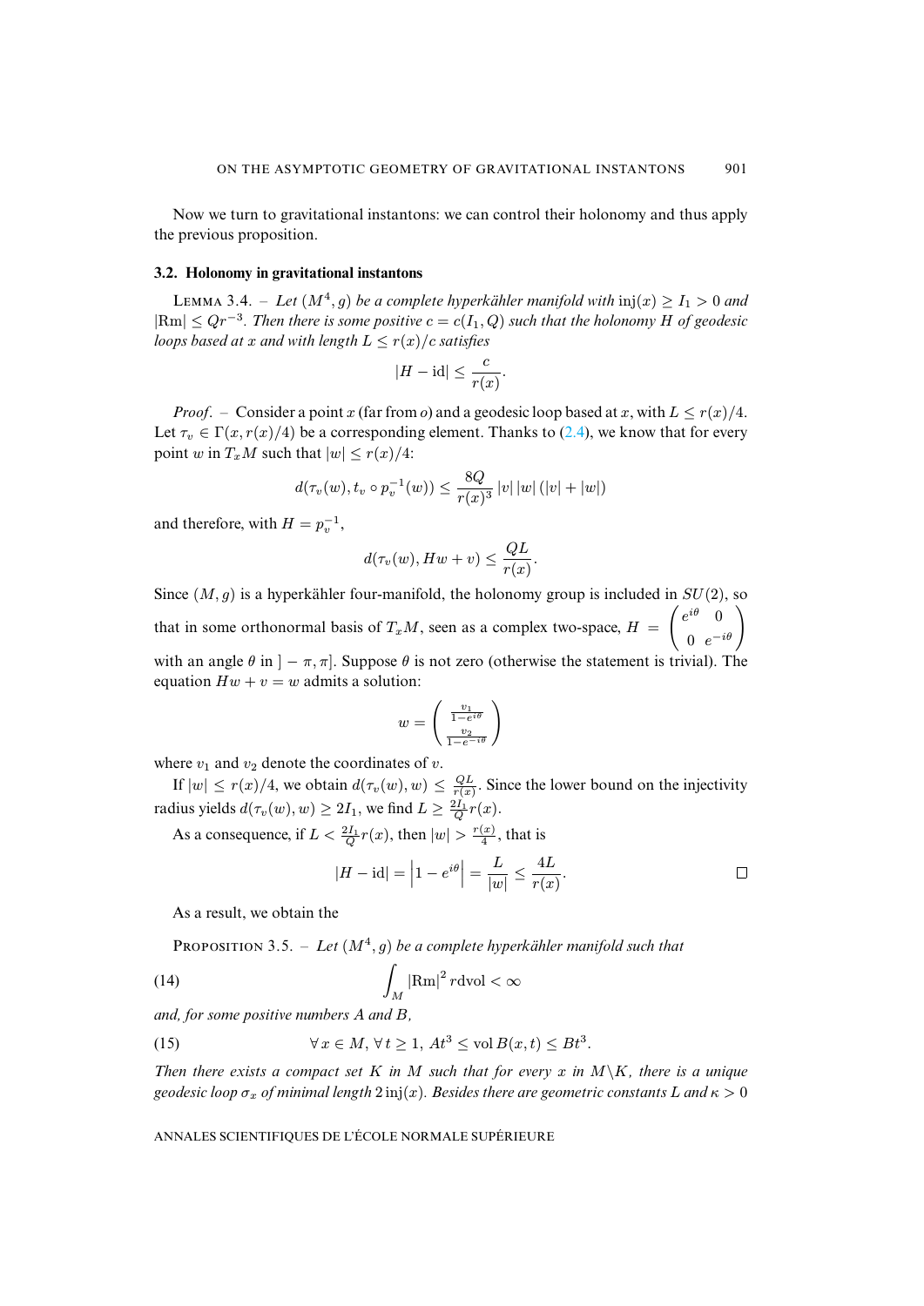Now we turn to gravitational instantons: we can control their holonomy and thus apply the previous proposition.

### 3.2. Holonomy in gravitational instantons

LEMMA 3.4. – *Let $(M^4, g)$ be a complete hyperkähler manifold with $\operatorname{inj}(x) \geq I_1 > 0$ and $|\mathrm{Rm}| \leq Qr^{-3}$. Then there is some positive $c = c(I_1, Q)$ such that the holonomy $H$ of geodesic loops based at $x$ and with length $L \leq r(x)/c$ satisfies*

$$|H - \mathrm{id}| \leq \frac{c}{r(x)}.$$

*Proof*. – Consider a point $x$ (far from $o$) and a geodesic loop based at $x$, with $L \leq r(x)/4$. Let $\tau_v \in \Gamma(x, r(x)/4)$ be a corresponding element. Thanks to (2.4), we know that for every point $w$ in $T_xM$ such that $|w| \leq r(x)/4$:

$$d(\tau_v(w), t_v \circ p_v^{-1}(w)) \leq \frac{8Q}{r(x)^3} |v| \, |w| \, (|v| + |w|)$$

and therefore, with $H = p_v^{-1}$,

$$d(\tau_v(w), Hw + v) \leq \frac{QL}{r(x)}.$$

Since $(M, g)$ is a hyperkähler four-manifold, the holonomy group is included in $SU(2)$, so that in some orthonormal basis of $T_xM$, seen as a complex two-space, $H = \begin{pmatrix} e^{i\theta} & 0 \\ 0 & e^{-i\theta} \end{pmatrix}$ with an angle $\theta$ in $]-\pi, \pi]$. Suppose $\theta$ is not zero (otherwise the statement is trivial). The equation $Hw + v = w$ admits a solution:

$$w = \begin{pmatrix} \frac{v_1}{1-e^{i\theta}} \\ \frac{v_2}{1-e^{-i\theta}} \end{pmatrix}$$

where $v_1$ and $v_2$ denote the coordinates of $v$.

If $|w| \leq r(x)/4$, we obtain $d(\tau_v(w), w) \leq \frac{QL}{r(x)}$. Since the lower bound on the injectivity radius yields $d(\tau_v(w), w) \geq 2I_1$, we find $L \geq \frac{2I_1}{Q} r(x)$.

As a consequence, if $L < \frac{2I_1}{Q} r(x)$, then $|w| > \frac{r(x)}{4}$, that is

$$|H - \mathrm{id}| = \left|1 - e^{i\theta}\right| = \frac{L}{|w|} \leq \frac{4L}{r(x)}. \qquad \square$$

As a result, we obtain the

PROPOSITION 3.5. – *Let $(M^4, g)$ be a complete hyperkähler manifold such that*

$$\int_M |\mathrm{Rm}|^2 \, r \mathrm{dvol} < \infty \tag{14}$$

*and, for some positive numbers $A$ and $B$,*

$$\forall\, x \in M, \ \forall\, t \geq 1, \ At^3 \leq \operatorname{vol} B(x, t) \leq Bt^3. \tag{15}$$

*Then there exists a compact set $K$ in $M$ such that for every $x$ in $M \backslash K$, there is a unique geodesic loop $\sigma_x$ of minimal length $2 \operatorname{inj}(x)$. Besides there are geometric constants $L$ and $\kappa > 0$*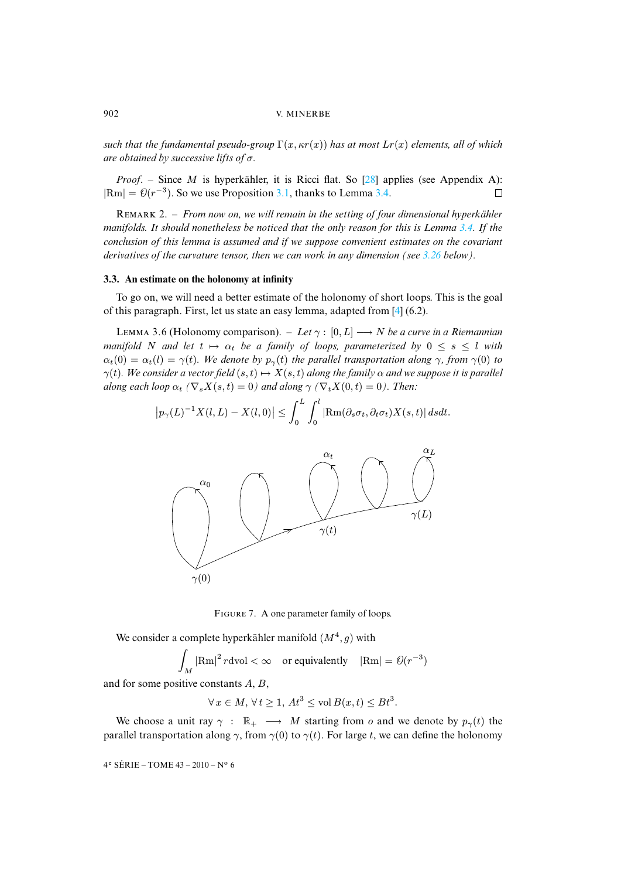*such that the fundamental pseudo-group $\Gamma(x, \kappa r(x))$ has at most $Lr(x)$ elements, all of which are obtained by successive lifts of $\sigma$.*

*Proof.* – Since $M$ is hyperkähler, it is Ricci flat. So [28] applies (see Appendix A): $|\mathrm{Rm}| = \mathcal{O}(r^{-3})$. So we use Proposition 3.1, thanks to Lemma 3.4. □

REMARK 2. – *From now on, we will remain in the setting of four dimensional hyperkähler manifolds. It should nonetheless be noticed that the only reason for this is Lemma 3.4. If the conclusion of this lemma is assumed and if we suppose convenient estimates on the covariant derivatives of the curvature tensor, then we can work in any dimension (see 3.26 below).*

### 3.3. An estimate on the holonomy at infinity

To go on, we will need a better estimate of the holonomy of short loops. This is the goal of this paragraph. First, let us state an easy lemma, adapted from [4] (6.2).

LEMMA 3.6 (Holonomy comparison). – *Let $\gamma : [0, L] \longrightarrow N$ be a curve in a Riemannian manifold $N$ and let $t \mapsto \alpha_t$ be a family of loops, parameterized by $0 \leq s \leq l$ with $\alpha_t(0) = \alpha_t(l) = \gamma(t)$. We denote by $p_\gamma(t)$ the parallel transportation along $\gamma$, from $\gamma(0)$ to $\gamma(t)$. We consider a vector field $(s,t) \mapsto X(s,t)$ along the family $\alpha$ and we suppose it is parallel along each loop $\alpha_t$ ($\nabla_s X(s,t) = 0$) and along $\gamma$ ($\nabla_t X(0,t) = 0$). Then:*

$$\left|p_\gamma(L)^{-1} X(l, L) - X(l, 0)\right| \leq \int_0^L \int_0^l |\mathrm{Rm}(\partial_s \sigma_t, \partial_t \sigma_t) X(s,t)|\, ds dt.$$

FIGURE 7. A one parameter family of loops.

We consider a complete hyperkähler manifold $(M^4, g)$ with

$$\int_M |\mathrm{Rm}|^2 r \mathrm{dvol} < \infty \quad \text{or equivalently} \quad |\mathrm{Rm}| = \mathcal{O}(r^{-3})$$

and for some positive constants $A$, $B$,

$$\forall\, x \in M,\ \forall\, t \geq 1,\ At^3 \leq \mathrm{vol}\, B(x,t) \leq Bt^3.$$

We choose a unit ray $\gamma : \mathbb{R}_+ \longrightarrow M$ starting from $o$ and we denote by $p_\gamma(t)$ the parallel transportation along $\gamma$, from $\gamma(0)$ to $\gamma(t)$. For large $t$, we can define the holonomy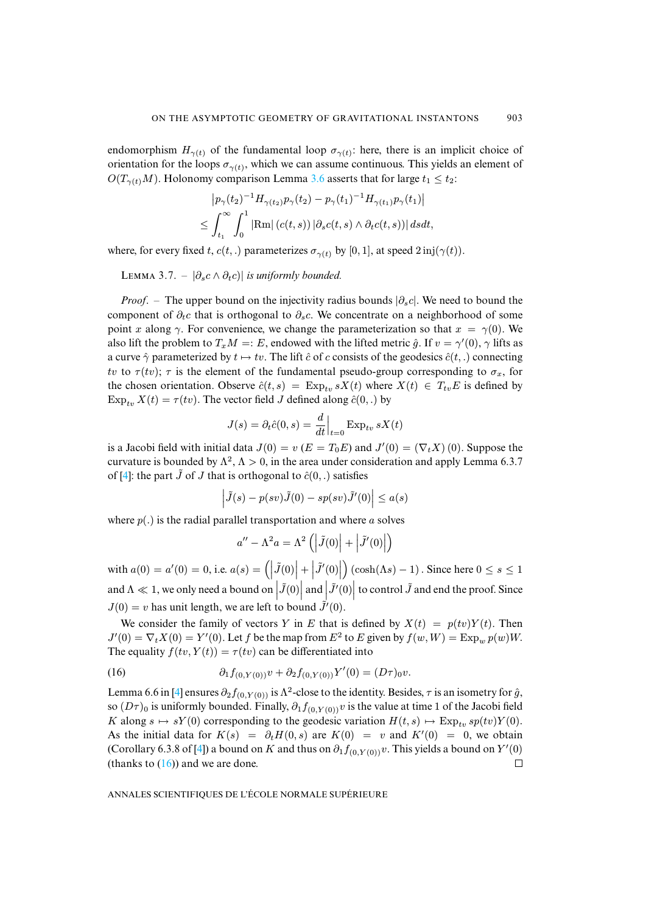endomorphism $H_{\gamma(t)}$ of the fundamental loop $\sigma_{\gamma(t)}$: here, there is an implicit choice of orientation for the loops $\sigma_{\gamma(t)}$, which we can assume continuous. This yields an element of $O(T_{\gamma(t)}M)$. Holonomy comparison Lemma 3.6 asserts that for large $t_1 \leq t_2$:

$$\left|p_\gamma(t_2)^{-1}H_{\gamma(t_2)}p_\gamma(t_2) - p_\gamma(t_1)^{-1}H_{\gamma(t_1)}p_\gamma(t_1)\right|$$
$$\leq \int_{t_1}^{\infty}\int_0^1 |\mathrm{Rm}|\,(c(t,s))\,|\partial_s c(t,s)\wedge \partial_t c(t,s)|\,dsdt,$$

where, for every fixed $t$, $c(t,.)$ parameterizes $\sigma_{\gamma(t)}$ by $[0,1]$, at speed $2\,\mathrm{inj}(\gamma(t))$.

Lemma 3.7. – *$|\partial_s c\wedge\partial_t c)|$ is uniformly bounded.*

*Proof.* – The upper bound on the injectivity radius bounds $|\partial_s c|$. We need to bound the component of $\partial_t c$ that is orthogonal to $\partial_s c$. We concentrate on a neighborhood of some point $x$ along $\gamma$. For convenience, we change the parameterization so that $x = \gamma(0)$. We also lift the problem to $T_x M =: E$, endowed with the lifted metric $\hat{g}$. If $v = \gamma'(0)$, $\gamma$ lifts as a curve $\hat{\gamma}$ parameterized by $t\mapsto tv$. The lift $\hat{c}$ of $c$ consists of the geodesics $\hat{c}(t,.)$ connecting $tv$ to $\tau(tv)$; $\tau$ is the element of the fundamental pseudo-group corresponding to $\sigma_x$, for the chosen orientation. Observe $\hat{c}(t,s) = \mathrm{Exp}_{tv}\, sX(t)$ where $X(t)\in T_{tv}E$ is defined by $\mathrm{Exp}_{tv} X(t) = \tau(tv)$. The vector field $J$ defined along $\hat{c}(0,.)$ by

$$J(s) = \partial_t \hat{c}(0,s) = \frac{d}{dt}\Big|_{t=0}\mathrm{Exp}_{tv}\, sX(t)$$

is a Jacobi field with initial data $J(0) = v$ ($E = T_0E$) and $J'(0) = (\nabla_t X)(0)$. Suppose the curvature is bounded by $\Lambda^2$, $\Lambda > 0$, in the area under consideration and apply Lemma 6.3.7 of [4]: the part $\tilde{J}$ of $J$ that is orthogonal to $\hat{c}(0,.)$ satisfies

$$\left|\tilde{J}(s) - p(sv)\tilde{J}(0) - sp(sv)\tilde{J}'(0)\right| \leq a(s)$$

where $p(.)$ is the radial parallel transportation and where $a$ solves

$$a'' - \Lambda^2 a = \Lambda^2\left(\left|\tilde{J}(0)\right| + \left|\tilde{J}'(0)\right|\right)$$

with $a(0) = a'(0) = 0$, i.e. $a(s) = \left(\left|\tilde{J}(0)\right| + \left|\tilde{J}'(0)\right|\right)(\cosh(\Lambda s) - 1)$. Since here $0\leq s\leq 1$ and $\Lambda \ll 1$, we only need a bound on $\left|\tilde{J}(0)\right|$ and $\left|\tilde{J}'(0)\right|$ to control $\tilde{J}$ and end the proof. Since $J(0) = v$ has unit length, we are left to bound $\tilde{J}'(0)$.

We consider the family of vectors $Y$ in $E$ that is defined by $X(t) = p(tv)Y(t)$. Then $J'(0) = \nabla_t X(0) = Y'(0)$. Let $f$ be the map from $E^2$ to $E$ given by $f(w, W) = \mathrm{Exp}_w\, p(w)W$. The equality $f(tv, Y(t)) = \tau(tv)$ can be differentiated into

$$\partial_1 f_{(0,Y(0))}v + \partial_2 f_{(0,Y(0))}Y'(0) = (D\tau)_0 v. \tag{16}$$

Lemma 6.6 in [4] ensures $\partial_2 f_{(0,Y(0))}$ is $\Lambda^2$-close to the identity. Besides, $\tau$ is an isometry for $\hat{g}$, so $(D\tau)_0$ is uniformly bounded. Finally, $\partial_1 f_{(0,Y(0))}v$ is the value at time 1 of the Jacobi field $K$ along $s\mapsto sY(0)$ corresponding to the geodesic variation $H(t,s)\mapsto \mathrm{Exp}_{tv}\, sp(tv)Y(0)$. As the initial data for $K(s) = \partial_t H(0,s)$ are $K(0) = v$ and $K'(0) = 0$, we obtain (Corollary 6.3.8 of [4]) a bound on $K$ and thus on $\partial_1 f_{(0,Y(0))}v$. This yields a bound on $Y'(0)$ (thanks to (16)) and we are done. □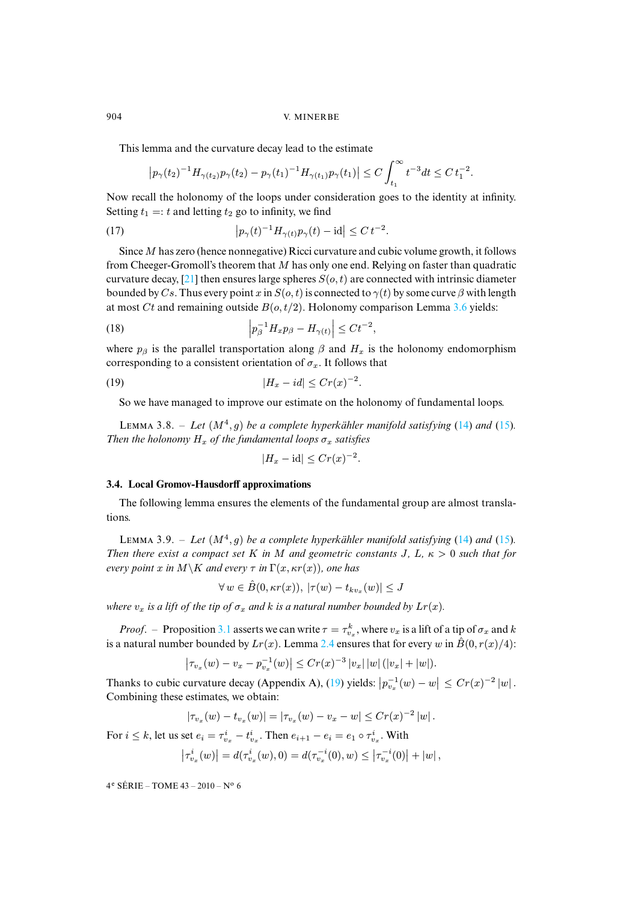This lemma and the curvature decay lead to the estimate

$$\left|p_\gamma(t_2)^{-1}H_{\gamma(t_2)}p_\gamma(t_2) - p_\gamma(t_1)^{-1}H_{\gamma(t_1)}p_\gamma(t_1)\right| \leq C\int_{t_1}^{\infty} t^{-3}dt \leq C\, t_1^{-2}.$$

Now recall the holonomy of the loops under consideration goes to the identity at infinity. Setting $t_1 =: t$ and letting $t_2$ go to infinity, we find

$$\left|p_\gamma(t)^{-1}H_{\gamma(t)}p_\gamma(t) - \mathrm{id}\right| \leq C\, t^{-2}. \tag{17}$$

Since $M$ has zero (hence nonnegative) Ricci curvature and cubic volume growth, it follows from Cheeger-Gromoll's theorem that $M$ has only one end. Relying on faster than quadratic curvature decay, [21] then ensures large spheres $S(o,t)$ are connected with intrinsic diameter bounded by $Cs$. Thus every point $x$ in $S(o,t)$ is connected to $\gamma(t)$ by some curve $\beta$ with length at most $Ct$ and remaining outside $B(o,t/2)$. Holonomy comparison Lemma 3.6 yields:

$$\left|p_\beta^{-1}H_x p_\beta - H_{\gamma(t)}\right| \leq Ct^{-2}, \tag{18}$$

where $p_\beta$ is the parallel transportation along $\beta$ and $H_x$ is the holonomy endomorphism corresponding to a consistent orientation of $\sigma_x$. It follows that

$$|H_x - id| \leq Cr(x)^{-2}. \tag{19}$$

So we have managed to improve our estimate on the holonomy of fundamental loops.

Lemma 3.8. – *Let $(M^4,g)$ be a complete hyperkähler manifold satisfying (14) and (15). Then the holonomy $H_x$ of the fundamental loops $\sigma_x$ satisfies*

$$|H_x - \mathrm{id}| \leq Cr(x)^{-2}.$$

### 3.4. Local Gromov-Hausdorff approximations

The following lemma ensures the elements of the fundamental group are almost translations.

Lemma 3.9. – *Let $(M^4,g)$ be a complete hyperkähler manifold satisfying (14) and (15). Then there exist a compact set $K$ in $M$ and geometric constants $J$, $L$, $\kappa > 0$ such that for every point $x$ in $M\backslash K$ and every $\tau$ in $\Gamma(x,\kappa r(x))$, one has*

$$\forall\, w \in \hat{B}(0,\kappa r(x)),\ |\tau(w) - t_{kv_x}(w)| \leq J$$

*where $v_x$ is a lift of the tip of $\sigma_x$ and $k$ is a natural number bounded by $Lr(x)$.*

*Proof.* – Proposition 3.1 asserts we can write $\tau = \tau_{v_x}^k$, where $v_x$ is a lift of a tip of $\sigma_x$ and $k$ is a natural number bounded by $Lr(x)$. Lemma 2.4 ensures that for every $w$ in $\hat{B}(0,r(x)/4)$:

$$\left|\tau_{v_x}(w) - v_x - p_{v_x}^{-1}(w)\right| \leq Cr(x)^{-3}\,|v_x|\,|w|\,(|v_x| + |w|).$$

Thanks to cubic curvature decay (Appendix A), (19) yields: $\left|p_{v_x}^{-1}(w) - w\right| \leq Cr(x)^{-2}\,|w|$. Combining these estimates, we obtain:

$$\left|\tau_{v_x}(w) - t_{v_x}(w)\right| = \left|\tau_{v_x}(w) - v_x - w\right| \leq Cr(x)^{-2}\,|w|.$$

For $i \leq k$, let us set $e_i = \tau_{v_x}^i - t_{v_x}^i$. Then $e_{i+1} - e_i = e_1 \circ \tau_{v_x}^i$. With

$$\left|\tau_{v_x}^i(w)\right| = d(\tau_{v_x}^i(w),0) = d(\tau_{v_x}^{-i}(0),w) \leq \left|\tau_{v_x}^{-i}(0)\right| + |w|,$$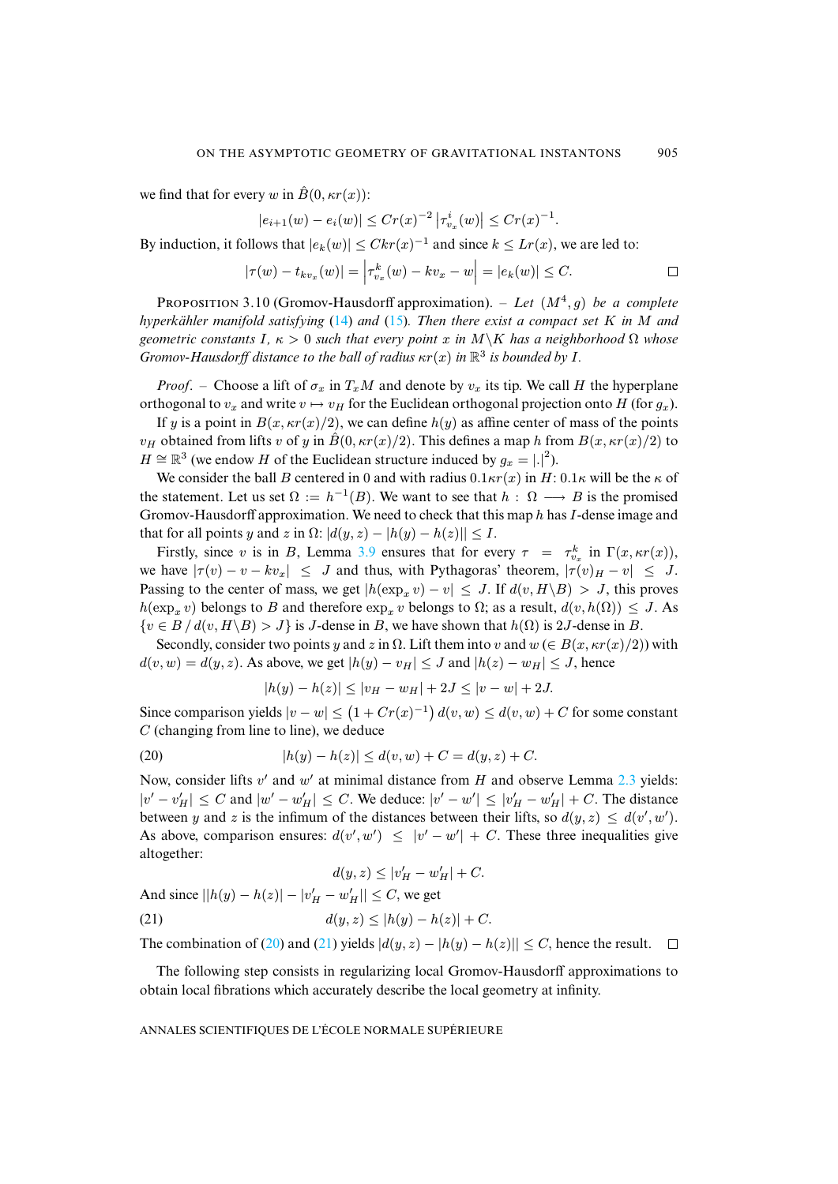we find that for every $w$ in $\hat{B}(0,\kappa r(x))$:

$$|e_{i+1}(w) - e_i(w)| \leq Cr(x)^{-2}\left|\tau^i_{v_x}(w)\right| \leq Cr(x)^{-1}.$$

By induction, it follows that $|e_k(w)| \leq Ckr(x)^{-1}$ and since $k \leq Lr(x)$, we are led to:

$$|\tau(w) - t_{kv_x}(w)| = \left|\tau^k_{v_x}(w) - kv_x - w\right| = |e_k(w)| \leq C.$$

∎

**Proposition 3.10** (Gromov-Hausdorff approximation). – *Let $(M^4, g)$ be a complete hyperkähler manifold satisfying (14) and (15). Then there exist a compact set $K$ in $M$ and geometric constants $I$, $\kappa > 0$ such that every point $x$ in $M\backslash K$ has a neighborhood $\Omega$ whose Gromov-Hausdorff distance to the ball of radius $\kappa r(x)$ in $\mathbb{R}^3$ is bounded by $I$.*

*Proof*. – Choose a lift of $\sigma_x$ in $T_xM$ and denote by $v_x$ its tip. We call $H$ the hyperplane orthogonal to $v_x$ and write $v \mapsto v_H$ for the Euclidean orthogonal projection onto $H$ (for $g_x$).

If $y$ is a point in $B(x, \kappa r(x)/2)$, we can define $h(y)$ as affine center of mass of the points $v_H$ obtained from lifts $v$ of $y$ in $\hat{B}(0, \kappa r(x)/2)$. This defines a map $h$ from $B(x, \kappa r(x)/2)$ to $H \cong \mathbb{R}^3$ (we endow $H$ of the Euclidean structure induced by $g_x = |.|^2$).

We consider the ball $B$ centered in $0$ and with radius $0.1\kappa r(x)$ in $H$: $0.1\kappa$ will be the $\kappa$ of the statement. Let us set $\Omega := h^{-1}(B)$. We want to see that $h : \Omega \longrightarrow B$ is the promised Gromov-Hausdorff approximation. We need to check that this map $h$ has $I$-dense image and that for all points $y$ and $z$ in $\Omega$: $|d(y, z) - |h(y) - h(z)|| \leq I$.

Firstly, since $v$ is in $B$, Lemma 3.9 ensures that for every $\tau = \tau^k_{v_x}$ in $\Gamma(x, \kappa r(x))$, we have $|\tau(v) - v - kv_x| \leq J$ and thus, with Pythagoras' theorem, $|\tau(v)_H - v| \leq J$. Passing to the center of mass, we get $|h(\exp_x v) - v| \leq J$. If $d(v, H\backslash B) > J$, this proves $h(\exp_x v)$ belongs to $B$ and therefore $\exp_x v$ belongs to $\Omega$; as a result, $d(v, h(\Omega)) \leq J$. As $\{v \in B \,/\, d(v, H\backslash B) > J\}$ is $J$-dense in $B$, we have shown that $h(\Omega)$ is $2J$-dense in $B$.

Secondly, consider two points $y$ and $z$ in $\Omega$. Lift them into $v$ and $w$ ($\in B(x, \kappa r(x)/2)$) with $d(v, w) = d(y, z)$. As above, we get $|h(y) - v_H| \leq J$ and $|h(z) - w_H| \leq J$, hence

$$|h(y) - h(z)| \leq |v_H - w_H| + 2J \leq |v - w| + 2J.$$

Since comparison yields $|v - w| \leq \left(1 + Cr(x)^{-1}\right) d(v, w) \leq d(v, w) + C$ for some constant $C$ (changing from line to line), we deduce

$$|h(y) - h(z)| \leq d(v, w) + C = d(y, z) + C. \tag{20}$$

Now, consider lifts $v'$ and $w'$ at minimal distance from $H$ and observe Lemma 2.3 yields: $|v' - v'_H| \leq C$ and $|w' - w'_H| \leq C$. We deduce: $|v' - w'| \leq |v'_H - w'_H| + C$. The distance between $y$ and $z$ is the infimum of the distances between their lifts, so $d(y, z) \leq d(v', w')$. As above, comparison ensures: $d(v', w') \leq |v' - w'| + C$. These three inequalities give altogether:

$$d(y, z) \leq |v'_H - w'_H| + C.$$

And since $||h(y) - h(z)| - |v'_H - w'_H|| \leq C$, we get

$$d(y, z) \leq |h(y) - h(z)| + C. \tag{21}$$

The combination of (20) and (21) yields $|d(y, z) - |h(y) - h(z)|| \leq C$, hence the result. ∎

The following step consists in regularizing local Gromov-Hausdorff approximations to obtain local fibrations which accurately describe the local geometry at infinity.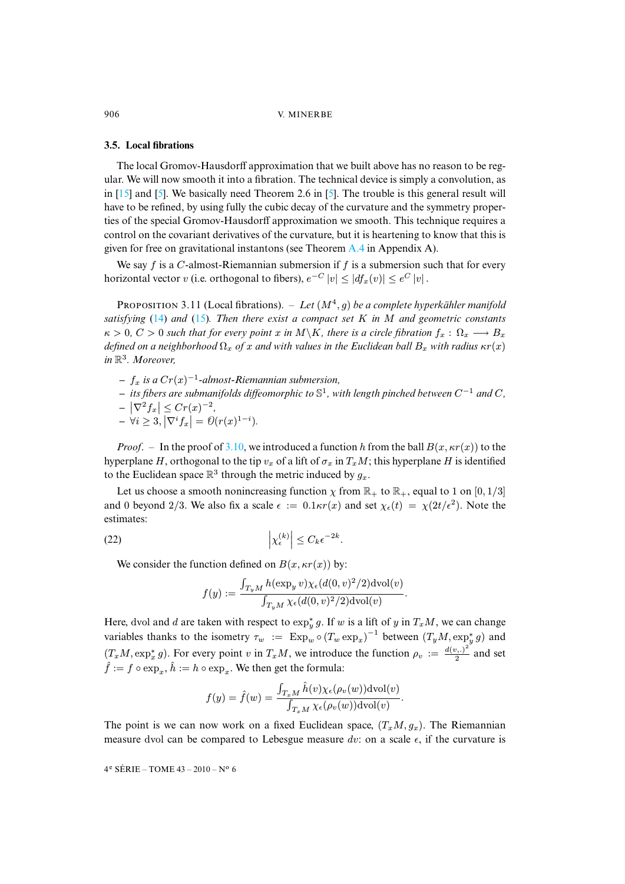### 3.5. Local fibrations

The local Gromov-Hausdorff approximation that we built above has no reason to be regular. We will now smooth it into a fibration. The technical device is simply a convolution, as in [15] and [5]. We basically need Theorem 2.6 in [5]. The trouble is this general result will have to be refined, by using fully the cubic decay of the curvature and the symmetry properties of the special Gromov-Hausdorff approximation we smooth. This technique requires a control on the covariant derivatives of the curvature, but it is heartening to know that this is given for free on gravitational instantons (see Theorem A.4 in Appendix A).

We say $f$ is a $C$-almost-Riemannian submersion if $f$ is a submersion such that for every horizontal vector $v$ (i.e. orthogonal to fibers), $e^{-C}\,|v| \leq |df_x(v)| \leq e^{C}\,|v|$.

Proposition 3.11 (Local fibrations). – *Let $(M^4, g)$ be a complete hyperkähler manifold satisfying (14) and (15). Then there exist a compact set $K$ in $M$ and geometric constants $\kappa > 0$, $C > 0$ such that for every point $x$ in $M \backslash K$, there is a circle fibration $f_x : \Omega_x \longrightarrow B_x$ defined on a neighborhood $\Omega_x$ of $x$ and with values in the Euclidean ball $B_x$ with radius $\kappa r(x)$ in $\mathbb{R}^3$. Moreover,*

- *$f_x$ is a $Cr(x)^{-1}$-almost-Riemannian submersion,*
- *its fibers are submanifolds diffeomorphic to $\mathbb{S}^1$, with length pinched between $C^{-1}$ and $C$,*
- *$\left|\nabla^2 f_x\right| \leq Cr(x)^{-2}$,*
- *$\forall i \geq 3, \left|\nabla^i f_x\right| = \mathcal{O}(r(x)^{1-i})$.*

*Proof*. – In the proof of 3.10, we introduced a function $h$ from the ball $B(x, \kappa r(x))$ to the hyperplane $H$, orthogonal to the tip $v_x$ of a lift of $\sigma_x$ in $T_x M$; this hyperplane $H$ is identified to the Euclidean space $\mathbb{R}^3$ through the metric induced by $g_x$.

Let us choose a smooth nonincreasing function $\chi$ from $\mathbb{R}_+$ to $\mathbb{R}_+$, equal to 1 on $[0, 1/3]$ and 0 beyond $2/3$. We also fix a scale $\epsilon := 0.1\kappa r(x)$ and set $\chi_\epsilon(t) = \chi(2t/\epsilon^2)$. Note the estimates:

$$\left|\chi_\epsilon^{(k)}\right| \leq C_k \epsilon^{-2k}. \tag{22}$$

We consider the function defined on $B(x, \kappa r(x))$ by:

$$f(y) := \frac{\int_{T_y M} h(\exp_y v)\chi_\epsilon(d(0,v)^2/2)\mathrm{dvol}(v)}{\int_{T_y M} \chi_\epsilon(d(0,v)^2/2)\mathrm{dvol}(v)}.$$

Here, dvol and $d$ are taken with respect to $\exp_y^* g$. If $w$ is a lift of $y$ in $T_x M$, we can change variables thanks to the isometry $\tau_w := \mathrm{Exp}_w \circ (T_w \exp_x)^{-1}$ between $(T_y M, \exp_y^* g)$ and $(T_x M, \exp_x^* g)$. For every point $v$ in $T_x M$, we introduce the function $\rho_v := \frac{d(v,.)^2}{2}$ and set $\hat{f} := f \circ \exp_x$, $\hat{h} := h \circ \exp_x$. We then get the formula:

$$f(y) = \hat{f}(w) = \frac{\int_{T_x M} \hat{h}(v)\chi_\epsilon(\rho_v(w))\mathrm{dvol}(v)}{\int_{T_x M} \chi_\epsilon(\rho_v(w))\mathrm{dvol}(v)}.$$

The point is we can now work on a fixed Euclidean space, $(T_x M, g_x)$. The Riemannian measure dvol can be compared to Lebesgue measure $dv$: on a scale $\epsilon$, if the curvature is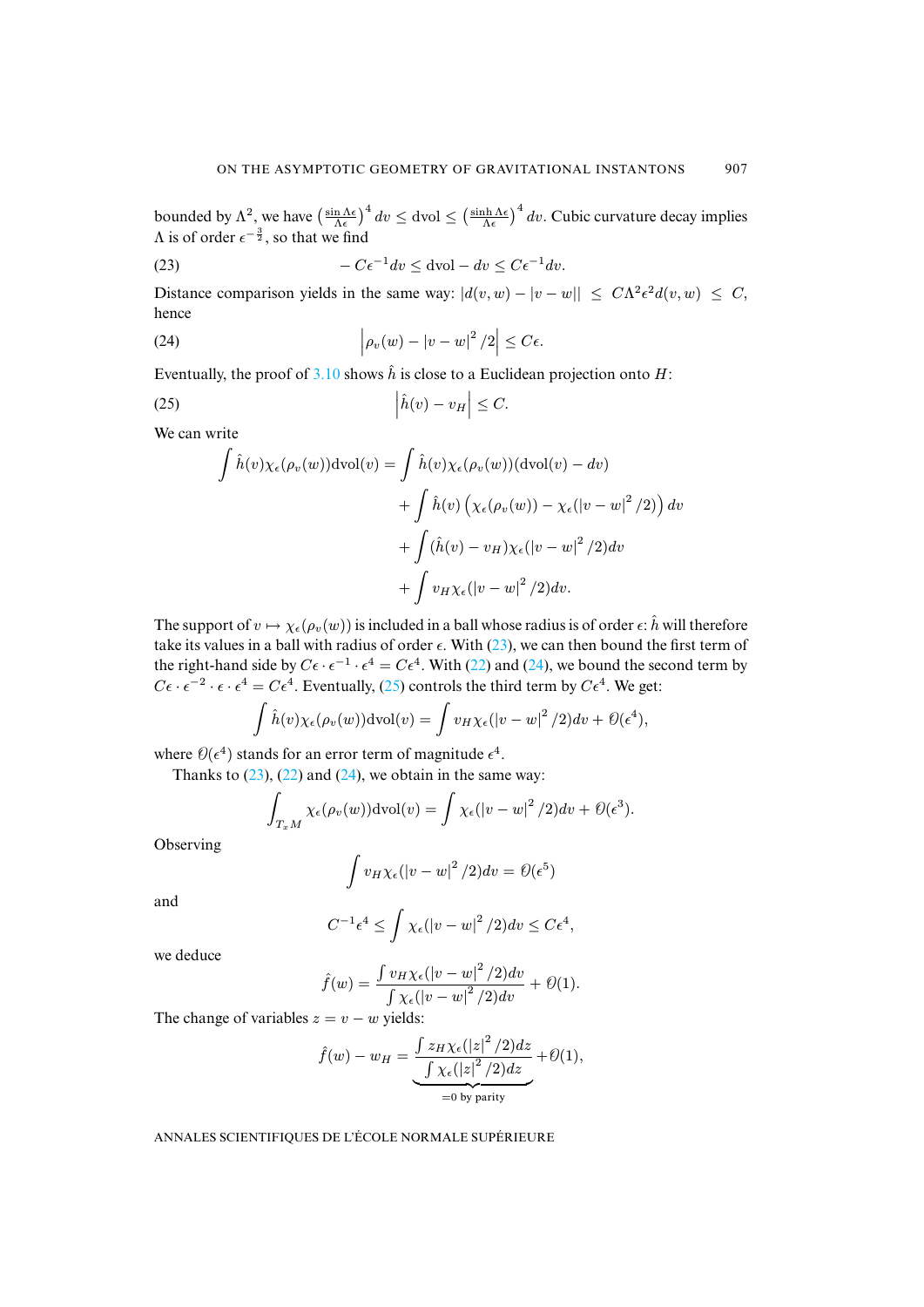bounded by $\Lambda^2$, we have $\left(\frac{\sin \Lambda\epsilon}{\Lambda\epsilon}\right)^4 dv \leq \mathrm{dvol} \leq \left(\frac{\sinh \Lambda\epsilon}{\Lambda\epsilon}\right)^4 dv$. Cubic curvature decay implies $\Lambda$ is of order $\epsilon^{-\frac{3}{2}}$, so that we find

$$-C\epsilon^{-1}dv \leq \mathrm{dvol} - dv \leq C\epsilon^{-1}dv. \tag{23}$$

Distance comparison yields in the same way: $|d(v,w) - |v-w|| \leq C\Lambda^2\epsilon^2 d(v,w) \leq C$, hence

$$\left|\rho_v(w) - |v-w|^2/2\right| \leq C\epsilon. \tag{24}$$

Eventually, the proof of 3.10 shows $\hat{h}$ is close to a Euclidean projection onto $H$:

$$\left|\hat{h}(v) - v_H\right| \leq C. \tag{25}$$

We can write

$$\begin{aligned}
\int \hat{h}(v)\chi_\epsilon(\rho_v(w))\mathrm{dvol}(v) = &\int \hat{h}(v)\chi_\epsilon(\rho_v(w))(\mathrm{dvol}(v) - dv) \\
&+ \int \hat{h}(v)\left(\chi_\epsilon(\rho_v(w)) - \chi_\epsilon(|v-w|^2/2)\right)dv \\
&+ \int (\hat{h}(v) - v_H)\chi_\epsilon(|v-w|^2/2)dv \\
&+ \int v_H\chi_\epsilon(|v-w|^2/2)dv.
\end{aligned}$$

The support of $v \mapsto \chi_\epsilon(\rho_v(w))$ is included in a ball whose radius is of order $\epsilon$: $\hat{h}$ will therefore take its values in a ball with radius of order $\epsilon$. With (23), we can then bound the first term of the right-hand side by $C\epsilon \cdot \epsilon^{-1} \cdot \epsilon^4 = C\epsilon^4$. With (22) and (24), we bound the second term by $C\epsilon \cdot \epsilon^{-2} \cdot \epsilon \cdot \epsilon^4 = C\epsilon^4$. Eventually, (25) controls the third term by $C\epsilon^4$. We get:

$$\int \hat{h}(v)\chi_\epsilon(\rho_v(w))\mathrm{dvol}(v) = \int v_H\chi_\epsilon(|v-w|^2/2)dv + \mathcal{O}(\epsilon^4),$$

where $\mathcal{O}(\epsilon^4)$ stands for an error term of magnitude $\epsilon^4$.

Thanks to (23), (22) and (24), we obtain in the same way:

$$\int_{T_xM} \chi_\epsilon(\rho_v(w))\mathrm{dvol}(v) = \int \chi_\epsilon(|v-w|^2/2)dv + \mathcal{O}(\epsilon^3).$$

Observing

$$\int v_H\chi_\epsilon(|v-w|^2/2)dv = \mathcal{O}(\epsilon^5)$$

and

$$C^{-1}\epsilon^4 \leq \int \chi_\epsilon(|v-w|^2/2)dv \leq C\epsilon^4,$$

we deduce

$$\hat{f}(w) = \frac{\int v_H\chi_\epsilon(|v-w|^2/2)dv}{\int \chi_\epsilon(|v-w|^2/2)dv} + \mathcal{O}(1).$$

The change of variables $z = v - w$ yields:

$$\hat{f}(w) - w_H = \underbrace{\frac{\int z_H\chi_\epsilon(|z|^2/2)dz}{\int \chi_\epsilon(|z|^2/2)dz}}_{=0 \text{ by parity}} + \mathcal{O}(1),$$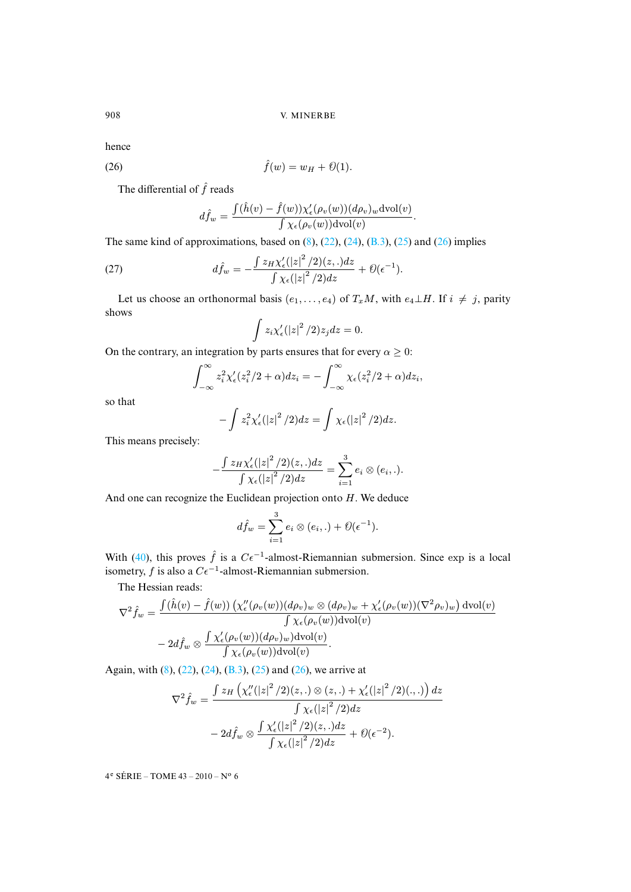hence

$$\hat{f}(w) = w_H + \mathcal{O}(1). \tag{26}$$

The differential of $\hat{f}$ reads

$$d\hat{f}_w = \frac{\int (\hat{h}(v) - \hat{f}(w))\chi_\epsilon'(\rho_v(w))(d\rho_v)_w \mathrm{dvol}(v)}{\int \chi_\epsilon(\rho_v(w))\mathrm{dvol}(v)}.$$

The same kind of approximations, based on (8), (22), (24), (B.3), (25) and (26) implies

$$d\hat{f}_w = -\frac{\int z_H \chi_\epsilon'(|z|^2/2)(z,.)dz}{\int \chi_\epsilon(|z|^2/2)dz} + \mathcal{O}(\epsilon^{-1}). \tag{27}$$

Let us choose an orthonormal basis $(e_1, \ldots, e_4)$ of $T_xM$, with $e_4 \perp H$. If $i \neq j$, parity shows

$$\int z_i \chi_\epsilon'(|z|^2/2) z_j dz = 0.$$

On the contrary, an integration by parts ensures that for every $\alpha \geq 0$:

$$\int_{-\infty}^{\infty} z_i^2 \chi_\epsilon'(z_i^2/2 + \alpha)dz_i = -\int_{-\infty}^{\infty} \chi_\epsilon(z_i^2/2 + \alpha)dz_i,$$

so that

$$-\int z_i^2 \chi_\epsilon'(|z|^2/2)dz = \int \chi_\epsilon(|z|^2/2)dz.$$

This means precisely:

$$-\frac{\int z_H \chi_\epsilon'(|z|^2/2)(z,.)dz}{\int \chi_\epsilon(|z|^2/2)dz} = \sum_{i=1}^{3} e_i \otimes (e_i,.).$$

And one can recognize the Euclidean projection onto $H$. We deduce

$$d\hat{f}_w = \sum_{i=1}^{3} e_i \otimes (e_i,.) + \mathcal{O}(\epsilon^{-1}).$$

With (40), this proves $\hat{f}$ is a $C\epsilon^{-1}$-almost-Riemannian submersion. Since exp is a local isometry, $f$ is also a $C\epsilon^{-1}$-almost-Riemannian submersion.

The Hessian reads:

$$\nabla^2 \hat{f}_w = \frac{\int (\hat{h}(v) - \hat{f}(w))\left(\chi_\epsilon''(\rho_v(w))(d\rho_v)_w \otimes (d\rho_v)_w + \chi_\epsilon'(\rho_v(w))(\nabla^2\rho_v)_w\right) \mathrm{dvol}(v)}{\int \chi_\epsilon(\rho_v(w))\mathrm{dvol}(v)}$$
$$- 2d\hat{f}_w \otimes \frac{\int \chi_\epsilon'(\rho_v(w))(d\rho_v)_w)\mathrm{dvol}(v)}{\int \chi_\epsilon(\rho_v(w))\mathrm{dvol}(v)}.$$

Again, with (8), (22), (24), (B.3), (25) and (26), we arrive at

$$\nabla^2 \hat{f}_w = \frac{\int z_H \left(\chi_\epsilon''(|z|^2/2)(z,.) \otimes (z,.) + \chi_\epsilon'(|z|^2/2)(.,.)\right) dz}{\int \chi_\epsilon(|z|^2/2)dz}$$
$$- 2d\hat{f}_w \otimes \frac{\int \chi_\epsilon'(|z|^2/2)(z,.)dz}{\int \chi_\epsilon(|z|^2/2)dz} + \mathcal{O}(\epsilon^{-2}).$$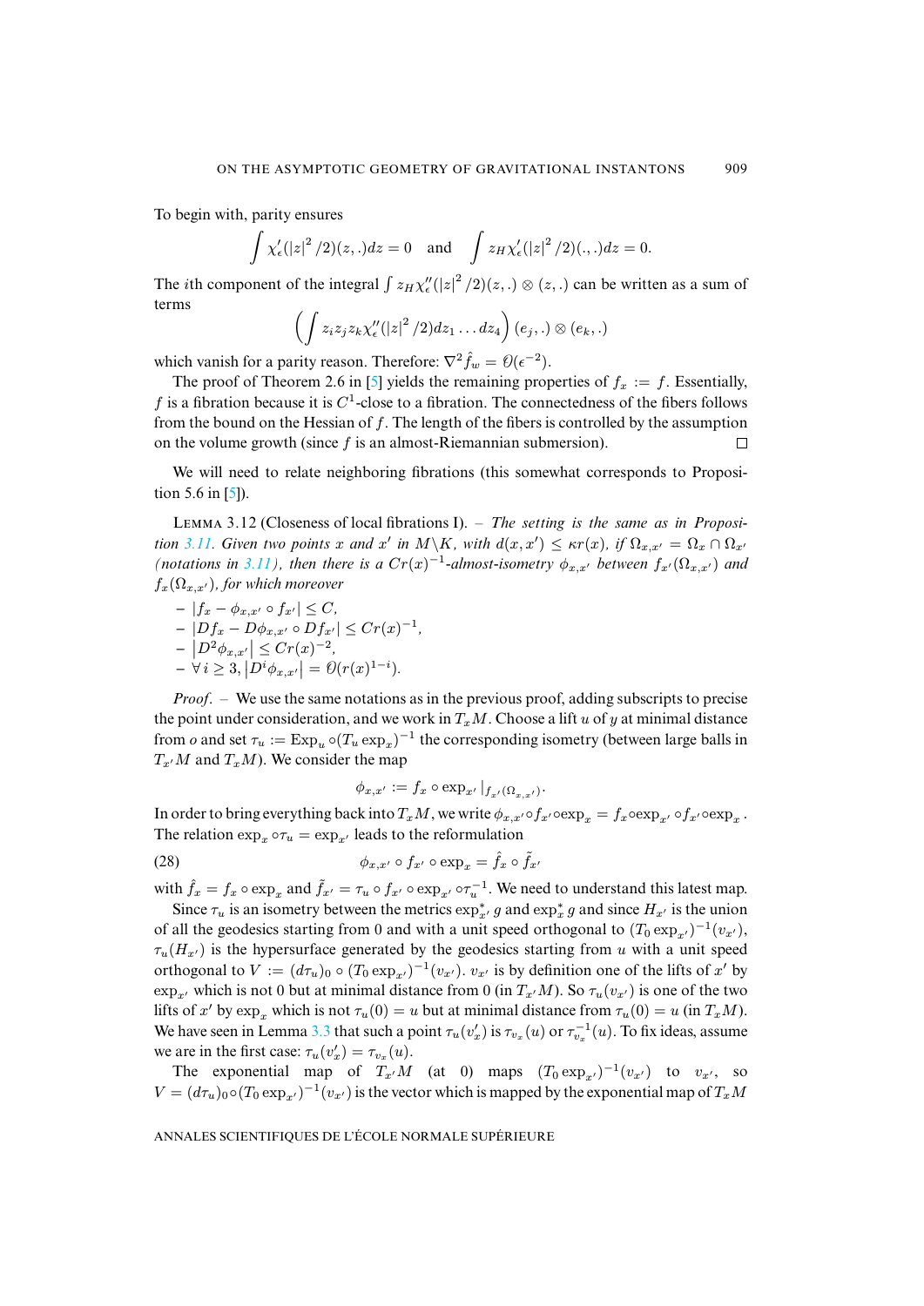To begin with, parity ensures

$$\int \chi_\epsilon'(|z|^2/2)(z,.)dz = 0 \quad \text{and} \quad \int z_H \chi_\epsilon'(|z|^2/2)(.,.)dz = 0.$$

The $i$th component of the integral $\int z_H \chi_\epsilon''(|z|^2/2)(z,.) \otimes (z,.)$ can be written as a sum of terms

$$\left( \int z_i z_j z_k \chi_\epsilon''(|z|^2/2)dz_1 \ldots dz_4 \right) (e_j,.) \otimes (e_k,.)$$

which vanish for a parity reason. Therefore: $\nabla^2 \hat{f}_w = \mathcal{O}(\epsilon^{-2})$.

The proof of Theorem 2.6 in [5] yields the remaining properties of $f_x := f$. Essentially, $f$ is a fibration because it is $C^1$-close to a fibration. The connectedness of the fibers follows from the bound on the Hessian of $f$. The length of the fibers is controlled by the assumption on the volume growth (since $f$ is an almost-Riemannian submersion). $\square$

We will need to relate neighboring fibrations (this somewhat corresponds to Proposition 5.6 in [5]).

Lemma 3.12 (Closeness of local fibrations I). – *The setting is the same as in Proposition 3.11. Given two points $x$ and $x'$ in $M\backslash K$, with $d(x,x') \leq \kappa r(x)$, if $\Omega_{x,x'} = \Omega_x \cap \Omega_{x'}$ (notations in 3.11), then there is a $Cr(x)^{-1}$-almost-isometry $\phi_{x,x'}$ between $f_{x'}(\Omega_{x,x'})$ and $f_x(\Omega_{x,x'})$, for which moreover*

- $|f_x - \phi_{x,x'} \circ f_{x'}| \leq C$,
- $|Df_x - D\phi_{x,x'} \circ Df_{x'}| \leq Cr(x)^{-1}$,
- $|D^2\phi_{x,x'}| \leq Cr(x)^{-2}$,
- $\forall\, i \geq 3, |D^i\phi_{x,x'}| = \mathcal{O}(r(x)^{1-i})$.

*Proof*. – We use the same notations as in the previous proof, adding subscripts to precise the point under consideration, and we work in $T_xM$. Choose a lift $u$ of $y$ at minimal distance from $o$ and set $\tau_u := \mathrm{Exp}_u \circ (T_u \exp_x)^{-1}$ the corresponding isometry (between large balls in $T_{x'}M$ and $T_xM$). We consider the map

$$\phi_{x,x'} := f_x \circ \exp_{x'}|_{f_{x'}(\Omega_{x,x'})}.$$

In order to bring everything back into $T_xM$, we write $\phi_{x,x'} \circ f_{x'} \circ \exp_x = f_x \circ \exp_{x'} \circ f_{x'} \circ \exp_x$. The relation $\exp_x \circ \tau_u = \exp_{x'}$ leads to the reformulation

$$\phi_{x,x'} \circ f_{x'} \circ \exp_x = \hat{f}_x \circ \tilde{f}_{x'} \tag{28}$$

with $\hat{f}_x = f_x \circ \exp_x$ and $\tilde{f}_{x'} = \tau_u \circ f_{x'} \circ \exp_{x'} \circ \tau_u^{-1}$. We need to understand this latest map.

Since $\tau_u$ is an isometry between the metrics $\exp_{x'}^* g$ and $\exp_x^* g$ and since $H_{x'}$ is the union of all the geodesics starting from 0 and with a unit speed orthogonal to $(T_0 \exp_{x'})^{-1}(v_{x'})$, $\tau_u(H_{x'})$ is the hypersurface generated by the geodesics starting from $u$ with a unit speed orthogonal to $V := (d\tau_u)_0 \circ (T_0 \exp_{x'})^{-1}(v_{x'})$. $v_{x'}$ is by definition one of the lifts of $x'$ by $\exp_{x'}$ which is not 0 but at minimal distance from 0 (in $T_{x'}M$). So $\tau_u(v_{x'})$ is one of the two lifts of $x'$ by $\exp_x$ which is not $\tau_u(0) = u$ but at minimal distance from $\tau_u(0) = u$ (in $T_xM$). We have seen in Lemma 3.3 that such a point $\tau_u(v_x')$ is $\tau_{v_x}(u)$ or $\tau_{v_x}^{-1}(u)$. To fix ideas, assume we are in the first case: $\tau_u(v_x') = \tau_{v_x}(u)$.

The exponential map of $T_{x'}M$ (at 0) maps $(T_0 \exp_{x'})^{-1}(v_{x'})$ to $v_{x'}$, so $V = (d\tau_u)_0 \circ (T_0 \exp_{x'})^{-1}(v_{x'})$ is the vector which is mapped by the exponential map of $T_xM$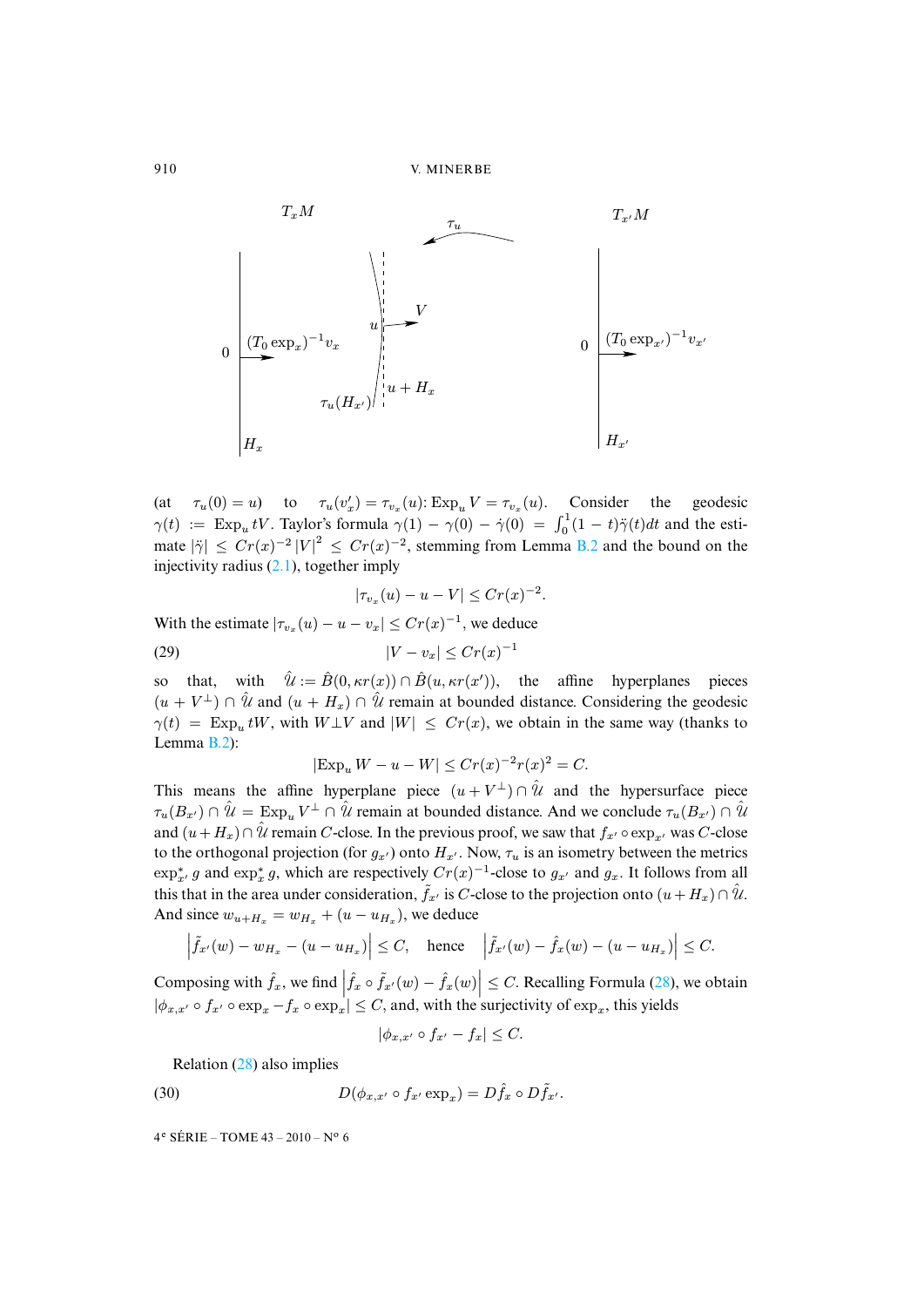(at $\tau_u(0) = u$) to $\tau_u(v'_x) = \tau_{v_x}(u)$: $\operatorname{Exp}_u V = \tau_{v_x}(u)$. Consider the geodesic $\gamma(t) := \operatorname{Exp}_u tV$. Taylor's formula $\gamma(1) - \gamma(0) - \dot\gamma(0) = \int_0^1 (1-t)\ddot\gamma(t)dt$ and the estimate $|\ddot\gamma| \le Cr(x)^{-2}|V|^2 \le Cr(x)^{-2}$, stemming from Lemma B.2 and the bound on the injectivity radius (2.1), together imply

$$|\tau_{v_x}(u) - u - V| \le Cr(x)^{-2}.$$

With the estimate $|\tau_{v_x}(u) - u - v_x| \le Cr(x)^{-1}$, we deduce

$$|V - v_x| \le Cr(x)^{-1} \tag{29}$$

so that, with $\hat{\mathcal{U}} := \hat B(0, \kappa r(x)) \cap \hat B(u, \kappa r(x'))$, the affine hyperplanes pieces $(u + V^\perp) \cap \hat{\mathcal{U}}$ and $(u + H_x) \cap \hat{\mathcal{U}}$ remain at bounded distance. Considering the geodesic $\gamma(t) = \operatorname{Exp}_u tW$, with $W \perp V$ and $|W| \le Cr(x)$, we obtain in the same way (thanks to Lemma B.2):

$$|\operatorname{Exp}_u W - u - W| \le Cr(x)^{-2} r(x)^2 = C.$$

This means the affine hyperplane piece $(u + V^\perp) \cap \hat{\mathcal{U}}$ and the hypersurface piece $\tau_u(B_{x'}) \cap \hat{\mathcal{U}} = \operatorname{Exp}_u V^\perp \cap \hat{\mathcal{U}}$ remain at bounded distance. And we conclude $\tau_u(B_{x'}) \cap \hat{\mathcal{U}}$ and $(u + H_x) \cap \hat{\mathcal{U}}$ remain $C$-close. In the previous proof, we saw that $f_{x'} \circ \exp_{x'}$ was $C$-close to the orthogonal projection (for $g_{x'}$) onto $H_{x'}$. Now, $\tau_u$ is an isometry between the metrics $\exp_{x'}^* g$ and $\exp_x^* g$, which are respectively $Cr(x)^{-1}$-close to $g_{x'}$ and $g_x$. It follows from all this that in the area under consideration, $\tilde f_{x'}$ is $C$-close to the projection onto $(u + H_x) \cap \hat{\mathcal{U}}$. And since $w_{u+H_x} = w_{H_x} + (u - u_{H_x})$, we deduce

$$\left|\tilde f_{x'}(w) - w_{H_x} - (u - u_{H_x})\right| \le C, \quad \text{hence} \quad \left|\tilde f_{x'}(w) - \hat f_x(w) - (u - u_{H_x})\right| \le C.$$

Composing with $\hat f_x$, we find $\left|\hat f_x \circ \tilde f_{x'}(w) - \hat f_x(w)\right| \le C$. Recalling Formula (28), we obtain $|\phi_{x,x'} \circ f_{x'} \circ \exp_x - f_x \circ \exp_x| \le C$, and, with the surjectivity of $\exp_x$, this yields

$$|\phi_{x,x'} \circ f_{x'} - f_x| \le C.$$

Relation (28) also implies

$$D(\phi_{x,x'} \circ f_{x'} \exp_x) = D\hat f_x \circ D\tilde f_{x'}. \tag{30}$$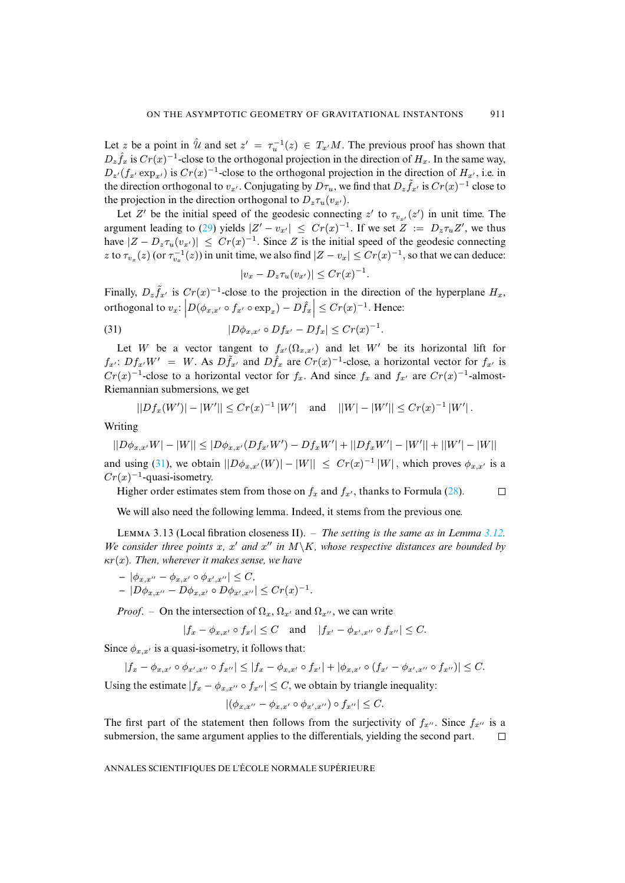Let $z$ be a point in $\hat{\mathcal{U}}$ and set $z' = \tau_u^{-1}(z) \in T_{x'}M$. The previous proof has shown that $D_z\hat{f}_x$ is $Cr(x)^{-1}$-close to the orthogonal projection in the direction of $H_x$. In the same way, $D_{z'}(f_{x'} \exp_{x'})$ is $Cr(x)^{-1}$-close to the orthogonal projection in the direction of $H_{x'}$, i.e. in the direction orthogonal to $v_{x'}$. Conjugating by $D\tau_u$, we find that $D_z\tilde{f}_{x'}$ is $Cr(x)^{-1}$ close to the projection in the direction orthogonal to $D_z\tau_u(v_{x'})$.

Let $Z'$ be the initial speed of the geodesic connecting $z'$ to $\tau_{v_{x'}}(z')$ in unit time. The argument leading to (29) yields $|Z' - v_{x'}| \leq Cr(x)^{-1}$. If we set $Z := D_z\tau_u Z'$, we thus have $|Z - D_z\tau_u(v_{x'})| \leq Cr(x)^{-1}$. Since $Z$ is the initial speed of the geodesic connecting $z$ to $\tau_{v_x}(z)$ (or $\tau_{v_x}^{-1}(z)$) in unit time, we also find $|Z - v_x| \leq Cr(x)^{-1}$, so that we can deduce:

$$|v_x - D_z\tau_u(v_{x'})| \leq Cr(x)^{-1}.$$

Finally, $D_z\tilde{f}_{x'}$ is $Cr(x)^{-1}$-close to the projection in the direction of the hyperplane $H_x$, orthogonal to $v_x$: $\left|D(\phi_{x,x'} \circ f_{x'} \circ \exp_x) - D\hat{f}_x\right| \leq Cr(x)^{-1}$. Hence:

$$|D\phi_{x,x'} \circ Df_{x'} - Df_x| \leq Cr(x)^{-1}. \tag{31}$$

Let $W$ be a vector tangent to $f_{x'}(\Omega_{x,x'})$ and let $W'$ be its horizontal lift for $f_{x'}$: $Df_{x'}W' = W$. As $D\tilde{f}_{x'}$ and $D\hat{f}_x$ are $Cr(x)^{-1}$-close, a horizontal vector for $f_{x'}$ is $Cr(x)^{-1}$-close to a horizontal vector for $f_x$. And since $f_x$ and $f_{x'}$ are $Cr(x)^{-1}$-almost-Riemannian submersions, we get

$$||Df_x(W')| - |W'|| \leq Cr(x)^{-1}\,|W'| \quad \text{and} \quad ||W| - |W'|| \leq Cr(x)^{-1}\,|W'|\,.$$

Writing

$$||D\phi_{x,x'}W| - |W|| \leq |D\phi_{x,x'}(Df_{x'}W') - Df_xW'| + ||Df_xW'| - |W'|| + ||W'| - |W||$$

and using (31), we obtain $||D\phi_{x,x'}(W)| - |W|| \leq Cr(x)^{-1}\,|W|$, which proves $\phi_{x,x'}$ is a $Cr(x)^{-1}$-quasi-isometry.

Higher order estimates stem from those on $f_x$ and $f_{x'}$, thanks to Formula (28). □

We will also need the following lemma. Indeed, it stems from the previous one.

**Lemma 3.13** (Local fibration closeness II). – *The setting is the same as in Lemma 3.12. We consider three points $x$, $x'$ and $x''$ in $M\backslash K$, whose respective distances are bounded by $\kappa r(x)$. Then, wherever it makes sense, we have*

- $|\phi_{x,x''} - \phi_{x,x'} \circ \phi_{x',x''}| \leq C$,
- $|D\phi_{x,x''} - D\phi_{x,x'} \circ D\phi_{x',x''}| \leq Cr(x)^{-1}$.

*Proof.* – On the intersection of $\Omega_x$, $\Omega_{x'}$ and $\Omega_{x''}$, we can write

$$|f_x - \phi_{x,x'} \circ f_{x'}| \leq C \quad \text{and} \quad |f_{x'} - \phi_{x',x''} \circ f_{x''}| \leq C.$$

Since $\phi_{x,x'}$ is a quasi-isometry, it follows that:

$$|f_x - \phi_{x,x'} \circ \phi_{x',x''} \circ f_{x''}| \leq |f_x - \phi_{x,x'} \circ f_{x'}| + |\phi_{x,x'} \circ (f_{x'} - \phi_{x',x''} \circ f_{x''})| \leq C.$$

Using the estimate $|f_x - \phi_{x,x''} \circ f_{x''}| \leq C$, we obtain by triangle inequality:

$$|(\phi_{x,x''} - \phi_{x,x'} \circ \phi_{x',x''}) \circ f_{x''}| \leq C.$$

The first part of the statement then follows from the surjectivity of $f_{x''}$. Since $f_{x''}$ is a submersion, the same argument applies to the differentials, yielding the second part. □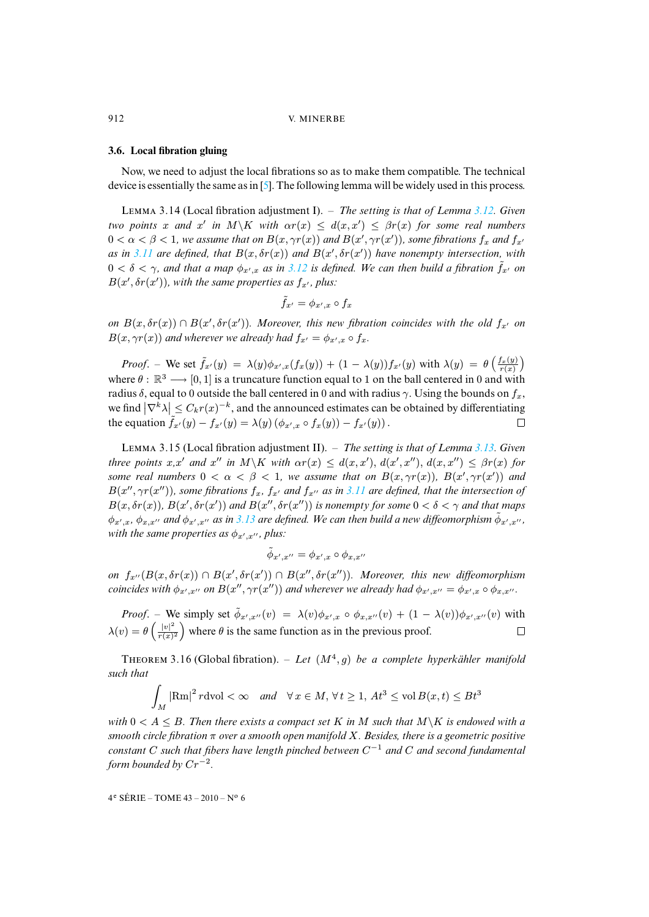### 3.6. Local fibration gluing

Now, we need to adjust the local fibrations so as to make them compatible. The technical device is essentially the same as in [5]. The following lemma will be widely used in this process.

LEMMA 3.14 (Local fibration adjustment I). – *The setting is that of Lemma 3.12. Given two points $x$ and $x'$ in $M\backslash K$ with $\alpha r(x) \leq d(x,x') \leq \beta r(x)$ for some real numbers $0<\alpha<\beta<1$, we assume that on $B(x,\gamma r(x))$ and $B(x',\gamma r(x'))$, some fibrations $f_x$ and $f_{x'}$ as in 3.11 are defined, that $B(x,\delta r(x))$ and $B(x',\delta r(x'))$ have nonempty intersection, with $0<\delta<\gamma$, and that a map $\phi_{x',x}$ as in 3.12 is defined. We can then build a fibration $\tilde{f}_{x'}$ on $B(x',\delta r(x'))$, with the same properties as $f_{x'}$, plus:*

$$\tilde{f}_{x'} = \phi_{x',x} \circ f_x$$

*on $B(x,\delta r(x)) \cap B(x',\delta r(x'))$. Moreover, this new fibration coincides with the old $f_{x'}$ on $B(x,\gamma r(x))$ and wherever we already had $f_{x'} = \phi_{x',x}\circ f_x$.*

*Proof.* – We set $\tilde{f}_{x'}(y) = \lambda(y)\phi_{x',x}(f_x(y)) + (1-\lambda(y))f_{x'}(y)$ with $\lambda(y) = \theta\left(\frac{f_x(y)}{r(x)}\right)$ where $\theta : \mathbb{R}^3 \longrightarrow [0,1]$ is a truncature function equal to 1 on the ball centered in 0 and with radius $\delta$, equal to 0 outside the ball centered in 0 and with radius $\gamma$. Using the bounds on $f_x$, we find $\left|\nabla^k\lambda\right| \leq C_k r(x)^{-k}$, and the announced estimates can be obtained by differentiating the equation $\tilde{f}_{x'}(y) - f_{x'}(y) = \lambda(y)\left(\phi_{x',x}\circ f_x(y)) - f_{x'}(y)\right)$. □

LEMMA 3.15 (Local fibration adjustment II). – *The setting is that of Lemma 3.13. Given three points $x$,$x'$ and $x''$ in $M\backslash K$ with $\alpha r(x) \leq d(x,x'), d(x',x''), d(x,x'') \leq \beta r(x)$ for some real numbers $0<\alpha<\beta<1$, we assume that on $B(x,\gamma r(x))$, $B(x',\gamma r(x'))$ and $B(x'',\gamma r(x''))$, some fibrations $f_x$, $f_{x'}$ and $f_{x''}$ as in 3.11 are defined, that the intersection of $B(x,\delta r(x))$, $B(x',\delta r(x'))$ and $B(x'',\delta r(x''))$ is nonempty for some $0<\delta<\gamma$ and that maps $\phi_{x',x}$, $\phi_{x,x''}$ and $\phi_{x',x''}$ as in 3.13 are defined. We can then build a new diffeomorphism $\tilde{\phi}_{x',x''}$, with the same properties as $\phi_{x',x''}$, plus:*

$$\tilde{\phi}_{x',x''} = \phi_{x',x}\circ\phi_{x,x''}$$

*on $f_{x''}(B(x,\delta r(x)) \cap B(x',\delta r(x')) \cap B(x'',\delta r(x''))$. Moreover, this new diffeomorphism coincides with $\phi_{x',x''}$ on $B(x'',\gamma r(x''))$ and wherever we already had $\phi_{x',x''} = \phi_{x',x}\circ\phi_{x,x''}$.*

*Proof.* – We simply set $\tilde{\phi}_{x',x''}(v) = \lambda(v)\phi_{x',x}\circ\phi_{x,x''}(v) + (1-\lambda(v))\phi_{x',x''}(v)$ with $\lambda(v) = \theta\left(\frac{|v|^2}{r(x)^2}\right)$ where $\theta$ is the same function as in the previous proof. □

THEOREM 3.16 (Global fibration). – *Let $(M^4,g)$ be a complete hyperkähler manifold such that*

$$\int_M |\mathrm{Rm}|^2 r\mathrm{dvol} < \infty \quad \textit{and} \quad \forall\, x\in M, \forall\, t\geq 1,\ At^3 \leq \mathrm{vol}\, B(x,t) \leq Bt^3$$

*with $0<A\leq B$. Then there exists a compact set $K$ in $M$ such that $M\backslash K$ is endowed with a smooth circle fibration $\pi$ over a smooth open manifold $X$. Besides, there is a geometric positive constant $C$ such that fibers have length pinched between $C^{-1}$ and $C$ and second fundamental form bounded by $Cr^{-2}$.*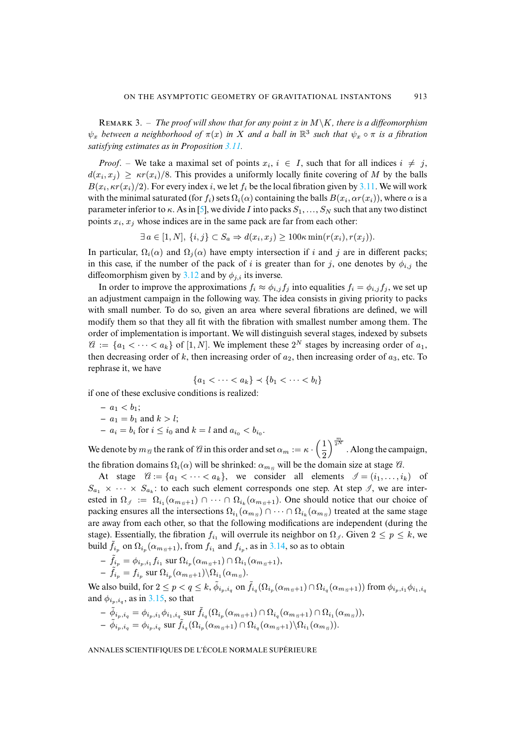REMARK 3. – *The proof will show that for any point $x$ in $M \backslash K$, there is a diffeomorphism $\psi_x$ between a neighborhood of $\pi(x)$ in $X$ and a ball in $\mathbb{R}^3$ such that $\psi_x \circ \pi$ is a fibration satisfying estimates as in Proposition 3.11.*

*Proof.* – We take a maximal set of points $x_i$, $i \in I$, such that for all indices $i \neq j$, $d(x_i, x_j) \geq \kappa r(x_i)/8$. This provides a uniformly locally finite covering of $M$ by the balls $B(x_i, \kappa r(x_i)/2)$. For every index $i$, we let $f_i$ be the local fibration given by 3.11. We will work with the minimal saturated (for $f_i$) sets $\Omega_i(\alpha)$ containing the balls $B(x_i, \alpha r(x_i))$, where $\alpha$ is a parameter inferior to $\kappa$. As in [5], we divide $I$ into packs $S_1, \ldots, S_N$ such that any two distinct points $x_i$, $x_j$ whose indices are in the same pack are far from each other:

$$\exists\, a \in [1, N],\ \{i, j\} \subset S_a \Rightarrow d(x_i, x_j) \geq 100\kappa \min(r(x_i), r(x_j)).$$

In particular, $\Omega_i(\alpha)$ and $\Omega_j(\alpha)$ have empty intersection if $i$ and $j$ are in different packs; in this case, if the number of the pack of $i$ is greater than for $j$, one denotes by $\phi_{i,j}$ the diffeomorphism given by 3.12 and by $\phi_{j,i}$ its inverse.

In order to improve the approximations $f_i \approx \phi_{i,j} f_j$ into equalities $f_i = \phi_{i,j} f_j$, we set up an adjustment campaign in the following way. The idea consists in giving priority to packs with small number. To do so, given an area where several fibrations are defined, we will modify them so that they all fit with the fibration with smallest number among them. The order of implementation is important. We will distinguish several stages, indexed by subsets $\mathcal{a} := \{a_1 < \cdots < a_k\}$ of $[1, N]$. We implement these $2^N$ stages by increasing order of $a_1$, then decreasing order of $k$, then increasing order of $a_2$, then increasing order of $a_3$, etc. To rephrase it, we have

$$\{a_1 < \cdots < a_k\} \prec \{b_1 < \cdots < b_l\}$$

if one of these exclusive conditions is realized:

- $a_1 < b_1$;
- $a_1 = b_1$ and $k > l$;
- $a_i = b_i$ for $i \leq i_0$ and $k = l$ and $a_{i_0} < b_{i_0}$.

We denote by $m_{\mathcal{a}}$ the rank of $\mathcal{a}$ in this order and set $\alpha_m := \kappa \cdot \left(\frac{1}{2}\right)^{\frac{m}{2^N}}$. Along the campaign, the fibration domains $\Omega_i(\alpha)$ will be shrinked: $\alpha_{m_{\mathcal{a}}}$ will be the domain size at stage $\mathcal{a}$.

At stage $\mathcal{a} := \{a_1 < \cdots < a_k\}$, we consider all elements $\mathcal{I} = (i_1, \ldots, i_k)$ of $S_{a_1} \times \cdots \times S_{a_k}$: to each such element corresponds one step. At step $\mathcal{I}$, we are interested in $\Omega_{\mathcal{I}} := \Omega_{i_1}(\alpha_{m_{\mathcal{a}}+1}) \cap \cdots \cap \Omega_{i_k}(\alpha_{m_{\mathcal{a}}+1})$. One should notice that our choice of packing ensures all the intersections $\Omega_{i_1}(\alpha_{m_{\mathcal{a}}}) \cap \cdots \cap \Omega_{i_k}(\alpha_{m_{\mathcal{a}}})$ treated at the same stage are away from each other, so that the following modifications are independent (during the stage). Essentially, the fibration $f_{i_1}$ will overrule its neighbor on $\Omega_{\mathcal{I}}$. Given $2 \leq p \leq k$, we build $\tilde{f}_{i_p}$ on $\Omega_{i_p}(\alpha_{m_{\mathcal{a}}+1})$, from $f_{i_1}$ and $f_{i_p}$, as in 3.14, so as to obtain

- $\tilde{f}_{i_p} = \phi_{i_p,i_1} f_{i_1}$ sur $\Omega_{i_p}(\alpha_{m_{\mathcal{a}}+1}) \cap \Omega_{i_1}(\alpha_{m_{\mathcal{a}}+1})$,
- $\tilde{f}_{i_p} = f_{i_p}$ sur $\Omega_{i_p}(\alpha_{m_{\mathcal{a}}+1}) \backslash \Omega_{i_1}(\alpha_{m_{\mathcal{a}}})$.

We also build, for $2 \leq p < q \leq k$, $\tilde{\phi}_{i_p,i_q}$ on $\tilde{f}_{i_q}(\Omega_{i_p}(\alpha_{m_{\mathcal{a}}+1}) \cap \Omega_{i_q}(\alpha_{m_{\mathcal{a}}+1}))$ from $\phi_{i_p,i_1}\phi_{i_1,i_q}$ and $\phi_{i_p,i_q}$, as in 3.15, so that

- $\tilde{\phi}_{i_p,i_q} = \phi_{i_p,i_1}\phi_{i_1,i_q}$ sur $\tilde{f}_{i_q}(\Omega_{i_p}(\alpha_{m_{\mathcal{a}}+1}) \cap \Omega_{i_q}(\alpha_{m_{\mathcal{a}}+1}) \cap \Omega_{i_1}(\alpha_{m_{\mathcal{a}}}))$,
- $\tilde{\phi}_{i_p,i_q} = \phi_{i_p,i_q}$ sur $\tilde{f}_{i_q}(\Omega_{i_p}(\alpha_{m_{\mathcal{a}}+1}) \cap \Omega_{i_q}(\alpha_{m_{\mathcal{a}}+1}) \backslash \Omega_{i_1}(\alpha_{m_{\mathcal{a}}}))$.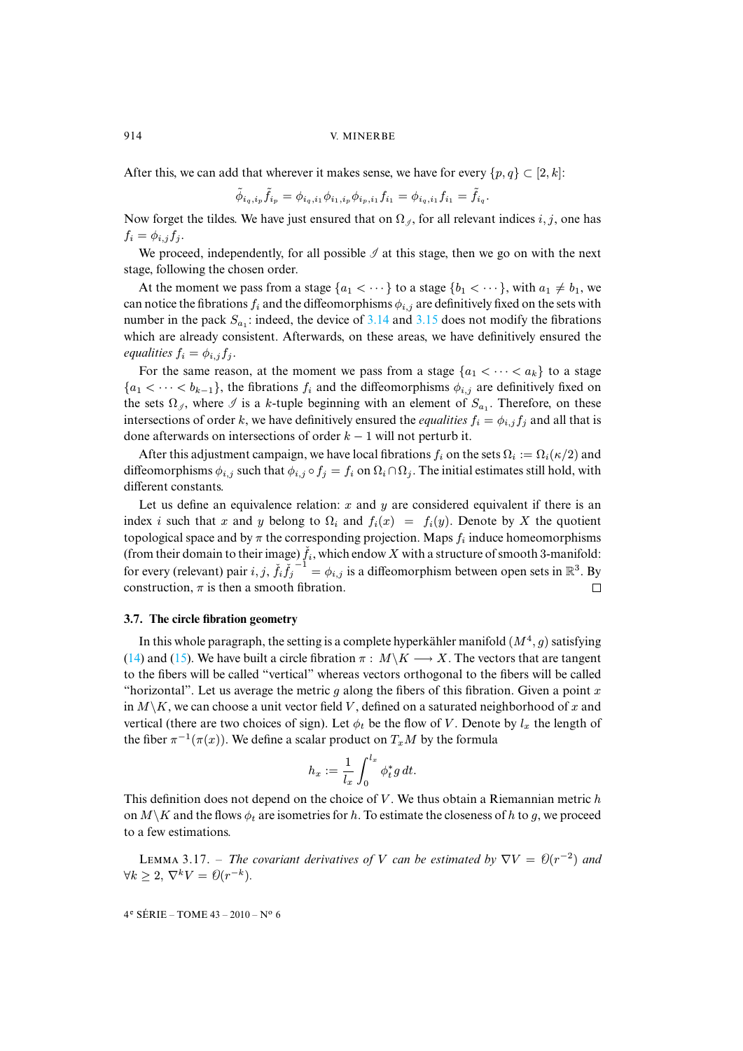After this, we can add that wherever it makes sense, we have for every $\{p, q\} \subset [2, k]$:

$$\tilde{\phi}_{i_q,i_p}\tilde{f}_{i_p} = \phi_{i_q,i_1}\phi_{i_1,i_p}\phi_{i_p,i_1}f_{i_1} = \phi_{i_q,i_1}f_{i_1} = \tilde{f}_{i_q}.$$

Now forget the tildes. We have just ensured that on $\Omega_{\mathscr{I}}$, for all relevant indices $i, j$, one has $f_i = \phi_{i,j}f_j$.

We proceed, independently, for all possible $\mathscr{I}$ at this stage, then we go on with the next stage, following the chosen order.

At the moment we pass from a stage $\{a_1 < \cdots\}$ to a stage $\{b_1 < \cdots\}$, with $a_1 \neq b_1$, we can notice the fibrations $f_i$ and the diffeomorphisms $\phi_{i,j}$ are definitively fixed on the sets with number in the pack $S_{a_1}$: indeed, the device of 3.14 and 3.15 does not modify the fibrations which are already consistent. Afterwards, on these areas, we have definitively ensured the *equalities* $f_i = \phi_{i,j}f_j$.

For the same reason, at the moment we pass from a stage $\{a_1 < \cdots < a_k\}$ to a stage $\{a_1 < \cdots < b_{k-1}\}$, the fibrations $f_i$ and the diffeomorphisms $\phi_{i,j}$ are definitively fixed on the sets $\Omega_{\mathscr{I}}$, where $\mathscr{I}$ is a $k$-tuple beginning with an element of $S_{a_1}$. Therefore, on these intersections of order $k$, we have definitively ensured the *equalities* $f_i = \phi_{i,j}f_j$ and all that is done afterwards on intersections of order $k-1$ will not perturb it.

After this adjustment campaign, we have local fibrations $f_i$ on the sets $\Omega_i := \Omega_i(\kappa/2)$ and diffeomorphisms $\phi_{i,j}$ such that $\phi_{i,j} \circ f_j = f_i$ on $\Omega_i \cap \Omega_j$. The initial estimates still hold, with different constants.

Let us define an equivalence relation: $x$ and $y$ are considered equivalent if there is an index $i$ such that $x$ and $y$ belong to $\Omega_i$ and $f_i(x) = f_i(y)$. Denote by $X$ the quotient topological space and by $\pi$ the corresponding projection. Maps $f_i$ induce homeomorphisms (from their domain to their image) $\check{f}_i$, which endow $X$ with a structure of smooth 3-manifold: for every (relevant) pair $i, j$, $\check{f}_i\check{f}_j^{-1} = \phi_{i,j}$ is a diffeomorphism between open sets in $\mathbb{R}^3$. By construction, $\pi$ is then a smooth fibration. □

### 3.7. The circle fibration geometry

In this whole paragraph, the setting is a complete hyperkähler manifold $(M^4, g)$ satisfying (14) and (15). We have built a circle fibration $\pi : M \backslash K \longrightarrow X$. The vectors that are tangent to the fibers will be called "vertical" whereas vectors orthogonal to the fibers will be called "horizontal". Let us average the metric $g$ along the fibers of this fibration. Given a point $x$ in $M \backslash K$, we can choose a unit vector field $V$, defined on a saturated neighborhood of $x$ and vertical (there are two choices of sign). Let $\phi_t$ be the flow of $V$. Denote by $l_x$ the length of the fiber $\pi^{-1}(\pi(x))$. We define a scalar product on $T_xM$ by the formula

$$h_x := \frac{1}{l_x}\int_0^{l_x} \phi_t^* g \, dt.$$

This definition does not depend on the choice of $V$. We thus obtain a Riemannian metric $h$ on $M \backslash K$ and the flows $\phi_t$ are isometries for $h$. To estimate the closeness of $h$ to $g$, we proceed to a few estimations.

Lemma 3.17. – *The covariant derivatives of $V$ can be estimated by $\nabla V = \mathcal{O}(r^{-2})$ and $\forall k \geq 2$, $\nabla^k V = \mathcal{O}(r^{-k})$.*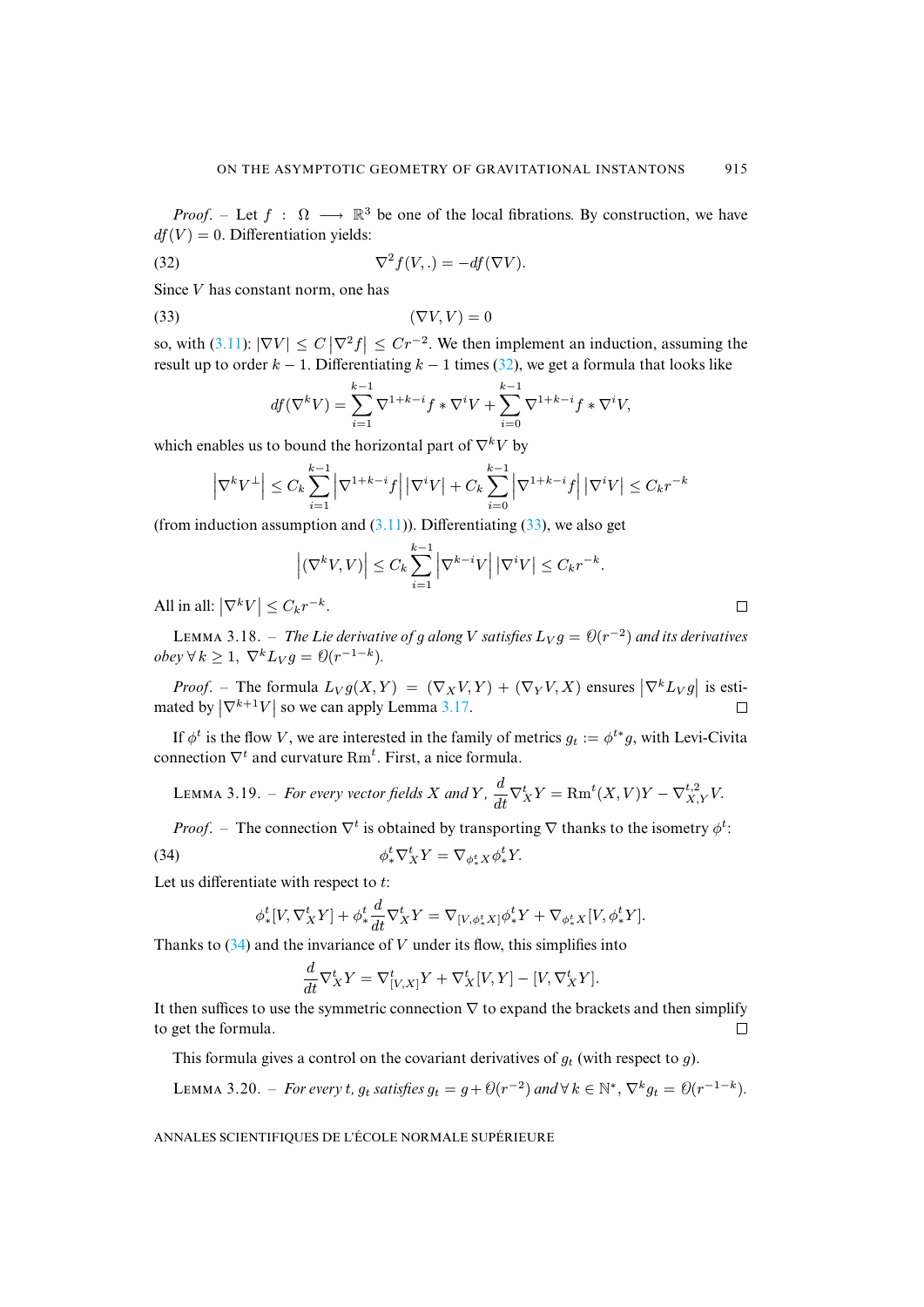*Proof*. – Let $f : \Omega \longrightarrow \mathbb{R}^3$ be one of the local fibrations. By construction, we have $df(V) = 0$. Differentiation yields:

$$\nabla^2 f(V, .) = -df(\nabla V). \tag{32}$$

Since $V$ has constant norm, one has

$$(\nabla V, V) = 0 \tag{33}$$

so, with (3.11): $|\nabla V| \leq C\left|\nabla^2 f\right| \leq Cr^{-2}$. We then implement an induction, assuming the result up to order $k-1$. Differentiating $k-1$ times (32), we get a formula that looks like

$$df(\nabla^k V) = \sum_{i=1}^{k-1} \nabla^{1+k-i} f * \nabla^i V + \sum_{i=0}^{k-1} \nabla^{1+k-i} f * \nabla^i V,$$

which enables us to bound the horizontal part of $\nabla^k V$ by

$$\left|\nabla^k V^\perp\right| \leq C_k \sum_{i=1}^{k-1} \left|\nabla^{1+k-i} f\right| \left|\nabla^i V\right| + C_k \sum_{i=0}^{k-1} \left|\nabla^{1+k-i} f\right| \left|\nabla^i V\right| \leq C_k r^{-k}$$

(from induction assumption and (3.11)). Differentiating (33), we also get

$$\left|(\nabla^k V, V)\right| \leq C_k \sum_{i=1}^{k-1} \left|\nabla^{k-i} V\right| \left|\nabla^i V\right| \leq C_k r^{-k}.$$

All in all: $\left|\nabla^k V\right| \leq C_k r^{-k}$. □

Lemma 3.18. – *The Lie derivative of $g$ along $V$ satisfies $L_V g = \mathcal{O}(r^{-2})$ and its derivatives obey $\forall\, k \geq 1$, $\nabla^k L_V g = \mathcal{O}(r^{-1-k})$.*

*Proof*. – The formula $L_V g(X,Y) = (\nabla_X V, Y) + (\nabla_Y V, X)$ ensures $\left|\nabla^k L_V g\right|$ is estimated by $\left|\nabla^{k+1} V\right|$ so we can apply Lemma 3.17. □

If $\phi^t$ is the flow $V$, we are interested in the family of metrics $g_t := \phi^{t*} g$, with Levi-Civita connection $\nabla^t$ and curvature $\mathrm{Rm}^t$. First, a nice formula.

Lemma 3.19. – *For every vector fields $X$ and $Y$, $\dfrac{d}{dt}\nabla^t_X Y = \mathrm{Rm}^t(X,V)Y - \nabla^{t,2}_{X,Y} V$.*

*Proof*. – The connection $\nabla^t$ is obtained by transporting $\nabla$ thanks to the isometry $\phi^t$:

$$\phi^t_* \nabla^t_X Y = \nabla_{\phi^t_* X} \phi^t_* Y. \tag{34}$$

Let us differentiate with respect to $t$:

$$\phi^t_*[V, \nabla^t_X Y] + \phi^t_* \frac{d}{dt}\nabla^t_X Y = \nabla_{[V, \phi^t_* X]} \phi^t_* Y + \nabla_{\phi^t_* X}[V, \phi^t_* Y].$$

Thanks to (34) and the invariance of $V$ under its flow, this simplifies into

$$\frac{d}{dt}\nabla^t_X Y = \nabla^t_{[V,X]} Y + \nabla^t_X [V,Y] - [V, \nabla^t_X Y].$$

It then suffices to use the symmetric connection $\nabla$ to expand the brackets and then simplify to get the formula. □

This formula gives a control on the covariant derivatives of $g_t$ (with respect to $g$).

Lemma 3.20. – *For every $t$, $g_t$ satisfies $g_t = g + \mathcal{O}(r^{-2})$ and $\forall\, k \in \mathbb{N}^*$, $\nabla^k g_t = \mathcal{O}(r^{-1-k})$.*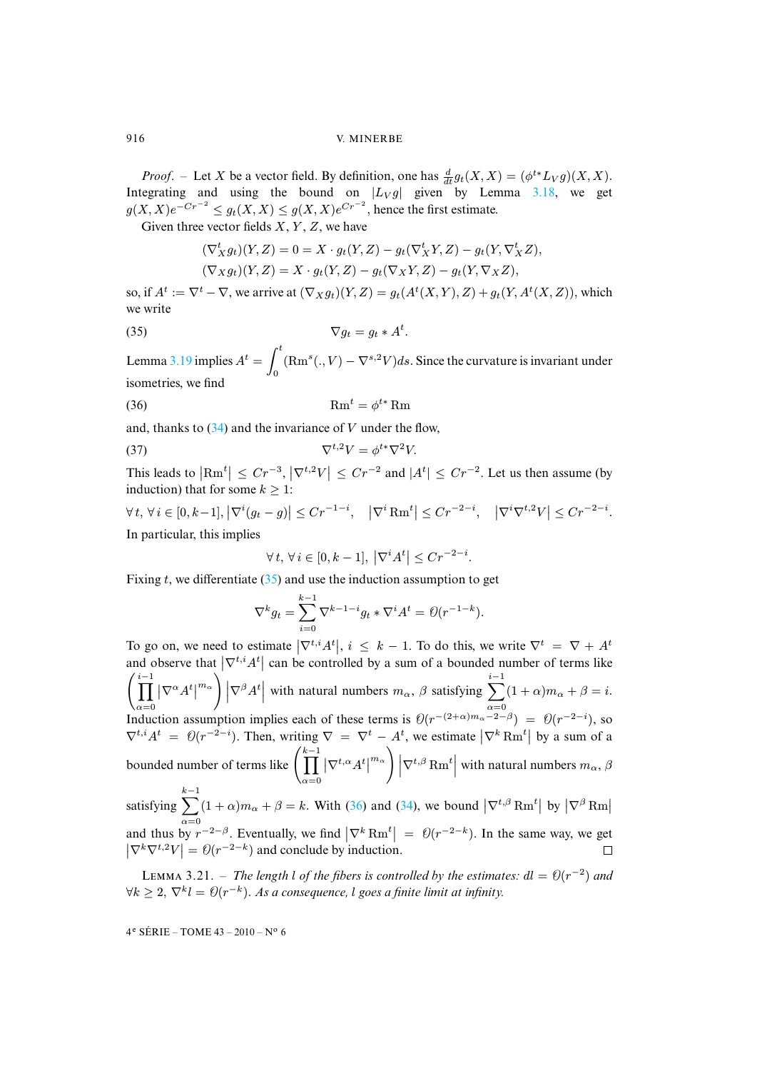*Proof.* – Let $X$ be a vector field. By definition, one has $\frac{d}{dt} g_t(X, X) = (\phi^{t*} L_V g)(X, X)$. Integrating and using the bound on $|L_V g|$ given by Lemma 3.18, we get $g(X, X) e^{-Cr^{-2}} \leq g_t(X, X) \leq g(X, X) e^{Cr^{-2}}$, hence the first estimate.

Given three vector fields $X$, $Y$, $Z$, we have

$$(\nabla^t_X g_t)(Y, Z) = 0 = X \cdot g_t(Y, Z) - g_t(\nabla^t_X Y, Z) - g_t(Y, \nabla^t_X Z),$$
$$(\nabla_X g_t)(Y, Z) = X \cdot g_t(Y, Z) - g_t(\nabla_X Y, Z) - g_t(Y, \nabla_X Z),$$

so, if $A^t := \nabla^t - \nabla$, we arrive at $(\nabla_X g_t)(Y, Z) = g_t(A^t(X, Y), Z) + g_t(Y, A^t(X, Z))$, which we write

$$\nabla g_t = g_t * A^t. \tag{35}$$

Lemma 3.19 implies $A^t = \displaystyle\int_0^t (\mathrm{Rm}^s(., V) - \nabla^{s,2} V) ds$. Since the curvature is invariant under isometries, we find

$$\mathrm{Rm}^t = \phi^{t*} \mathrm{Rm} \tag{36}$$

and, thanks to (34) and the invariance of $V$ under the flow,

$$\nabla^{t,2} V = \phi^{t*} \nabla^2 V. \tag{37}$$

This leads to $|\mathrm{Rm}^t| \leq Cr^{-3}$, $|\nabla^{t,2} V| \leq Cr^{-2}$ and $|A^t| \leq Cr^{-2}$. Let us then assume (by induction) that for some $k \geq 1$:

$$\forall t,\ \forall i \in [0, k-1],\ |\nabla^i (g_t - g)| \leq Cr^{-1-i}, \quad |\nabla^i \mathrm{Rm}^t| \leq Cr^{-2-i}, \quad |\nabla^i \nabla^{t,2} V| \leq Cr^{-2-i}.$$

In particular, this implies

$$\forall t,\ \forall i \in [0, k-1],\ |\nabla^i A^t| \leq Cr^{-2-i}.$$

Fixing $t$, we differentiate (35) and use the induction assumption to get

$$\nabla^k g_t = \sum_{i=0}^{k-1} \nabla^{k-1-i} g_t * \nabla^i A^t = \mathcal{O}(r^{-1-k}).$$

To go on, we need to estimate $|\nabla^{t,i} A^t|$, $i \leq k-1$. To do this, we write $\nabla^t = \nabla + A^t$ and observe that $|\nabla^{t,i} A^t|$ can be controlled by a sum of a bounded number of terms like $\left(\prod_{\alpha=0}^{i-1} |\nabla^\alpha A^t|^{m_\alpha}\right) |\nabla^\beta A^t|$ with natural numbers $m_\alpha$, $\beta$ satisfying $\sum_{\alpha=0}^{i-1} (1+\alpha) m_\alpha + \beta = i$. Induction assumption implies each of these terms is $\mathcal{O}(r^{-(2+\alpha)m_\alpha - 2 - \beta}) = \mathcal{O}(r^{-2-i})$, so $\nabla^{t,i} A^t = \mathcal{O}(r^{-2-i})$. Then, writing $\nabla = \nabla^t - A^t$, we estimate $|\nabla^k \mathrm{Rm}^t|$ by a sum of a bounded number of terms like $\left(\prod_{\alpha=0}^{k-1} |\nabla^{t,\alpha} A^t|^{m_\alpha}\right) |\nabla^{t,\beta} \mathrm{Rm}^t|$ with natural numbers $m_\alpha$, $\beta$ satisfying $\sum_{\alpha=0}^{k-1} (1+\alpha) m_\alpha + \beta = k$. With (36) and (34), we bound $|\nabla^{t,\beta} \mathrm{Rm}^t|$ by $|\nabla^\beta \mathrm{Rm}|$ and thus by $r^{-2-\beta}$. Eventually, we find $|\nabla^k \mathrm{Rm}^t| = \mathcal{O}(r^{-2-k})$. In the same way, we get $|\nabla^k \nabla^{t,2} V| = \mathcal{O}(r^{-2-k})$ and conclude by induction. □

LEMMA 3.21. – *The length $l$ of the fibers is controlled by the estimates: $dl = \mathcal{O}(r^{-2})$ and $\forall k \geq 2$, $\nabla^k l = \mathcal{O}(r^{-k})$. As a consequence, $l$ goes a finite limit at infinity.*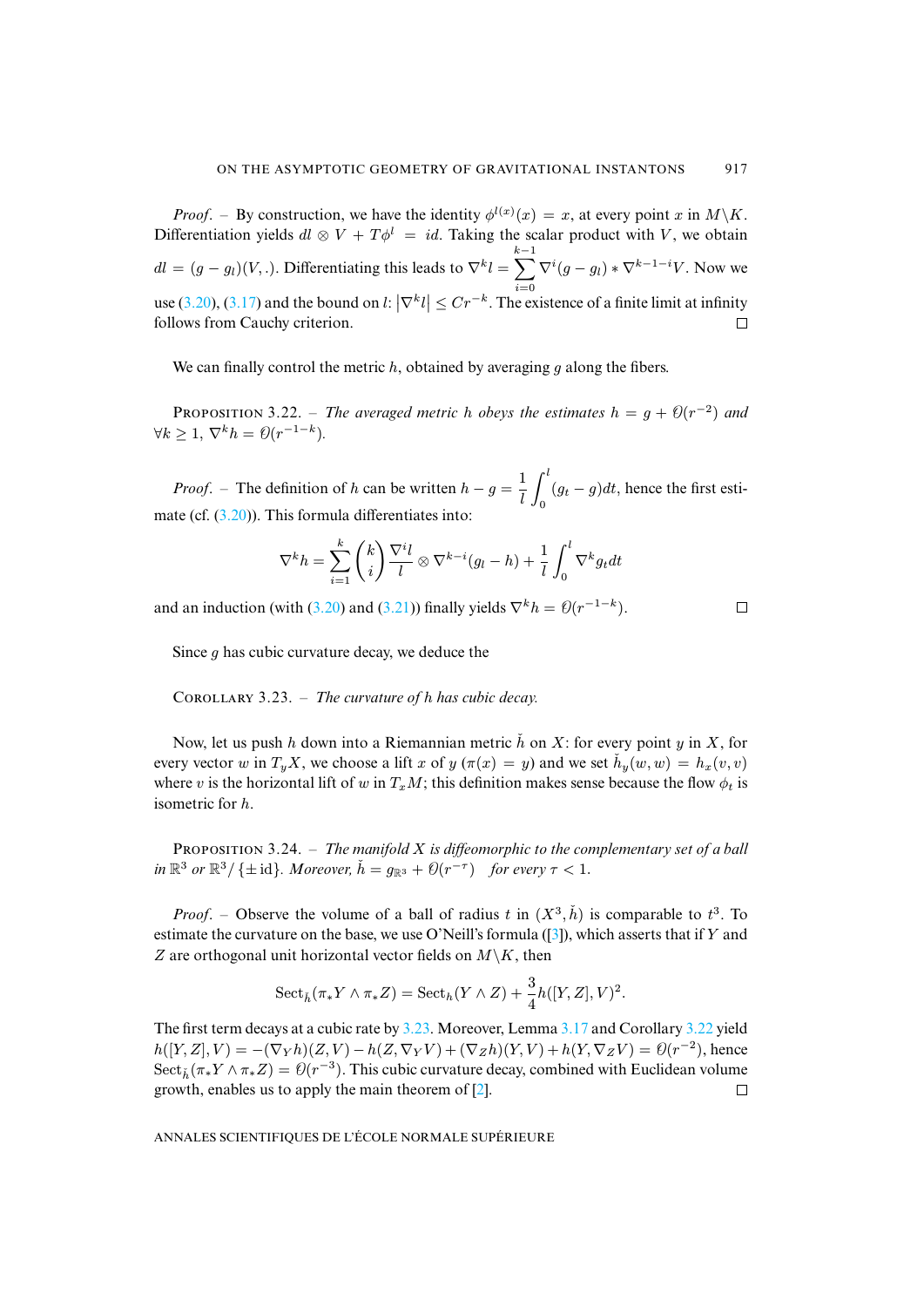*Proof.* – By construction, we have the identity $\phi^{l(x)}(x) = x$, at every point $x$ in $M\backslash K$. Differentiation yields $dl \otimes V + T\phi^l = id$. Taking the scalar product with $V$, we obtain $dl = (g - g_l)(V, .)$. Differentiating this leads to $\nabla^k l = \sum_{i=0}^{k-1} \nabla^i (g - g_l) * \nabla^{k-1-i} V$. Now we use (3.20), (3.17) and the bound on $l$: $|\nabla^k l| \leq C r^{-k}$. The existence of a finite limit at infinity follows from Cauchy criterion. □

We can finally control the metric $h$, obtained by averaging $g$ along the fibers.

Proposition 3.22. – *The averaged metric $h$ obeys the estimates $h = g + \mathcal{O}(r^{-2})$ and $\forall k \geq 1$, $\nabla^k h = \mathcal{O}(r^{-1-k})$.*

*Proof.* – The definition of $h$ can be written $h - g = \frac{1}{l}\int_0^l (g_t - g)dt$, hence the first estimate (cf. (3.20)). This formula differentiates into:

$$\nabla^k h = \sum_{i=1}^{k} \binom{k}{i} \frac{\nabla^i l}{l} \otimes \nabla^{k-i}(g_l - h) + \frac{1}{l}\int_0^l \nabla^k g_t dt$$

and an induction (with (3.20) and (3.21)) finally yields $\nabla^k h = \mathcal{O}(r^{-1-k})$. □

Since $g$ has cubic curvature decay, we deduce the

Corollary 3.23. – *The curvature of $h$ has cubic decay.*

Now, let us push $h$ down into a Riemannian metric $\check{h}$ on $X$: for every point $y$ in $X$, for every vector $w$ in $T_y X$, we choose a lift $x$ of $y$ ($\pi(x) = y$) and we set $\check{h}_y(w, w) = h_x(v, v)$ where $v$ is the horizontal lift of $w$ in $T_x M$; this definition makes sense because the flow $\phi_t$ is isometric for $h$.

Proposition 3.24. – *The manifold $X$ is diffeomorphic to the complementary set of a ball in $\mathbb{R}^3$ or $\mathbb{R}^3/\{\pm \mathrm{id}\}$. Moreover, $\check{h} = g_{\mathbb{R}^3} + \mathcal{O}(r^{-\tau})$ for every $\tau < 1$.*

*Proof.* – Observe the volume of a ball of radius $t$ in $(X^3, \check{h})$ is comparable to $t^3$. To estimate the curvature on the base, we use O'Neill's formula ([3]), which asserts that if $Y$ and $Z$ are orthogonal unit horizontal vector fields on $M\backslash K$, then

$$\mathrm{Sect}_{\check{h}}(\pi_* Y \wedge \pi_* Z) = \mathrm{Sect}_h(Y \wedge Z) + \frac{3}{4} h([Y, Z], V)^2.$$

The first term decays at a cubic rate by 3.23. Moreover, Lemma 3.17 and Corollary 3.22 yield $h([Y, Z], V) = -(\nabla_Y h)(Z, V) - h(Z, \nabla_Y V) + (\nabla_Z h)(Y, V) + h(Y, \nabla_Z V) = \mathcal{O}(r^{-2})$, hence $\mathrm{Sect}_{\check{h}}(\pi_* Y \wedge \pi_* Z) = \mathcal{O}(r^{-3})$. This cubic curvature decay, combined with Euclidean volume growth, enables us to apply the main theorem of [2]. □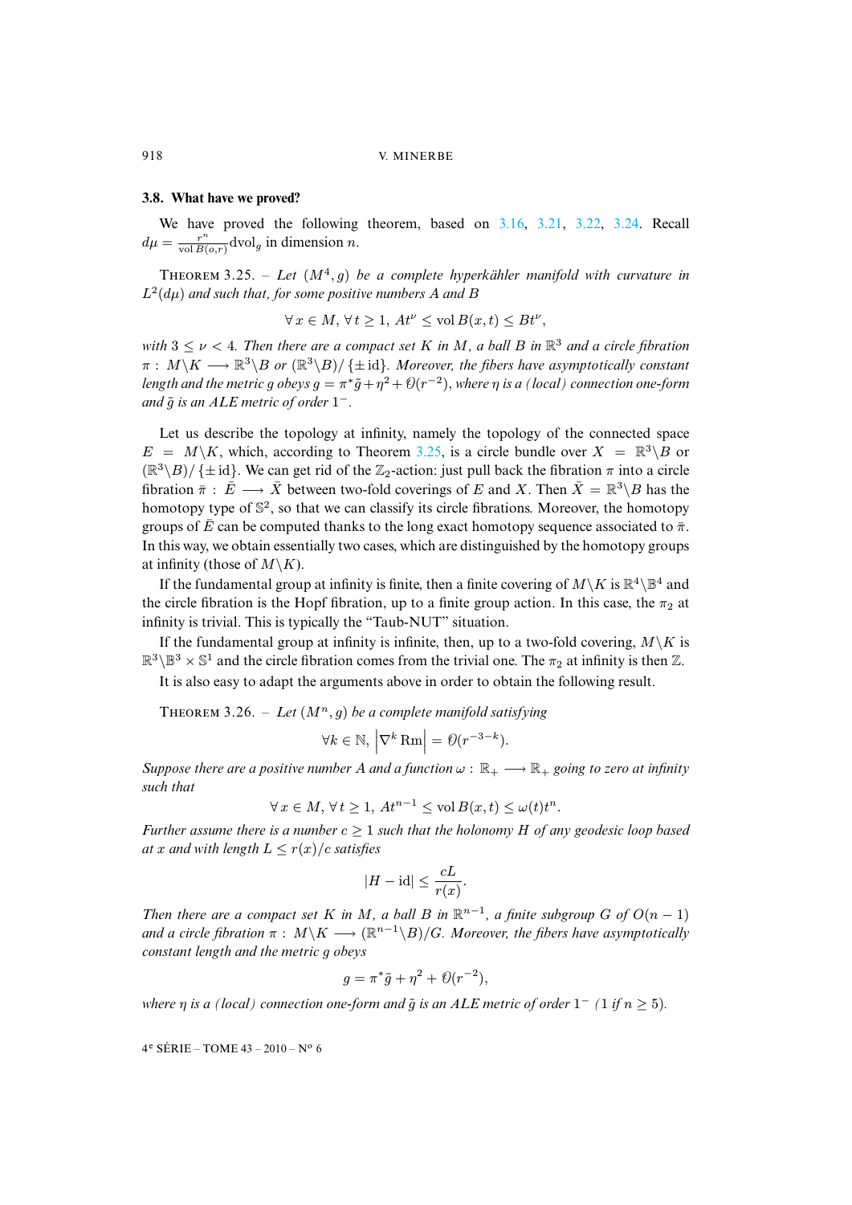### 3.8. What have we proved?

We have proved the following theorem, based on 3.16, 3.21, 3.22, 3.24. Recall $d\mu = \frac{r^n}{\operatorname{vol} B(o,r)} d\mathrm{vol}_g$ in dimension $n$.

THEOREM 3.25. – *Let $(M^4, g)$ be a complete hyperkähler manifold with curvature in $L^2(d\mu)$ and such that, for some positive numbers $A$ and $B$*

$$\forall\, x \in M,\, \forall\, t \geq 1,\; At^\nu \leq \operatorname{vol} B(x,t) \leq Bt^\nu,$$

*with $3 \leq \nu < 4$. Then there are a compact set $K$ in $M$, a ball $B$ in $\mathbb{R}^3$ and a circle fibration $\pi : M \backslash K \longrightarrow \mathbb{R}^3 \backslash B$ or $(\mathbb{R}^3 \backslash B)/\{\pm \mathrm{id}\}$. Moreover, the fibers have asymptotically constant length and the metric $g$ obeys $g = \pi^* \tilde{g} + \eta^2 + \mathcal{O}(r^{-2})$, where $\eta$ is a (local) connection one-form and $\tilde{g}$ is an ALE metric of order $1^-$.*

Let us describe the topology at infinity, namely the topology of the connected space $E = M \backslash K$, which, according to Theorem 3.25, is a circle bundle over $X = \mathbb{R}^3 \backslash B$ or $(\mathbb{R}^3 \backslash B)/\{\pm \mathrm{id}\}$. We can get rid of the $\mathbb{Z}_2$-action: just pull back the fibration $\pi$ into a circle fibration $\bar{\pi} : \bar{E} \longrightarrow \bar{X}$ between two-fold coverings of $E$ and $X$. Then $\bar{X} = \mathbb{R}^3 \backslash B$ has the homotopy type of $\mathbb{S}^2$, so that we can classify its circle fibrations. Moreover, the homotopy groups of $\bar{E}$ can be computed thanks to the long exact homotopy sequence associated to $\bar{\pi}$. In this way, we obtain essentially two cases, which are distinguished by the homotopy groups at infinity (those of $M \backslash K$).

If the fundamental group at infinity is finite, then a finite covering of $M \backslash K$ is $\mathbb{R}^4 \backslash \mathbb{B}^4$ and the circle fibration is the Hopf fibration, up to a finite group action. In this case, the $\pi_2$ at infinity is trivial. This is typically the "Taub-NUT" situation.

If the fundamental group at infinity is infinite, then, up to a two-fold covering, $M \backslash K$ is $\mathbb{R}^3 \backslash \mathbb{B}^3 \times \mathbb{S}^1$ and the circle fibration comes from the trivial one. The $\pi_2$ at infinity is then $\mathbb{Z}$.

It is also easy to adapt the arguments above in order to obtain the following result.

THEOREM 3.26. – *Let $(M^n, g)$ be a complete manifold satisfying*

$$\forall k \in \mathbb{N},\; \left|\nabla^k \mathrm{Rm}\right| = \mathcal{O}(r^{-3-k}).$$

*Suppose there are a positive number $A$ and a function $\omega : \mathbb{R}_+ \longrightarrow \mathbb{R}_+$ going to zero at infinity such that*

$$\forall\, x \in M,\, \forall\, t \geq 1,\; At^{n-1} \leq \operatorname{vol} B(x,t) \leq \omega(t) t^n.$$

*Further assume there is a number $c \geq 1$ such that the holonomy $H$ of any geodesic loop based at $x$ and with length $L \leq r(x)/c$ satisfies*

$$|H - \mathrm{id}| \leq \frac{cL}{r(x)}.$$

*Then there are a compact set $K$ in $M$, a ball $B$ in $\mathbb{R}^{n-1}$, a finite subgroup $G$ of $O(n-1)$ and a circle fibration $\pi : M \backslash K \longrightarrow (\mathbb{R}^{n-1} \backslash B)/G$. Moreover, the fibers have asymptotically constant length and the metric $g$ obeys*

$$g = \pi^* \tilde{g} + \eta^2 + \mathcal{O}(r^{-2}),$$

*where $\eta$ is a (local) connection one-form and $\tilde{g}$ is an ALE metric of order $1^-$ ($1$ if $n \geq 5$).*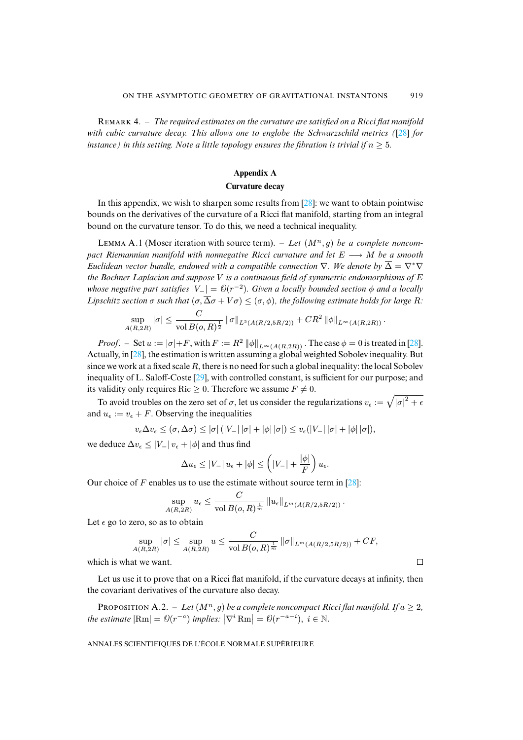Remark 4. – *The required estimates on the curvature are satisfied on a Ricci flat manifold with cubic curvature decay. This allows one to englobe the Schwarzschild metrics (*[28] *for instance) in this setting. Note a little topology ensures the fibration is trivial if $n \geq 5$.*

## Appendix A
### Curvature decay

In this appendix, we wish to sharpen some results from [28]: we want to obtain pointwise bounds on the derivatives of the curvature of a Ricci flat manifold, starting from an integral bound on the curvature tensor. To do this, we need a technical inequality.

Lemma A.1 (Moser iteration with source term). – *Let $(M^n, g)$ be a complete noncompact Riemannian manifold with nonnegative Ricci curvature and let $E \longrightarrow M$ be a smooth Euclidean vector bundle, endowed with a compatible connection $\nabla$. We denote by $\overline{\Delta} = \nabla^*\nabla$ the Bochner Laplacian and suppose $V$ is a continuous field of symmetric endomorphisms of $E$ whose negative part satisfies $|V_-| = \mathcal{O}(r^{-2})$. Given a locally bounded section $\phi$ and a locally Lipschitz section $\sigma$ such that $(\sigma, \overline{\Delta}\sigma + V\sigma) \leq (\sigma, \phi)$, the following estimate holds for large $R$:*

$$\sup_{A(R,2R)} |\sigma| \leq \frac{C}{\operatorname{vol} B(o,R)^{\frac{1}{2}}} \|\sigma\|_{L^2(A(R/2,5R/2))} + CR^2 \|\phi\|_{L^\infty(A(R,2R))}.$$

*Proof*. – Set $u := |\sigma| + F$, with $F := R^2 \|\phi\|_{L^\infty(A(R,2R))}$. The case $\phi = 0$ is treated in [28]. Actually, in [28], the estimation is written assuming a global weighted Sobolev inequality. But since we work at a fixed scale $R$, there is no need for such a global inequality: the local Sobolev inequality of L. Saloff-Coste [29], with controlled constant, is sufficient for our purpose; and its validity only requires $\operatorname{Ric} \geq 0$. Therefore we assume $F \neq 0$.

To avoid troubles on the zero set of $\sigma$, let us consider the regularizations $v_\epsilon := \sqrt{|\sigma|^2 + \epsilon}$ and $u_\epsilon := v_\epsilon + F$. Observing the inequalities

$$v_\epsilon \Delta v_\epsilon \leq (\sigma, \overline{\Delta}\sigma) \leq |\sigma| \left(|V_-| \, |\sigma| + |\phi| \, |\sigma|\right) \leq v_\epsilon (|V_-| \, |\sigma| + |\phi| \, |\sigma|),$$

we deduce $\Delta v_\epsilon \leq |V_-| \, v_\epsilon + |\phi|$ and thus find

$$\Delta u_\epsilon \leq |V_-| \, u_\epsilon + |\phi| \leq \left(|V_-| + \frac{|\phi|}{F}\right) u_\epsilon.$$

Our choice of $F$ enables us to use the estimate without source term in [28]:

$$\sup_{A(R,2R)} u_\epsilon \leq \frac{C}{\operatorname{vol} B(o,R)^{\frac{1}{m}}} \|u_\epsilon\|_{L^m(A(R/2,5R/2))}.$$

Let $\epsilon$ go to zero, so as to obtain

$$\sup_{A(R,2R)} |\sigma| \leq \sup_{A(R,2R)} u \leq \frac{C}{\operatorname{vol} B(o,R)^{\frac{1}{m}}} \|\sigma\|_{L^m(A(R/2,5R/2))} + CF,$$

which is what we want. □

Let us use it to prove that on a Ricci flat manifold, if the curvature decays at infinity, then the covariant derivatives of the curvature also decay.

Proposition A.2. – *Let $(M^n, g)$ be a complete noncompact Ricci flat manifold. If $a \geq 2$, the estimate $|\mathrm{Rm}| = \mathcal{O}(r^{-a})$ implies: $\left|\nabla^i \mathrm{Rm}\right| = \mathcal{O}(r^{-a-i}),\ i \in \mathbb{N}$.*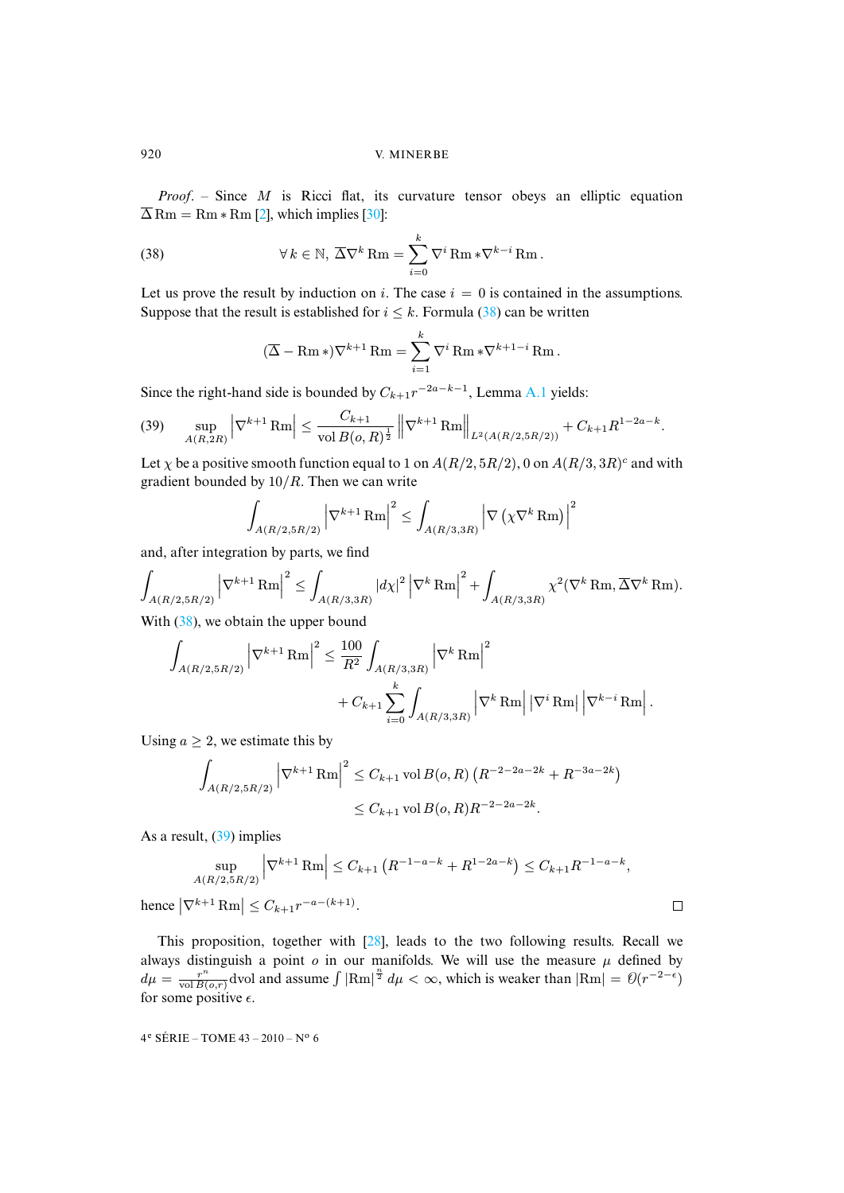*Proof.* – Since $M$ is Ricci flat, its curvature tensor obeys an elliptic equation $\overline{\Delta}\,\mathrm{Rm} = \mathrm{Rm} * \mathrm{Rm}$ [2], which implies [30]:

$$\forall\, k \in \mathbb{N},\ \overline{\Delta}\nabla^k \mathrm{Rm} = \sum_{i=0}^{k} \nabla^i \mathrm{Rm} * \nabla^{k-i} \mathrm{Rm}\,. \tag{38}$$

Let us prove the result by induction on $i$. The case $i = 0$ is contained in the assumptions. Suppose that the result is established for $i \leq k$. Formula (38) can be written

$$(\overline{\Delta} - \mathrm{Rm}\, *)\nabla^{k+1} \mathrm{Rm} = \sum_{i=1}^{k} \nabla^i \mathrm{Rm} * \nabla^{k+1-i} \mathrm{Rm}\,.$$

Since the right-hand side is bounded by $C_{k+1} r^{-2a-k-1}$, Lemma A.1 yields:

$$\sup_{A(R,2R)} \left|\nabla^{k+1} \mathrm{Rm}\right| \leq \frac{C_{k+1}}{\operatorname{vol} B(o,R)^{\frac{1}{2}}} \left\|\nabla^{k+1} \mathrm{Rm}\right\|_{L^2(A(R/2,5R/2))} + C_{k+1} R^{1-2a-k}. \tag{39}$$

Let $\chi$ be a positive smooth function equal to 1 on $A(R/2, 5R/2)$, 0 on $A(R/3, 3R)^c$ and with gradient bounded by $10/R$. Then we can write

$$\int_{A(R/2,5R/2)} \left|\nabla^{k+1} \mathrm{Rm}\right|^2 \leq \int_{A(R/3,3R)} \left|\nabla\left(\chi \nabla^k \mathrm{Rm}\right)\right|^2$$

and, after integration by parts, we find

$$\int_{A(R/2,5R/2)} \left|\nabla^{k+1} \mathrm{Rm}\right|^2 \leq \int_{A(R/3,3R)} |d\chi|^2 \left|\nabla^k \mathrm{Rm}\right|^2 + \int_{A(R/3,3R)} \chi^2 (\nabla^k \mathrm{Rm}, \overline{\Delta}\nabla^k \mathrm{Rm}).$$

With (38), we obtain the upper bound

$$\int_{A(R/2,5R/2)} \left|\nabla^{k+1} \mathrm{Rm}\right|^2 \leq \frac{100}{R^2} \int_{A(R/3,3R)} \left|\nabla^k \mathrm{Rm}\right|^2 + C_{k+1} \sum_{i=0}^{k} \int_{A(R/3,3R)} \left|\nabla^k \mathrm{Rm}\right| \left|\nabla^i \mathrm{Rm}\right| \left|\nabla^{k-i} \mathrm{Rm}\right|.$$

Using $a \geq 2$, we estimate this by

$$\begin{aligned}
\int_{A(R/2,5R/2)} \left|\nabla^{k+1} \mathrm{Rm}\right|^2 &\leq C_{k+1} \operatorname{vol} B(o,R) \left(R^{-2-2a-2k} + R^{-3a-2k}\right) \\
&\leq C_{k+1} \operatorname{vol} B(o,R) R^{-2-2a-2k}.
\end{aligned}$$

As a result, (39) implies

$$\sup_{A(R/2,5R/2)} \left|\nabla^{k+1} \mathrm{Rm}\right| \leq C_{k+1} \left(R^{-1-a-k} + R^{1-2a-k}\right) \leq C_{k+1} R^{-1-a-k},$$

hence $\left|\nabla^{k+1} \mathrm{Rm}\right| \leq C_{k+1} r^{-a-(k+1)}$. □

This proposition, together with [28], leads to the two following results. Recall we always distinguish a point $o$ in our manifolds. We will use the measure $\mu$ defined by $d\mu = \frac{r^n}{\operatorname{vol} B(o,r)} d\mathrm{vol}$ and assume $\int |\mathrm{Rm}|^{\frac{n}{2}} d\mu < \infty$, which is weaker than $|\mathrm{Rm}| = \mathcal{O}(r^{-2-\epsilon})$ for some positive $\epsilon$.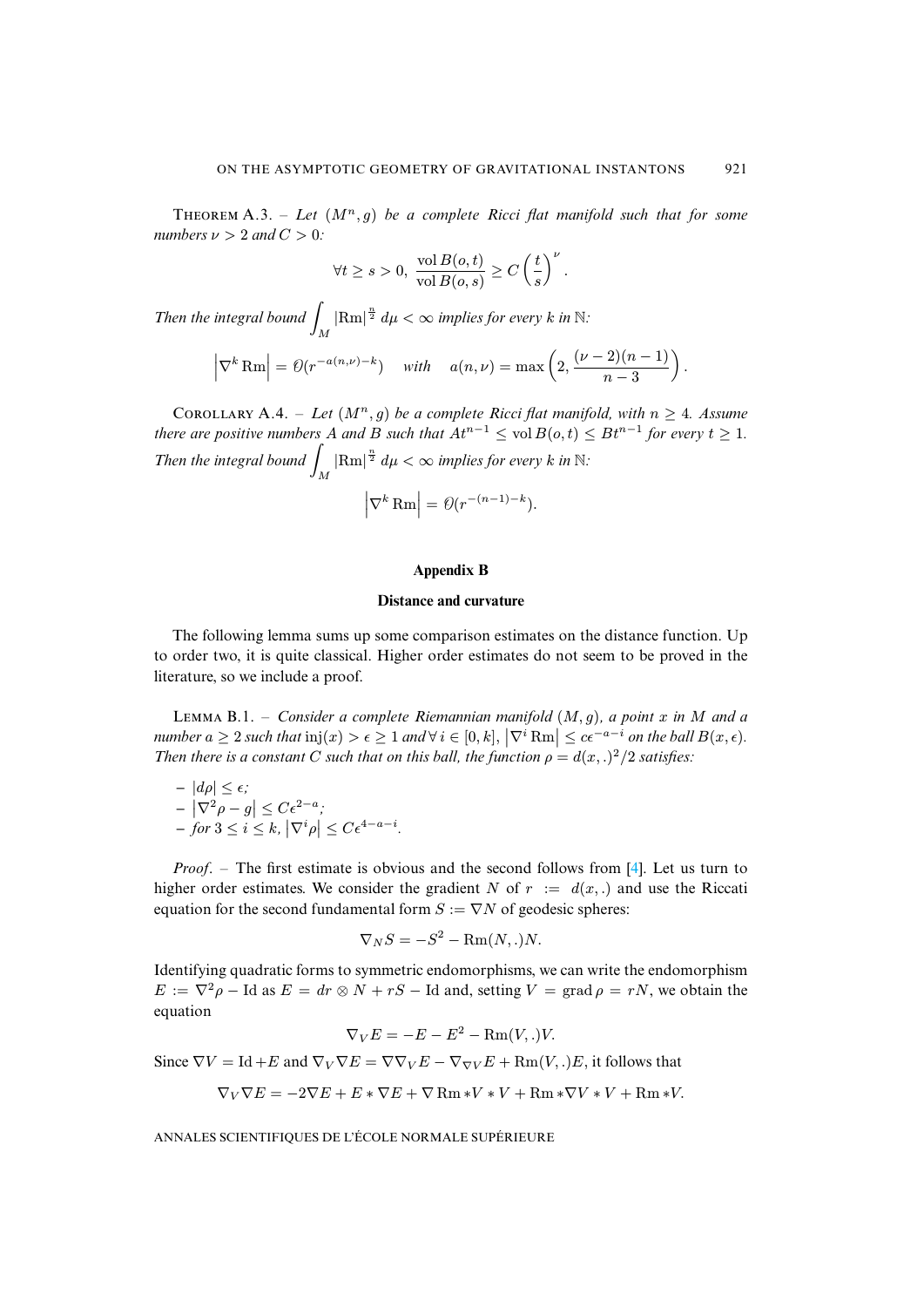THEOREM A.3. – *Let $(M^n, g)$ be a complete Ricci flat manifold such that for some numbers $\nu > 2$ and $C > 0$:*

$$\forall t \geq s > 0, \ \frac{\operatorname{vol} B(o,t)}{\operatorname{vol} B(o,s)} \geq C\left(\frac{t}{s}\right)^{\nu}.$$

*Then the integral bound $\displaystyle\int_M |\mathrm{Rm}|^{\frac{n}{2}} \, d\mu < \infty$ implies for every $k$ in $\mathbb{N}$:*

$$\left|\nabla^k \mathrm{Rm}\right| = \mathcal{O}(r^{-a(n,\nu)-k}) \quad \textit{with} \quad a(n,\nu) = \max\left(2, \frac{(\nu-2)(n-1)}{n-3}\right).$$

COROLLARY A.4. – *Let $(M^n, g)$ be a complete Ricci flat manifold, with $n \geq 4$. Assume there are positive numbers $A$ and $B$ such that $At^{n-1} \leq \operatorname{vol} B(o,t) \leq Bt^{n-1}$ for every $t \geq 1$. Then the integral bound $\displaystyle\int_M |\mathrm{Rm}|^{\frac{n}{2}} \, d\mu < \infty$ implies for every $k$ in $\mathbb{N}$:*

$$\left|\nabla^k \mathrm{Rm}\right| = \mathcal{O}(r^{-(n-1)-k}).$$

## Appendix B

### Distance and curvature

The following lemma sums up some comparison estimates on the distance function. Up to order two, it is quite classical. Higher order estimates do not seem to be proved in the literature, so we include a proof.

LEMMA B.1. – *Consider a complete Riemannian manifold $(M, g)$, a point $x$ in $M$ and a number $a \geq 2$ such that $\operatorname{inj}(x) > \epsilon \geq 1$ and $\forall\, i \in [0,k]$, $\left|\nabla^i \mathrm{Rm}\right| \leq c\epsilon^{-a-i}$ on the ball $B(x,\epsilon)$. Then there is a constant $C$ such that on this ball, the function $\rho = d(x,.)^2/2$ satisfies:*

- *$|d\rho| \leq \epsilon$;*
- *$\left|\nabla^2 \rho - g\right| \leq C\epsilon^{2-a}$;*
- *for $3 \leq i \leq k$, $\left|\nabla^i \rho\right| \leq C\epsilon^{4-a-i}$.*

*Proof*. – The first estimate is obvious and the second follows from [4]. Let us turn to higher order estimates. We consider the gradient $N$ of $r := d(x,.)$ and use the Riccati equation for the second fundamental form $S := \nabla N$ of geodesic spheres:

$$\nabla_N S = -S^2 - \mathrm{Rm}(N,.)N.$$

Identifying quadratic forms to symmetric endomorphisms, we can write the endomorphism $E := \nabla^2\rho - \mathrm{Id}$ as $E = dr \otimes N + rS - \mathrm{Id}$ and, setting $V = \operatorname{grad}\rho = rN$, we obtain the equation

$$\nabla_V E = -E - E^2 - \mathrm{Rm}(V,.)V.$$

Since $\nabla V = \mathrm{Id} + E$ and $\nabla_V \nabla E = \nabla\nabla_V E - \nabla_{\nabla V} E + \mathrm{Rm}(V,.)E$, it follows that

$$\nabla_V \nabla E = -2\nabla E + E * \nabla E + \nabla \mathrm{Rm} * V * V + \mathrm{Rm} * \nabla V * V + \mathrm{Rm} * V.$$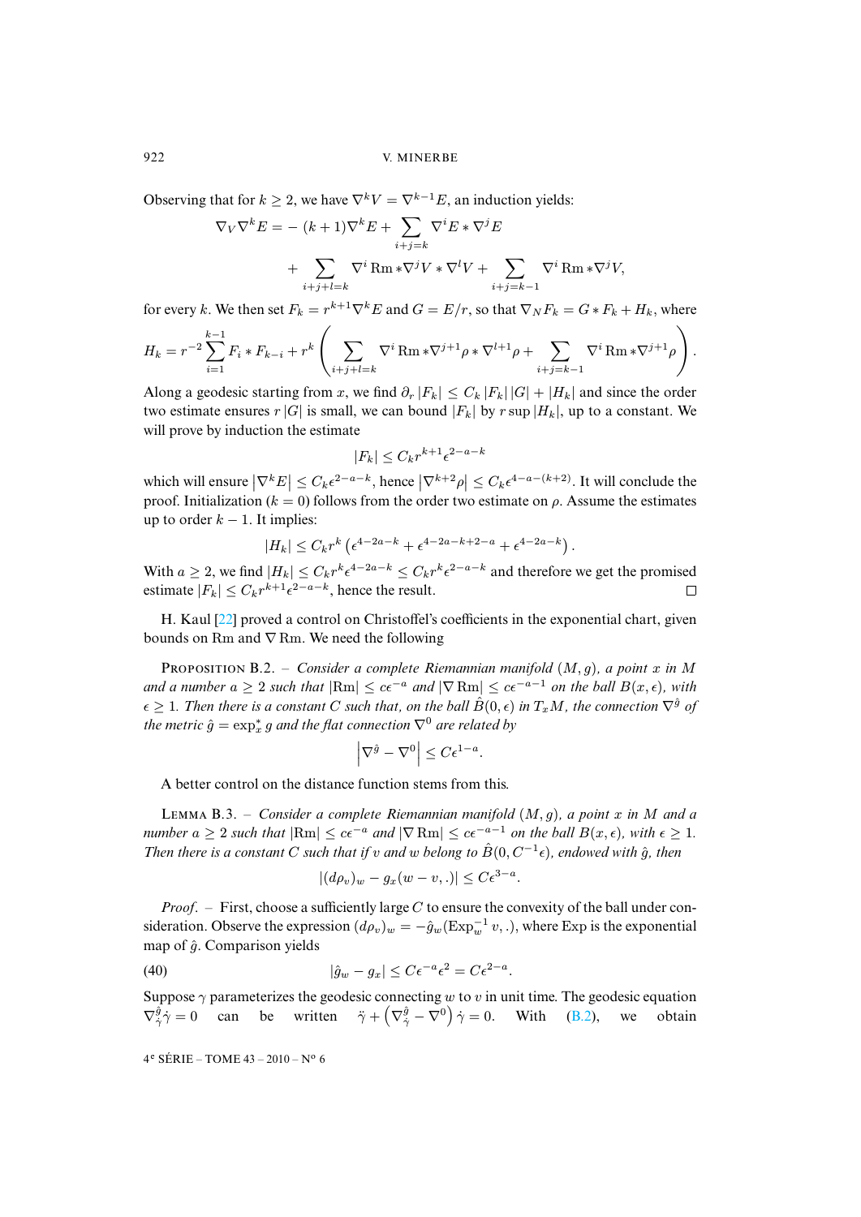Observing that for $k \geq 2$, we have $\nabla^k V = \nabla^{k-1} E$, an induction yields:

$$\nabla_V \nabla^k E = -(k+1)\nabla^k E + \sum_{i+j=k} \nabla^i E * \nabla^j E + \sum_{i+j+l=k} \nabla^i \operatorname{Rm} * \nabla^j V * \nabla^l V + \sum_{i+j=k-1} \nabla^i \operatorname{Rm} * \nabla^j V,$$

for every $k$. We then set $F_k = r^{k+1}\nabla^k E$ and $G = E/r$, so that $\nabla_N F_k = G * F_k + H_k$, where

$$H_k = r^{-2}\sum_{i=1}^{k-1} F_i * F_{k-i} + r^k \left( \sum_{i+j+l=k} \nabla^i \operatorname{Rm} * \nabla^{j+1}\rho * \nabla^{l+1}\rho + \sum_{i+j=k-1} \nabla^i \operatorname{Rm} * \nabla^{j+1}\rho \right).$$

Along a geodesic starting from $x$, we find $\partial_r |F_k| \leq C_k |F_k| |G| + |H_k|$ and since the order two estimate ensures $r|G|$ is small, we can bound $|F_k|$ by $r \sup |H_k|$, up to a constant. We will prove by induction the estimate

$$|F_k| \leq C_k r^{k+1} \epsilon^{2-a-k}$$

which will ensure $\left|\nabla^k E\right| \leq C_k \epsilon^{2-a-k}$, hence $\left|\nabla^{k+2}\rho\right| \leq C_k \epsilon^{4-a-(k+2)}$. It will conclude the proof. Initialization ($k=0$) follows from the order two estimate on $\rho$. Assume the estimates up to order $k-1$. It implies:

$$|H_k| \leq C_k r^k \left( \epsilon^{4-2a-k} + \epsilon^{4-2a-k+2-a} + \epsilon^{4-2a-k} \right).$$

With $a \geq 2$, we find $|H_k| \leq C_k r^k \epsilon^{4-2a-k} \leq C_k r^k \epsilon^{2-a-k}$ and therefore we get the promised estimate $|F_k| \leq C_k r^{k+1}\epsilon^{2-a-k}$, hence the result. □

H. Kaul [22] proved a control on Christoffel's coefficients in the exponential chart, given bounds on $\operatorname{Rm}$ and $\nabla \operatorname{Rm}$. We need the following

Proposition B.2. – *Consider a complete Riemannian manifold $(M, g)$, a point $x$ in $M$ and a number $a \geq 2$ such that $|\operatorname{Rm}| \leq c\epsilon^{-a}$ and $|\nabla \operatorname{Rm}| \leq c\epsilon^{-a-1}$ on the ball $B(x,\epsilon)$, with $\epsilon \geq 1$. Then there is a constant $C$ such that, on the ball $\hat{B}(0,\epsilon)$ in $T_x M$, the connection $\nabla^{\hat{g}}$ of the metric $\hat{g} = \exp_x^* g$ and the flat connection $\nabla^0$ are related by*

$$\left|\nabla^{\hat{g}} - \nabla^0\right| \leq C\epsilon^{1-a}.$$

A better control on the distance function stems from this.

Lemma B.3. – *Consider a complete Riemannian manifold $(M, g)$, a point $x$ in $M$ and a number $a \geq 2$ such that $|\operatorname{Rm}| \leq c\epsilon^{-a}$ and $|\nabla \operatorname{Rm}| \leq c\epsilon^{-a-1}$ on the ball $B(x,\epsilon)$, with $\epsilon \geq 1$. Then there is a constant $C$ such that if $v$ and $w$ belong to $\hat{B}(0, C^{-1}\epsilon)$, endowed with $\hat{g}$, then*

$$|(d\rho_v)_w - g_x(w - v, .)| \leq C\epsilon^{3-a}.$$

*Proof*. – First, choose a sufficiently large $C$ to ensure the convexity of the ball under consideration. Observe the expression $(d\rho_v)_w = -\hat{g}_w(\operatorname{Exp}_w^{-1} v, .)$, where $\operatorname{Exp}$ is the exponential map of $\hat{g}$. Comparison yields

$$|\hat{g}_w - g_x| \leq C\epsilon^{-a}\epsilon^2 = C\epsilon^{2-a}. \tag{40}$$

Suppose $\gamma$ parameterizes the geodesic connecting $w$ to $v$ in unit time. The geodesic equation $\nabla^{\hat{g}}_{\dot{\gamma}}\dot{\gamma} = 0$ can be written $\ddot{\gamma} + \left(\nabla^{\hat{g}}_{\dot{\gamma}} - \nabla^0\right)\dot{\gamma} = 0$. With (B.2), we obtain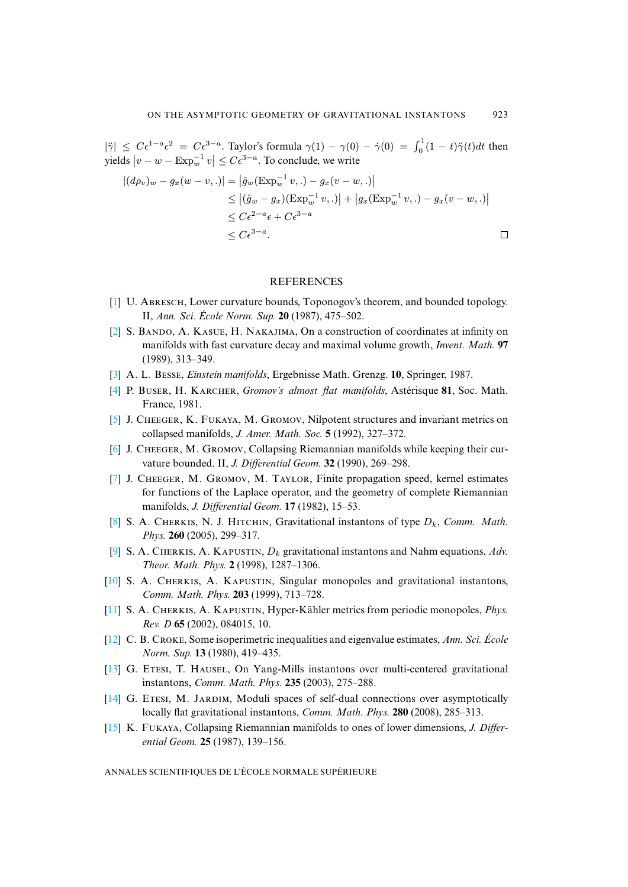$|\ddot{\gamma}| \leq C\epsilon^{1-a}\epsilon^2 = C\epsilon^{3-a}$. Taylor's formula $\gamma(1) - \gamma(0) - \dot{\gamma}(0) = \int_0^1 (1-t)\ddot{\gamma}(t)dt$ then yields $\left|v - w - \mathrm{Exp}_w^{-1} v\right| \leq C\epsilon^{3-a}$. To conclude, we write

$$
\begin{aligned}
|(d\rho_v)_w - g_x(w-v,.)| &= \left|\hat{g}_w(\mathrm{Exp}_w^{-1} v,.) - g_x(v-w,.)\right| \\
&\leq \left|(\hat{g}_w - g_x)(\mathrm{Exp}_w^{-1} v,.)\right| + \left|g_x(\mathrm{Exp}_w^{-1} v,.) - g_x(v-w,.)\right| \\
&\leq C\epsilon^{2-a}\epsilon + C\epsilon^{3-a} \\
&\leq C\epsilon^{3-a}.
\end{aligned}
$$

□

## REFERENCES

[1] U. Abresch, Lower curvature bounds, Toponogov's theorem, and bounded topology. II, *Ann. Sci. École Norm. Sup.* **20** (1987), 475–502.

[2] S. Bando, A. Kasue, H. Nakajima, On a construction of coordinates at infinity on manifolds with fast curvature decay and maximal volume growth, *Invent. Math.* **97** (1989), 313–349.

[3] A. L. Besse, *Einstein manifolds*, Ergebnisse Math. Grenzg. **10**, Springer, 1987.

[4] P. Buser, H. Karcher, *Gromov's almost flat manifolds*, Astérisque **81**, Soc. Math. France, 1981.

[5] J. Cheeger, K. Fukaya, M. Gromov, Nilpotent structures and invariant metrics on collapsed manifolds, *J. Amer. Math. Soc.* **5** (1992), 327–372.

[6] J. Cheeger, M. Gromov, Collapsing Riemannian manifolds while keeping their curvature bounded. II, *J. Differential Geom.* **32** (1990), 269–298.

[7] J. Cheeger, M. Gromov, M. Taylor, Finite propagation speed, kernel estimates for functions of the Laplace operator, and the geometry of complete Riemannian manifolds, *J. Differential Geom.* **17** (1982), 15–53.

[8] S. A. Cherkis, N. J. Hitchin, Gravitational instantons of type $D_k$, *Comm. Math. Phys.* **260** (2005), 299–317.

[9] S. A. Cherkis, A. Kapustin, $D_k$ gravitational instantons and Nahm equations, *Adv. Theor. Math. Phys.* **2** (1998), 1287–1306.

[10] S. A. Cherkis, A. Kapustin, Singular monopoles and gravitational instantons, *Comm. Math. Phys.* **203** (1999), 713–728.

[11] S. A. Cherkis, A. Kapustin, Hyper-Kähler metrics from periodic monopoles, *Phys. Rev. D* **65** (2002), 084015, 10.

[12] C. B. Croke, Some isoperimetric inequalities and eigenvalue estimates, *Ann. Sci. École Norm. Sup.* **13** (1980), 419–435.

[13] G. Etesi, T. Hausel, On Yang-Mills instantons over multi-centered gravitational instantons, *Comm. Math. Phys.* **235** (2003), 275–288.

[14] G. Etesi, M. Jardim, Moduli spaces of self-dual connections over asymptotically locally flat gravitational instantons, *Comm. Math. Phys.* **280** (2008), 285–313.

[15] K. Fukaya, Collapsing Riemannian manifolds to ones of lower dimensions, *J. Differential Geom.* **25** (1987), 139–156.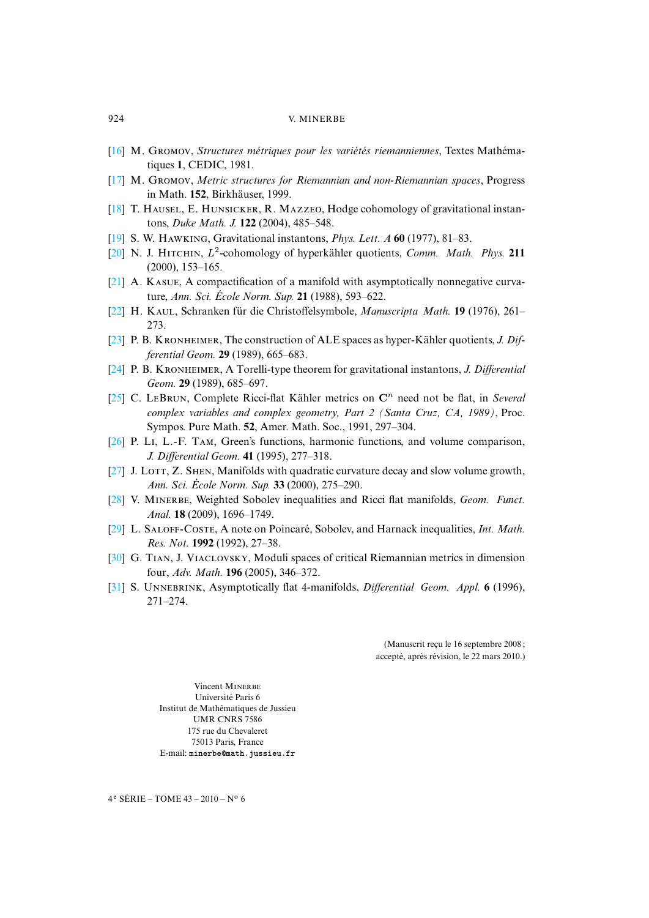[16] M. Gromov, *Structures métriques pour les variétés riemanniennes*, Textes Mathématiques **1**, CEDIC, 1981.

[17] M. Gromov, *Metric structures for Riemannian and non-Riemannian spaces*, Progress in Math. **152**, Birkhäuser, 1999.

[18] T. Hausel, E. Hunsicker, R. Mazzeo, Hodge cohomology of gravitational instantons, *Duke Math. J.* **122** (2004), 485–548.

[19] S. W. Hawking, Gravitational instantons, *Phys. Lett. A* **60** (1977), 81–83.

[20] N. J. Hitchin, $L^2$-cohomology of hyperkähler quotients, *Comm. Math. Phys.* **211** (2000), 153–165.

[21] A. Kasue, A compactification of a manifold with asymptotically nonnegative curvature, *Ann. Sci. École Norm. Sup.* **21** (1988), 593–622.

[22] H. Kaul, Schranken für die Christoffelsymbole, *Manuscripta Math.* **19** (1976), 261–273.

[23] P. B. Kronheimer, The construction of ALE spaces as hyper-Kähler quotients, *J. Differential Geom.* **29** (1989), 665–683.

[24] P. B. Kronheimer, A Torelli-type theorem for gravitational instantons, *J. Differential Geom.* **29** (1989), 685–697.

[25] C. LeBrun, Complete Ricci-flat Kähler metrics on $\mathbf{C}^n$ need not be flat, in *Several complex variables and complex geometry, Part 2 (Santa Cruz, CA, 1989)*, Proc. Sympos. Pure Math. **52**, Amer. Math. Soc., 1991, 297–304.

[26] P. Li, L.-F. Tam, Green's functions, harmonic functions, and volume comparison, *J. Differential Geom.* **41** (1995), 277–318.

[27] J. Lott, Z. Shen, Manifolds with quadratic curvature decay and slow volume growth, *Ann. Sci. École Norm. Sup.* **33** (2000), 275–290.

[28] V. Minerbe, Weighted Sobolev inequalities and Ricci flat manifolds, *Geom. Funct. Anal.* **18** (2009), 1696–1749.

[29] L. Saloff-Coste, A note on Poincaré, Sobolev, and Harnack inequalities, *Int. Math. Res. Not.* **1992** (1992), 27–38.

[30] G. Tian, J. Viaclovsky, Moduli spaces of critical Riemannian metrics in dimension four, *Adv. Math.* **196** (2005), 346–372.

[31] S. Unnebrink, Asymptotically flat 4-manifolds, *Differential Geom. Appl.* **6** (1996), 271–274.

(Manuscrit reçu le 16 septembre 2008 ;
accepté, après révision, le 22 mars 2010.)

Vincent Minerbe
Université Paris 6
Institut de Mathématiques de Jussieu
UMR CNRS 7586
175 rue du Chevaleret
75013 Paris, France
E-mail: minerbe@math.jussieu.fr